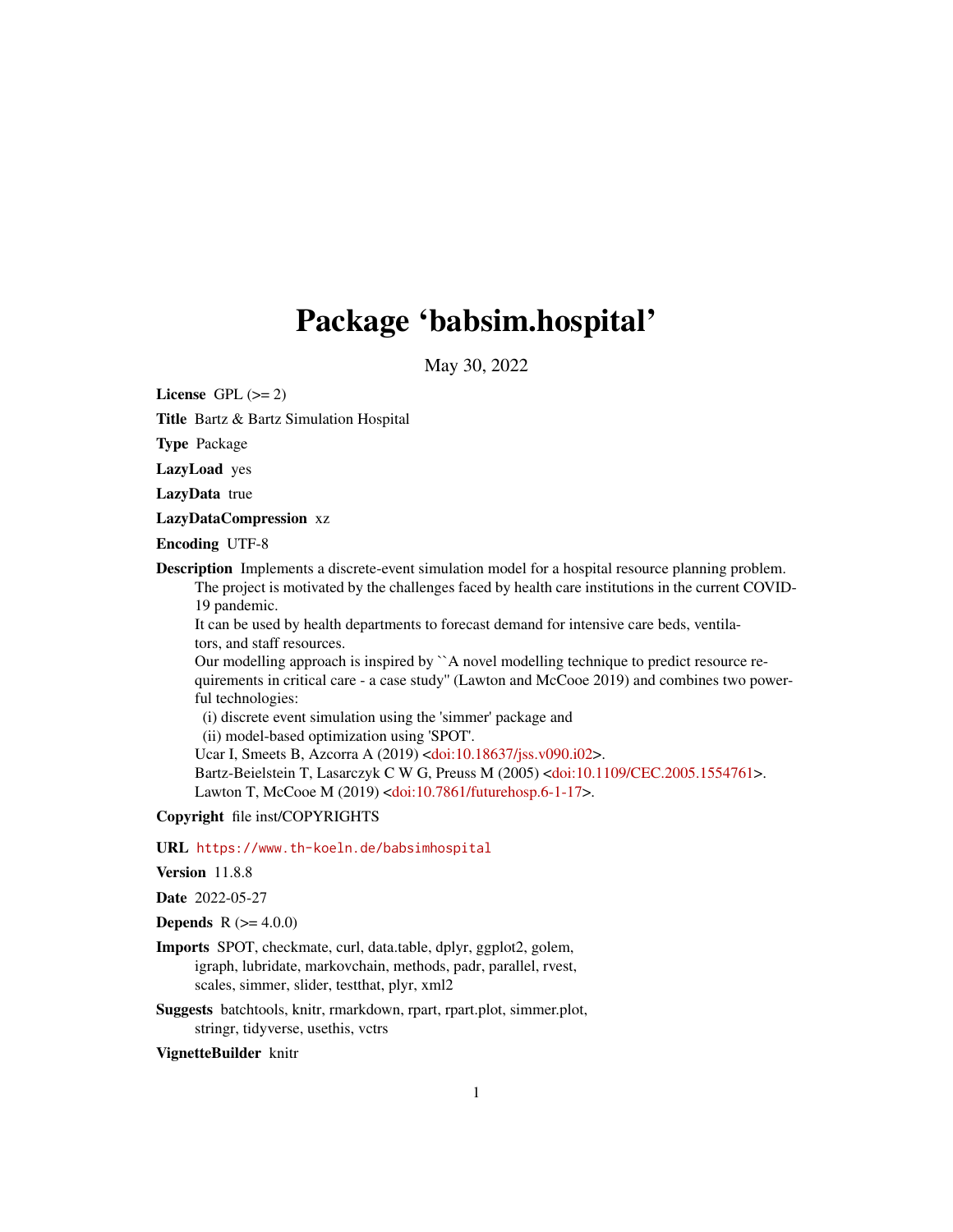# Package 'babsim.hospital'

May 30, 2022

**License** GPL (>= 2)

**Title** Bartz & Bartz Simulation Hospital

**Type** Package

**LazyLoad** yes

**LazyData** true

**LazyDataCompression** xz

**Encoding** UTF-8

**Description** Implements a discrete-event simulation model for a hospital resource planning problem. The project is motivated by the challenges faced by health care institutions in the current COVID-19 pandemic.
It can be used by health departments to forecast demand for intensive care beds, ventilators, and staff resources.
Our modelling approach is inspired by ``A novel modelling technique to predict resource requirements in critical care - a case study'' (Lawton and McCooe 2019) and combines two powerful technologies:
(i) discrete event simulation using the 'simmer' package and
(ii) model-based optimization using 'SPOT'.
Ucar I, Smeets B, Azcorra A (2019) <doi:10.18637/jss.v090.i02>.
Bartz-Beielstein T, Lasarczyk C W G, Preuss M (2005) <doi:10.1109/CEC.2005.1554761>.
Lawton T, McCooe M (2019) <doi:10.7861/futurehosp.6-1-17>.

**Copyright** file inst/COPYRIGHTS

**URL** https://www.th-koeln.de/babsimhospital

**Version** 11.8.8

**Date** 2022-05-27

**Depends** R (>= 4.0.0)

**Imports** SPOT, checkmate, curl, data.table, dplyr, ggplot2, golem, igraph, lubridate, markovchain, methods, padr, parallel, rvest, scales, simmer, slider, testthat, plyr, xml2

**Suggests** batchtools, knitr, rmarkdown, rpart, rpart.plot, simmer.plot, stringr, tidyverse, usethis, vctrs

**VignetteBuilder** knitr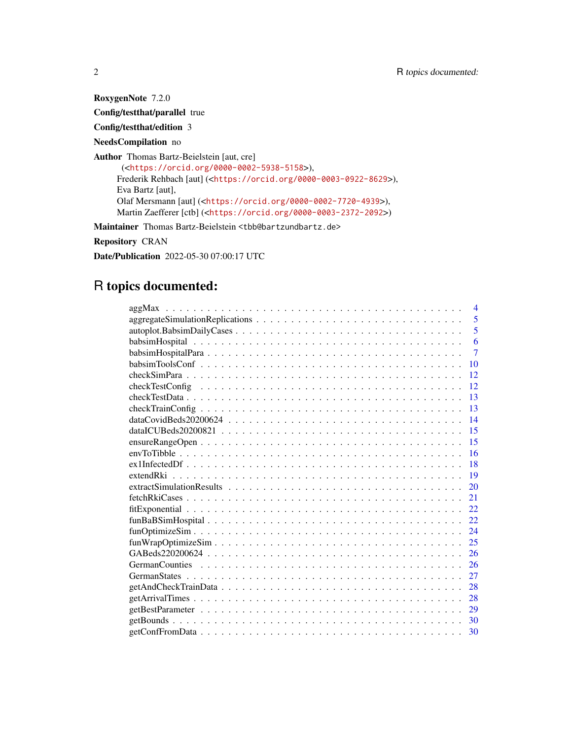**RoxygenNote** 7.2.0

**Config/testthat/parallel** true

**Config/testthat/edition** 3

**NeedsCompilation** no

**Author** Thomas Bartz-Beielstein [aut, cre] (<https://orcid.org/0000-0002-5938-5158>), Frederik Rehbach [aut] (<https://orcid.org/0000-0003-0922-8629>), Eva Bartz [aut], Olaf Mersmann [aut] (<https://orcid.org/0000-0002-7720-4939>), Martin Zaefferer [ctb] (<https://orcid.org/0000-0003-2372-2092>)

**Maintainer** Thomas Bartz-Beielstein <tbb@bartzundbartz.de>

**Repository** CRAN

**Date/Publication** 2022-05-30 07:00:17 UTC

# R topics documented:

| | |
|---|---|
| aggMax | 4 |
| aggregateSimulationReplications | 5 |
| autoplot.BabsimDailyCases | 5 |
| babsimHospital | 6 |
| babsimHospitalPara | 7 |
| babsimToolsConf | 10 |
| checkSimPara | 12 |
| checkTestConfig | 12 |
| checkTestData | 13 |
| checkTrainConfig | 13 |
| dataCovidBeds20200624 | 14 |
| dataICUBeds20200821 | 15 |
| ensureRangeOpen | 15 |
| envToTibble | 16 |
| ex1InfectedDf | 18 |
| extendRki | 19 |
| extractSimulationResults | 20 |
| fetchRkiCases | 21 |
| fitExponential | 22 |
| funBaBSimHospital | 22 |
| funOptimizeSim | 24 |
| funWrapOptimizeSim | 25 |
| GABeds220200624 | 26 |
| GermanCounties | 26 |
| GermanStates | 27 |
| getAndCheckTrainData | 28 |
| getArrivalTimes | 28 |
| getBestParameter | 29 |
| getBounds | 30 |
| getConfFromData | 30 |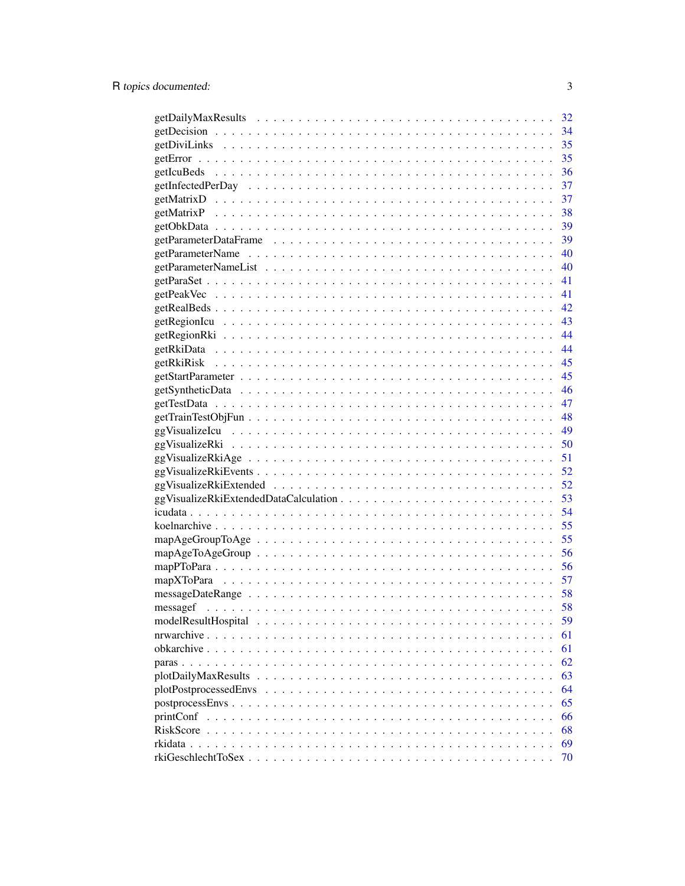| | |
|---|---|
| getDailyMaxResults | 32 |
| getDecision | 34 |
| getDiviLinks | 35 |
| getError | 35 |
| getIcuBeds | 36 |
| getInfectedPerDay | 37 |
| getMatrixD | 37 |
| getMatrixP | 38 |
| getObkData | 39 |
| getParameterDataFrame | 39 |
| getParameterName | 40 |
| getParameterNameList | 40 |
| getParaSet | 41 |
| getPeakVec | 41 |
| getRealBeds | 42 |
| getRegionIcu | 43 |
| getRegionRki | 44 |
| getRkiData | 44 |
| getRkiRisk | 45 |
| getStartParameter | 45 |
| getSyntheticData | 46 |
| getTestData | 47 |
| getTrainTestObjFun | 48 |
| ggVisualizeIcu | 49 |
| ggVisualizeRki | 50 |
| ggVisualizeRkiAge | 51 |
| ggVisualizeRkiEvents | 52 |
| ggVisualizeRkiExtended | 52 |
| ggVisualizeRkiExtendedDataCalculation | 53 |
| icudata | 54 |
| koelnarchive | 55 |
| mapAgeGroupToAge | 55 |
| mapAgeToAgeGroup | 56 |
| mapPToPara | 56 |
| mapXToPara | 57 |
| messageDateRange | 58 |
| messagef | 58 |
| modelResultHospital | 59 |
| nrwarchive | 61 |
| obkarchive | 61 |
| paras | 62 |
| plotDailyMaxResults | 63 |
| plotPostprocessedEnvs | 64 |
| postprocessEnvs | 65 |
| printConf | 66 |
| RiskScore | 68 |
| rkidata | 69 |
| rkiGeschlechtToSex | 70 |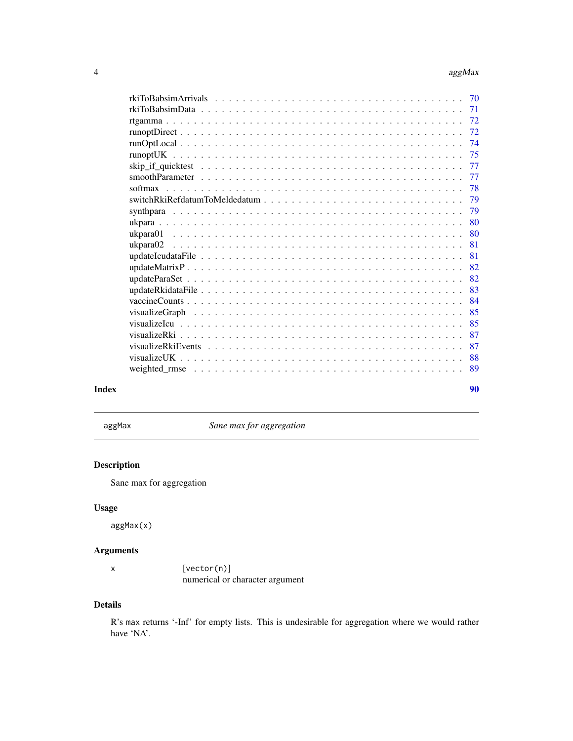rkiToBabsimArrivals . . . . . . . . . . . . . . . . . . . . . . . . . . . . . . . . . 70
rkiToBabsimData . . . . . . . . . . . . . . . . . . . . . . . . . . . . . . . . . . . 71
rtgamma . . . . . . . . . . . . . . . . . . . . . . . . . . . . . . . . . . . . . . . 72
runoptDirect . . . . . . . . . . . . . . . . . . . . . . . . . . . . . . . . . . . . 72
runOptLocal . . . . . . . . . . . . . . . . . . . . . . . . . . . . . . . . . . . . 74
runoptUK . . . . . . . . . . . . . . . . . . . . . . . . . . . . . . . . . . . . . . 75
skip_if_quicktest . . . . . . . . . . . . . . . . . . . . . . . . . . . . . . . . . 77
smoothParameter . . . . . . . . . . . . . . . . . . . . . . . . . . . . . . . . . . 77
softmax . . . . . . . . . . . . . . . . . . . . . . . . . . . . . . . . . . . . . . . 78
switchRkiRefdatumToMeldedatum . . . . . . . . . . . . . . . . . . . . . . . . . . 79
synthpara . . . . . . . . . . . . . . . . . . . . . . . . . . . . . . . . . . . . . . 79
ukpara . . . . . . . . . . . . . . . . . . . . . . . . . . . . . . . . . . . . . . . 80
ukpara01 . . . . . . . . . . . . . . . . . . . . . . . . . . . . . . . . . . . . . . 80
ukpara02 . . . . . . . . . . . . . . . . . . . . . . . . . . . . . . . . . . . . . . 81
updateIcudataFile . . . . . . . . . . . . . . . . . . . . . . . . . . . . . . . . . 81
updateMatrixP . . . . . . . . . . . . . . . . . . . . . . . . . . . . . . . . . . . 82
updateParaSet . . . . . . . . . . . . . . . . . . . . . . . . . . . . . . . . . . . 82
updateRkidataFile . . . . . . . . . . . . . . . . . . . . . . . . . . . . . . . . . 83
vaccineCounts . . . . . . . . . . . . . . . . . . . . . . . . . . . . . . . . . . . 84
visualizeGraph . . . . . . . . . . . . . . . . . . . . . . . . . . . . . . . . . . . 85
visualizeIcu . . . . . . . . . . . . . . . . . . . . . . . . . . . . . . . . . . . . 85
visualizeRki . . . . . . . . . . . . . . . . . . . . . . . . . . . . . . . . . . . . 87
visualizeRkiEvents . . . . . . . . . . . . . . . . . . . . . . . . . . . . . . . . 87
visualizeUK . . . . . . . . . . . . . . . . . . . . . . . . . . . . . . . . . . . . . 88
weighted_rmse . . . . . . . . . . . . . . . . . . . . . . . . . . . . . . . . . . . 89

**Index** **90**

---

`aggMax` *Sane max for aggregation*

---

## Description

Sane max for aggregation

## Usage

```
aggMax(x)
```

## Arguments

| | |
|---|---|
| `x` | `[vector(n)]` numerical or character argument |

## Details

R's `max` returns '-Inf' for empty lists. This is undesirable for aggregation where we would rather have 'NA'.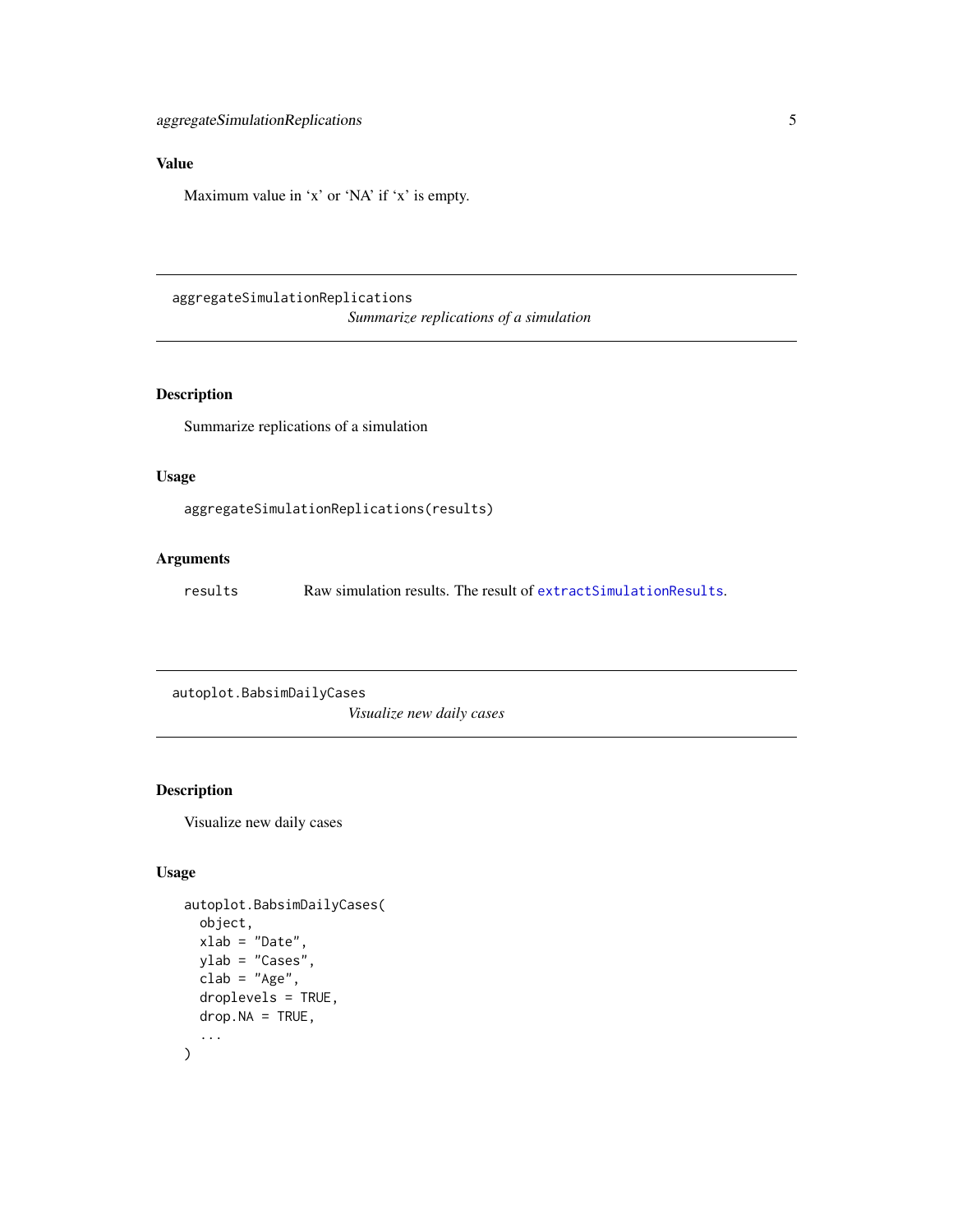## Value

Maximum value in 'x' or 'NA' if 'x' is empty.

---

## aggregateSimulationReplications

*Summarize replications of a simulation*

### Description

Summarize replications of a simulation

### Usage

```
aggregateSimulationReplications(results)
```

### Arguments

| | |
|---|---|
| results | Raw simulation results. The result of `extractSimulationResults`. |

---

## autoplot.BabsimDailyCases

*Visualize new daily cases*

### Description

Visualize new daily cases

### Usage

```
autoplot.BabsimDailyCases(
  object,
  xlab = "Date",
  ylab = "Cases",
  clab = "Age",
  droplevels = TRUE,
  drop.NA = TRUE,
  ...
)
```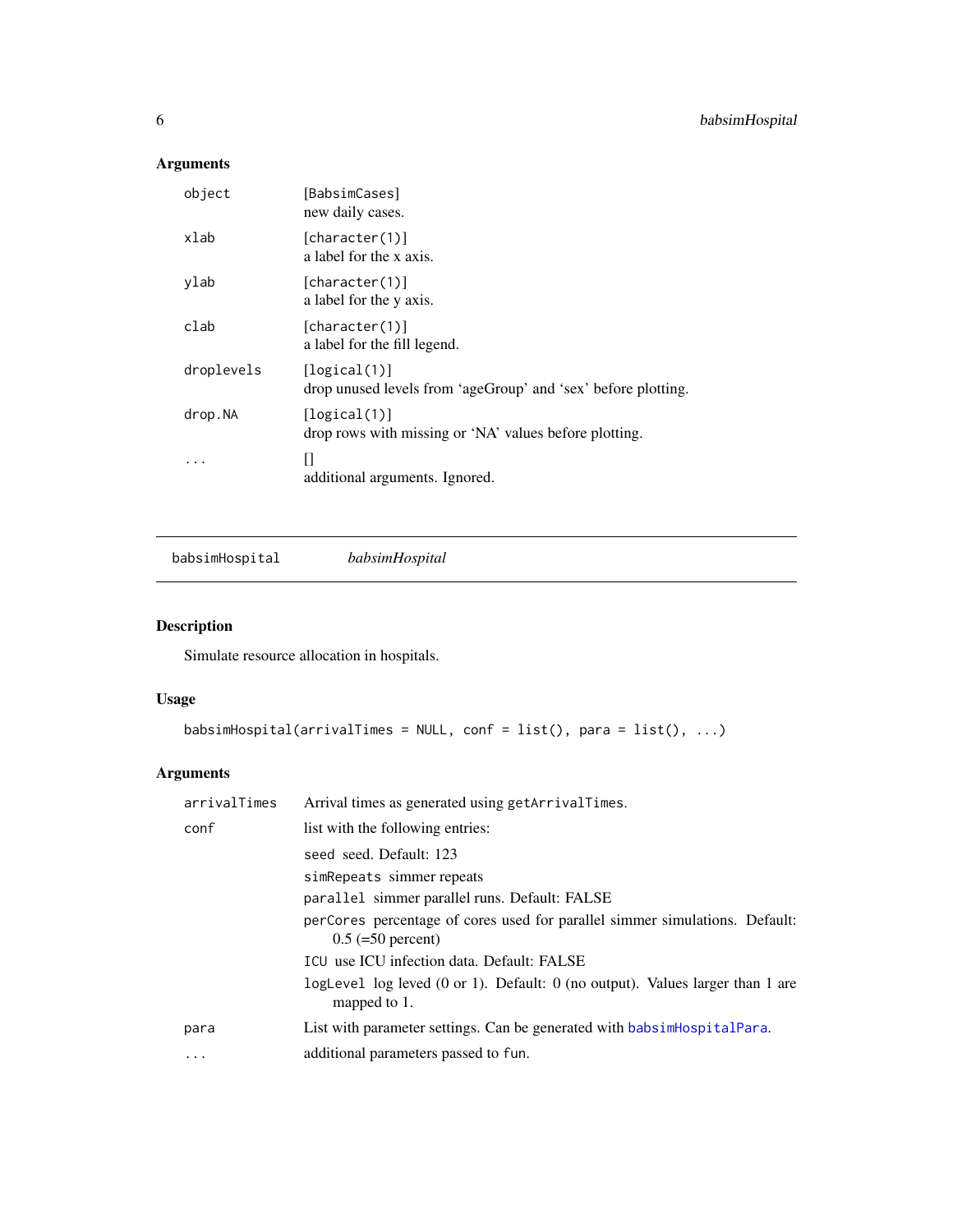## Arguments

| | |
|---|---|
| `object` | [BabsimCases]<br>new daily cases. |
| `xlab` | [character(1)]<br>a label for the x axis. |
| `ylab` | [character(1)]<br>a label for the y axis. |
| `clab` | [character(1)]<br>a label for the fill legend. |
| `droplevels` | [logical(1)]<br>drop unused levels from 'ageGroup' and 'sex' before plotting. |
| `drop.NA` | [logical(1)]<br>drop rows with missing or 'NA' values before plotting. |
| `...` | []<br>additional arguments. Ignored. |

---

`babsimHospital` *babsimHospital*

---

## Description

Simulate resource allocation in hospitals.

## Usage

```
babsimHospital(arrivalTimes = NULL, conf = list(), para = list(), ...)
```

## Arguments

| | |
|---|---|
| `arrivalTimes` | Arrival times as generated using `getArrivalTimes`. |
| `conf` | list with the following entries:<br>`seed` seed. Default: 123<br>`simRepeats` simmer repeats<br>`parallel` simmer parallel runs. Default: FALSE<br>`perCores` percentage of cores used for parallel simmer simulations. Default: 0.5 (=50 percent)<br>`ICU` use ICU infection data. Default: FALSE<br>`logLevel` log leved (0 or 1). Default: 0 (no output). Values larger than 1 are mapped to 1. |
| `para` | List with parameter settings. Can be generated with `babsimHospitalPara`. |
| `...` | additional parameters passed to `fun`. |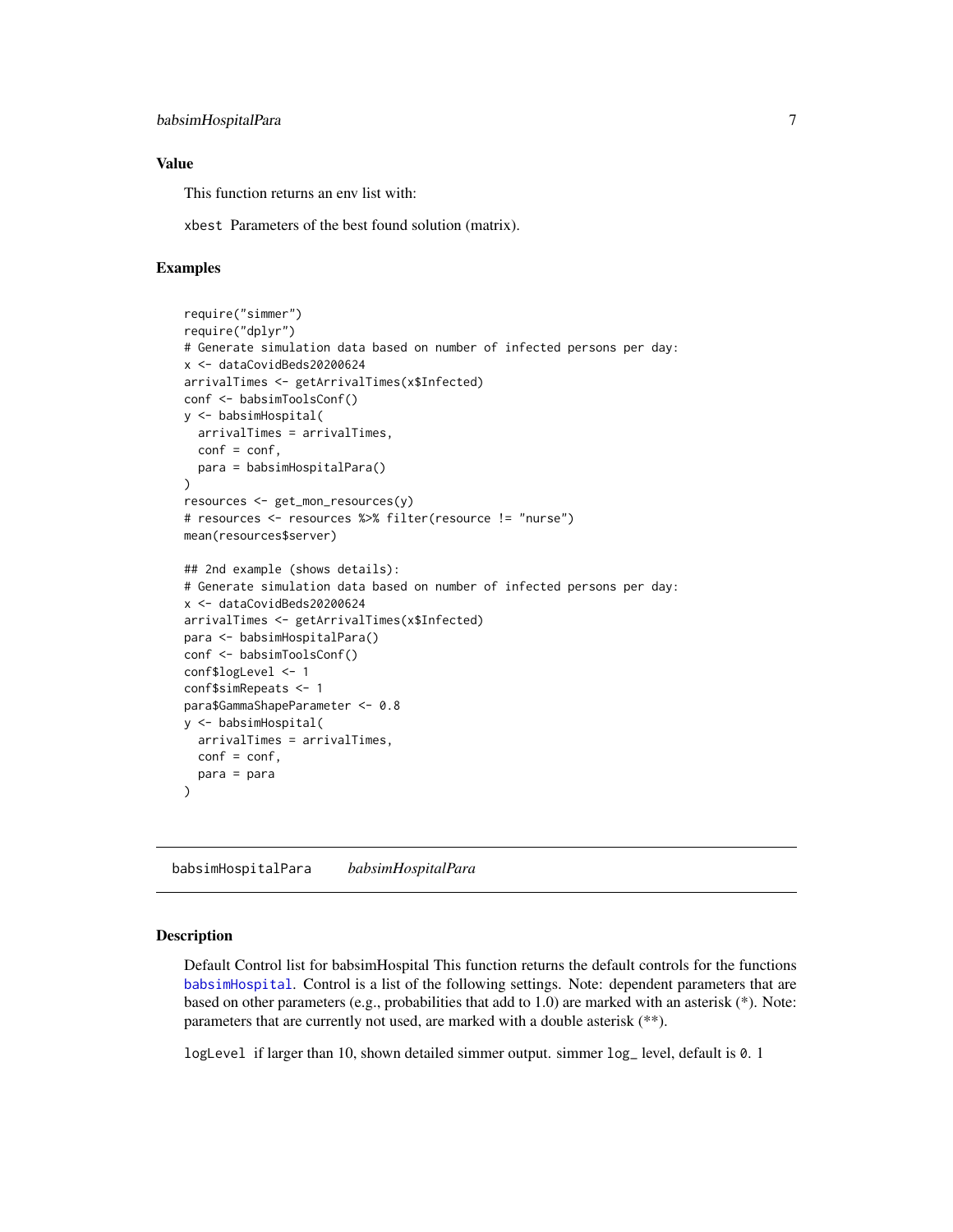### Value

This function returns an env list with:

xbest Parameters of the best found solution (matrix).

### Examples

```
require("simmer")
require("dplyr")
# Generate simulation data based on number of infected persons per day:
x <- dataCovidBeds20200624
arrivalTimes <- getArrivalTimes(x$Infected)
conf <- babsimToolsConf()
y <- babsimHospital(
  arrivalTimes = arrivalTimes,
  conf = conf,
  para = babsimHospitalPara()
)
resources <- get_mon_resources(y)
# resources <- resources %>% filter(resource != "nurse")
mean(resources$server)

## 2nd example (shows details):
# Generate simulation data based on number of infected persons per day:
x <- dataCovidBeds20200624
arrivalTimes <- getArrivalTimes(x$Infected)
para <- babsimHospitalPara()
conf <- babsimToolsConf()
conf$logLevel <- 1
conf$simRepeats <- 1
para$GammaShapeParameter <- 0.8
y <- babsimHospital(
  arrivalTimes = arrivalTimes,
  conf = conf,
  para = para
)
```

---

## babsimHospitalPara &nbsp;&nbsp;&nbsp; *babsimHospitalPara*

### Description

Default Control list for babsimHospital This function returns the default controls for the functions babsimHospital. Control is a list of the following settings. Note: dependent parameters that are based on other parameters (e.g., probabilities that add to 1.0) are marked with an asterisk (*). Note: parameters that are currently not used, are marked with a double asterisk (**).

logLevel if larger than 10, shown detailed simmer output. simmer log_ level, default is 0. 1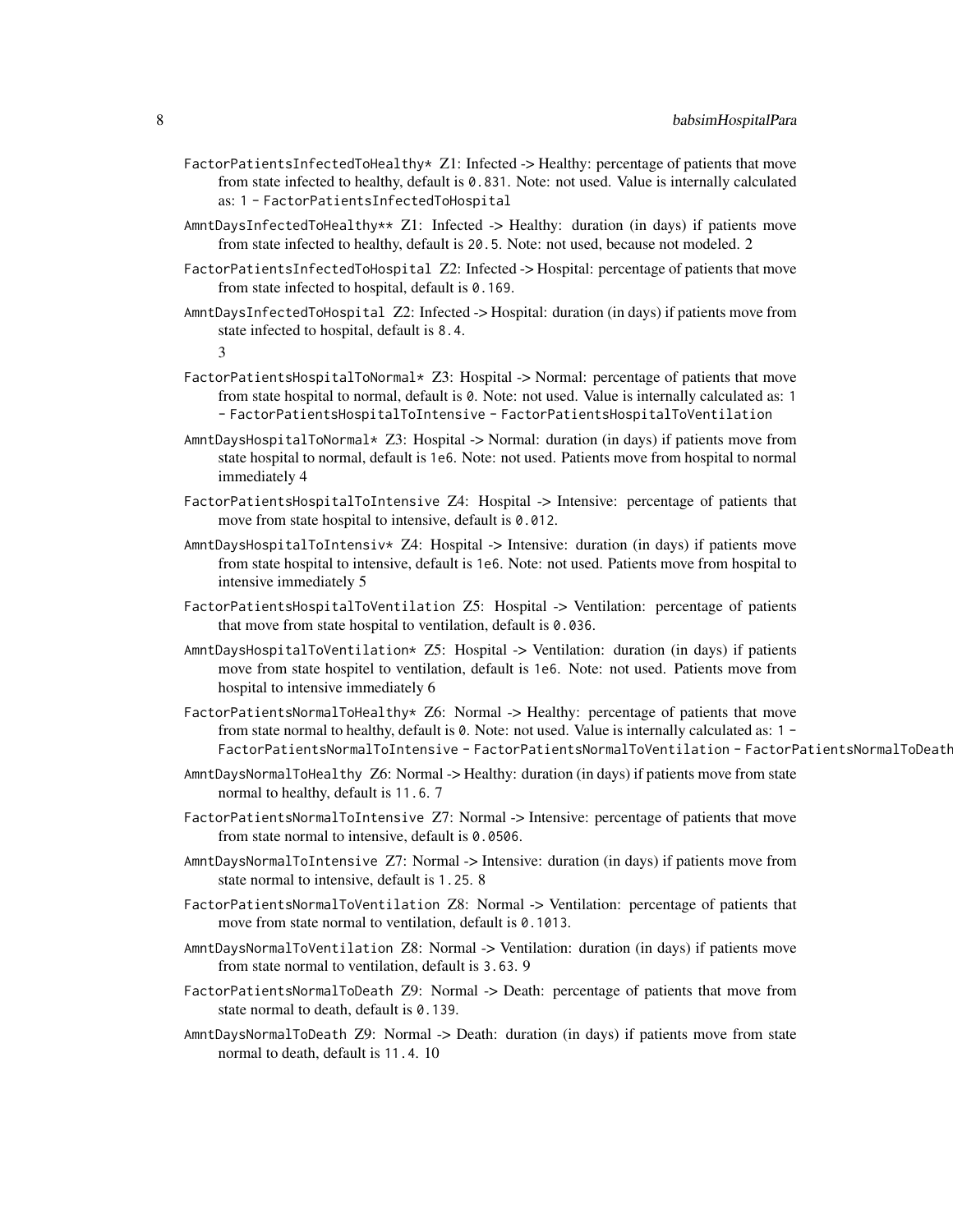FactorPatientsInfectedToHealthy* Z1: Infected -> Healthy: percentage of patients that move from state infected to healthy, default is `0.831`. Note: not used. Value is internally calculated as: `1 - FactorPatientsInfectedToHospital`

AmntDaysInfectedToHealthy** Z1: Infected -> Healthy: duration (in days) if patients move from state infected to healthy, default is `20.5`. Note: not used, because not modeled. 2

FactorPatientsInfectedToHospital Z2: Infected -> Hospital: percentage of patients that move from state infected to hospital, default is `0.169`.

AmntDaysInfectedToHospital Z2: Infected -> Hospital: duration (in days) if patients move from state infected to hospital, default is `8.4`.

3

FactorPatientsHospitalToNormal* Z3: Hospital -> Normal: percentage of patients that move from state hospital to normal, default is `0`. Note: not used. Value is internally calculated as: `1 - FactorPatientsHospitalToIntensive - FactorPatientsHospitalToVentilation`

AmntDaysHospitalToNormal* Z3: Hospital -> Normal: duration (in days) if patients move from state hospital to normal, default is `1e6`. Note: not used. Patients move from hospital to normal immediately 4

FactorPatientsHospitalToIntensive Z4: Hospital -> Intensive: percentage of patients that move from state hospital to intensive, default is `0.012`.

AmntDaysHospitalToIntensiv* Z4: Hospital -> Intensive: duration (in days) if patients move from state hospital to intensive, default is `1e6`. Note: not used. Patients move from hospital to intensive immediately 5

FactorPatientsHospitalToVentilation Z5: Hospital -> Ventilation: percentage of patients that move from state hospital to ventilation, default is `0.036`.

AmntDaysHospitalToVentilation* Z5: Hospital -> Ventilation: duration (in days) if patients move from state hospitel to ventilation, default is `1e6`. Note: not used. Patients move from hospital to intensive immediately 6

FactorPatientsNormalToHealthy* Z6: Normal -> Healthy: percentage of patients that move from state normal to healthy, default is `0`. Note: not used. Value is internally calculated as: `1 - FactorPatientsNormalToIntensive - FactorPatientsNormalToVentilation - FactorPatientsNormalToDeath`

AmntDaysNormalToHealthy Z6: Normal -> Healthy: duration (in days) if patients move from state normal to healthy, default is `11.6`. 7

FactorPatientsNormalToIntensive Z7: Normal -> Intensive: percentage of patients that move from state normal to intensive, default is `0.0506`.

AmntDaysNormalToIntensive Z7: Normal -> Intensive: duration (in days) if patients move from state normal to intensive, default is `1.25`. 8

FactorPatientsNormalToVentilation Z8: Normal -> Ventilation: percentage of patients that move from state normal to ventilation, default is `0.1013`.

AmntDaysNormalToVentilation Z8: Normal -> Ventilation: duration (in days) if patients move from state normal to ventilation, default is `3.63`. 9

FactorPatientsNormalToDeath Z9: Normal -> Death: percentage of patients that move from state normal to death, default is `0.139`.

AmntDaysNormalToDeath Z9: Normal -> Death: duration (in days) if patients move from state normal to death, default is `11.4`. 10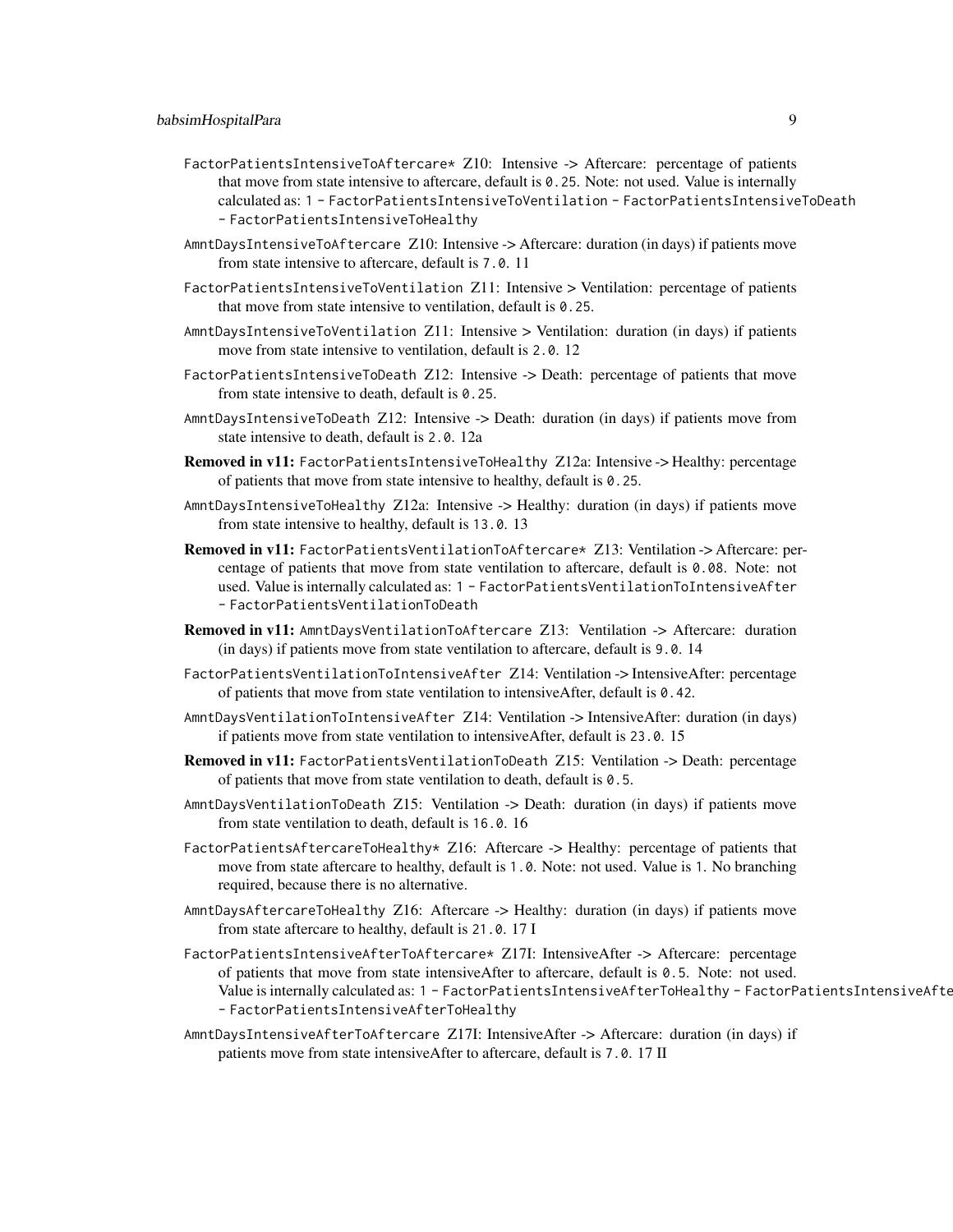`FactorPatientsIntensiveToAftercare*` Z10: Intensive -> Aftercare: percentage of patients that move from state intensive to aftercare, default is `0.25`. Note: not used. Value is internally calculated as: `1 - FactorPatientsIntensiveToVentilation - FactorPatientsIntensiveToDeath - FactorPatientsIntensiveToHealthy`

`AmntDaysIntensiveToAftercare` Z10: Intensive -> Aftercare: duration (in days) if patients move from state intensive to aftercare, default is `7.0`. 11

`FactorPatientsIntensiveToVentilation` Z11: Intensive > Ventilation: percentage of patients that move from state intensive to ventilation, default is `0.25`.

`AmntDaysIntensiveToVentilation` Z11: Intensive > Ventilation: duration (in days) if patients move from state intensive to ventilation, default is `2.0`. 12

`FactorPatientsIntensiveToDeath` Z12: Intensive -> Death: percentage of patients that move from state intensive to death, default is `0.25`.

`AmntDaysIntensiveToDeath` Z12: Intensive -> Death: duration (in days) if patients move from state intensive to death, default is `2.0`. 12a

**Removed in v11:** `FactorPatientsIntensiveToHealthy` Z12a: Intensive -> Healthy: percentage of patients that move from state intensive to healthy, default is `0.25`.

`AmntDaysIntensiveToHealthy` Z12a: Intensive -> Healthy: duration (in days) if patients move from state intensive to healthy, default is `13.0`. 13

**Removed in v11:** `FactorPatientsVentilationToAftercare*` Z13: Ventilation -> Aftercare: percentage of patients that move from state ventilation to aftercare, default is `0.08`. Note: not used. Value is internally calculated as: `1 - FactorPatientsVentilationToIntensiveAfter - FactorPatientsVentilationToDeath`

**Removed in v11:** `AmntDaysVentilationToAftercare` Z13: Ventilation -> Aftercare: duration (in days) if patients move from state ventilation to aftercare, default is `9.0`. 14

`FactorPatientsVentilationToIntensiveAfter` Z14: Ventilation -> IntensiveAfter: percentage of patients that move from state ventilation to intensiveAfter, default is `0.42`.

`AmntDaysVentilationToIntensiveAfter` Z14: Ventilation -> IntensiveAfter: duration (in days) if patients move from state ventilation to intensiveAfter, default is `23.0`. 15

**Removed in v11:** `FactorPatientsVentilationToDeath` Z15: Ventilation -> Death: percentage of patients that move from state ventilation to death, default is `0.5`.

`AmntDaysVentilationToDeath` Z15: Ventilation -> Death: duration (in days) if patients move from state ventilation to death, default is `16.0`. 16

`FactorPatientsAftercareToHealthy*` Z16: Aftercare -> Healthy: percentage of patients that move from state aftercare to healthy, default is `1.0`. Note: not used. Value is `1`. No branching required, because there is no alternative.

`AmntDaysAftercareToHealthy` Z16: Aftercare -> Healthy: duration (in days) if patients move from state aftercare to healthy, default is `21.0`. 17 I

`FactorPatientsIntensiveAfterToAftercare*` Z17I: IntensiveAfter -> Aftercare: percentage of patients that move from state intensiveAfter to aftercare, default is `0.5`. Note: not used. Value is internally calculated as: `1 - FactorPatientsIntensiveAfterToHealthy - FactorPatientsIntensiveAfte - FactorPatientsIntensiveAfterToHealthy`

`AmntDaysIntensiveAfterToAftercare` Z17I: IntensiveAfter -> Aftercare: duration (in days) if patients move from state intensiveAfter to aftercare, default is `7.0`. 17 II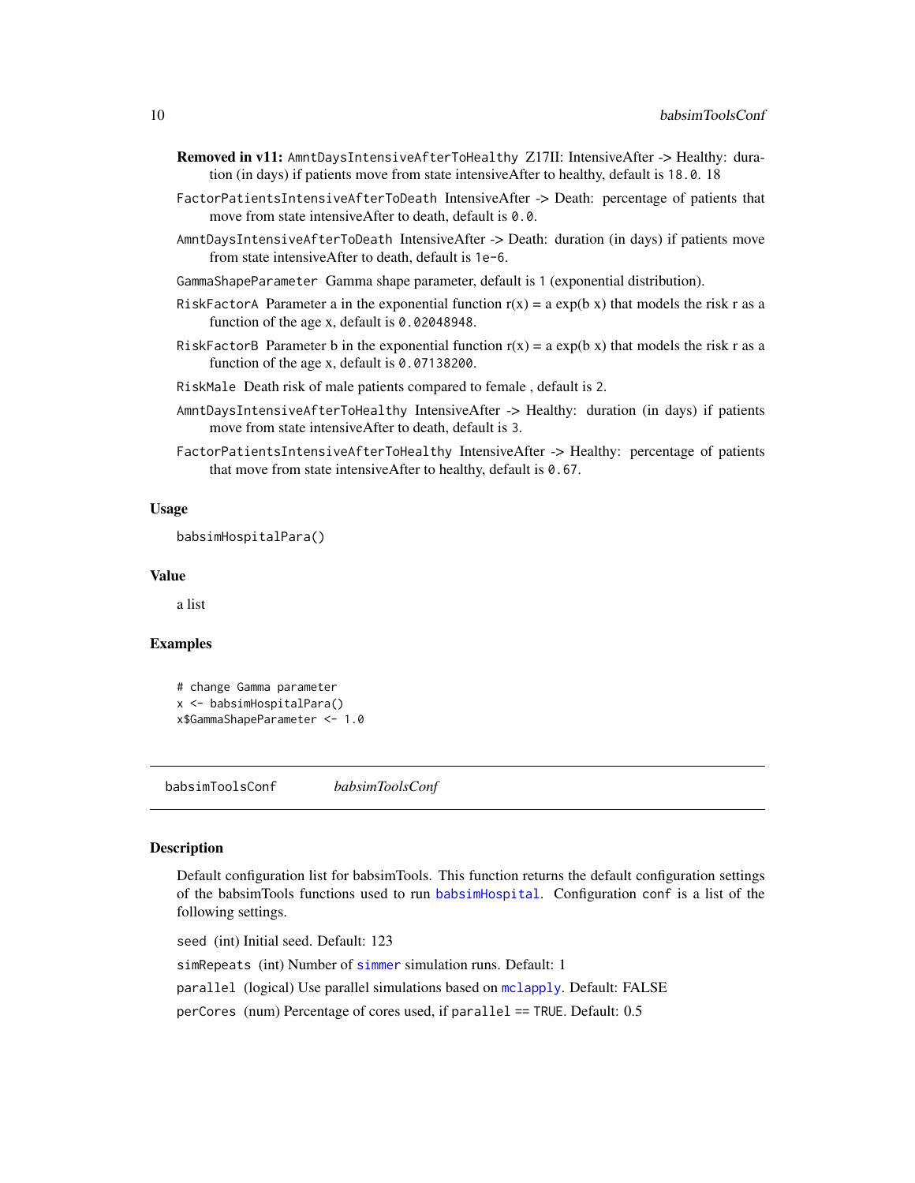**Removed in v11:** `AmntDaysIntensiveAfterToHealthy` Z17II: IntensiveAfter -> Healthy: duration (in days) if patients move from state intensiveAfter to healthy, default is `18.0`. 18

`FactorPatientsIntensiveAfterToDeath` IntensiveAfter -> Death: percentage of patients that move from state intensiveAfter to death, default is `0.0`.

`AmntDaysIntensiveAfterToDeath` IntensiveAfter -> Death: duration (in days) if patients move from state intensiveAfter to death, default is `1e-6`.

`GammaShapeParameter` Gamma shape parameter, default is `1` (exponential distribution).

`RiskFactorA` Parameter a in the exponential function r(x) = a exp(b x) that models the risk r as a function of the age x, default is `0.02048948`.

`RiskFactorB` Parameter b in the exponential function r(x) = a exp(b x) that models the risk r as a function of the age x, default is `0.07138200`.

`RiskMale` Death risk of male patients compared to female , default is `2`.

`AmntDaysIntensiveAfterToHealthy` IntensiveAfter -> Healthy: duration (in days) if patients move from state intensiveAfter to death, default is `3`.

`FactorPatientsIntensiveAfterToHealthy` IntensiveAfter -> Healthy: percentage of patients that move from state intensiveAfter to healthy, default is `0.67`.

### Usage

```
babsimHospitalPara()
```

### Value

a list

### Examples

```
# change Gamma parameter
x <- babsimHospitalPara()
x$GammaShapeParameter <- 1.0
```

## babsimToolsConf *babsimToolsConf*

### Description

Default configuration list for babsimTools. This function returns the default configuration settings of the babsimTools functions used to run `babsimHospital`. Configuration `conf` is a list of the following settings.

`seed` (int) Initial seed. Default: 123

`simRepeats` (int) Number of `simmer` simulation runs. Default: 1

`parallel` (logical) Use parallel simulations based on `mclapply`. Default: FALSE

`perCores` (num) Percentage of cores used, if `parallel` == `TRUE`. Default: 0.5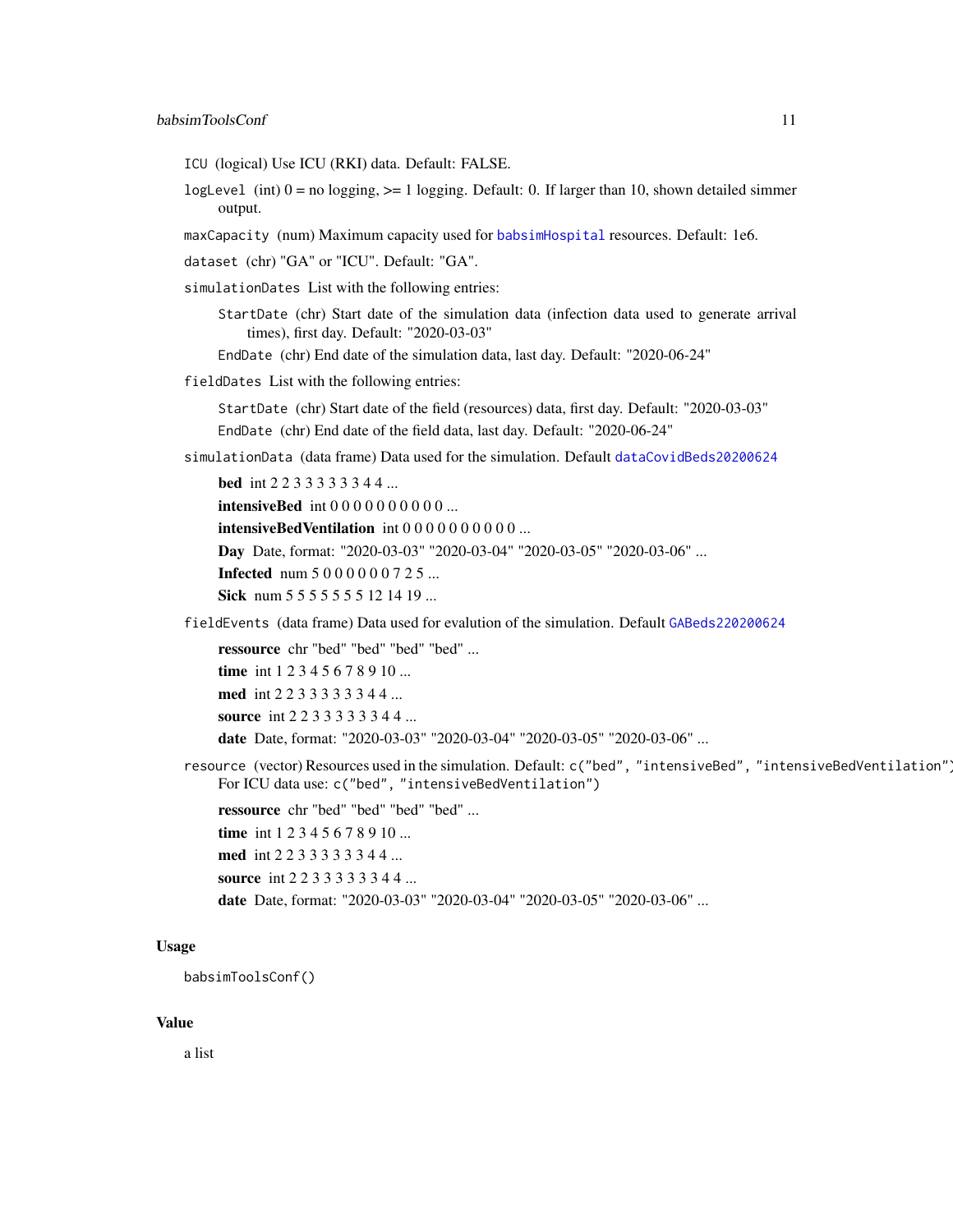`ICU` (logical) Use ICU (RKI) data. Default: FALSE.

`logLevel` (int) 0 = no logging, >= 1 logging. Default: 0. If larger than 10, shown detailed simmer output.

`maxCapacity` (num) Maximum capacity used for `babsimHospital` resources. Default: 1e6.

`dataset` (chr) "GA" or "ICU". Default: "GA".

`simulationDates` List with the following entries:

- `StartDate` (chr) Start date of the simulation data (infection data used to generate arrival times), first day. Default: "2020-03-03"
- `EndDate` (chr) End date of the simulation data, last day. Default: "2020-06-24"

`fieldDates` List with the following entries:

- `StartDate` (chr) Start date of the field (resources) data, first day. Default: "2020-03-03"
- `EndDate` (chr) End date of the field data, last day. Default: "2020-06-24"

`simulationData` (data frame) Data used for the simulation. Default `dataCovidBeds20200624`

- **bed** int 2 2 3 3 3 3 3 3 4 4 ...
- **intensiveBed** int 0 0 0 0 0 0 0 0 0 0 ...
- **intensiveBedVentilation** int 0 0 0 0 0 0 0 0 0 0 ...
- **Day** Date, format: "2020-03-03" "2020-03-04" "2020-03-05" "2020-03-06" ...
- **Infected** num 5 0 0 0 0 0 0 7 2 5 ...
- **Sick** num 5 5 5 5 5 5 5 12 14 19 ...

`fieldEvents` (data frame) Data used for evalution of the simulation. Default `GABeds220200624`

- **ressource** chr "bed" "bed" "bed" "bed" ...
- **time** int 1 2 3 4 5 6 7 8 9 10 ...
- **med** int 2 2 3 3 3 3 3 3 4 4 ...
- **source** int 2 2 3 3 3 3 3 3 4 4 ...
- **date** Date, format: "2020-03-03" "2020-03-04" "2020-03-05" "2020-03-06" ...

`resource` (vector) Resources used in the simulation. Default: `c("bed", "intensiveBed", "intensiveBedVentilation")` For ICU data use: `c("bed", "intensiveBedVentilation")`

- **ressource** chr "bed" "bed" "bed" "bed" ...
- **time** int 1 2 3 4 5 6 7 8 9 10 ...
- **med** int 2 2 3 3 3 3 3 3 4 4 ...
- **source** int 2 2 3 3 3 3 3 3 4 4 ...
- **date** Date, format: "2020-03-03" "2020-03-04" "2020-03-05" "2020-03-06" ...

## Usage

```
babsimToolsConf()
```

## Value

a list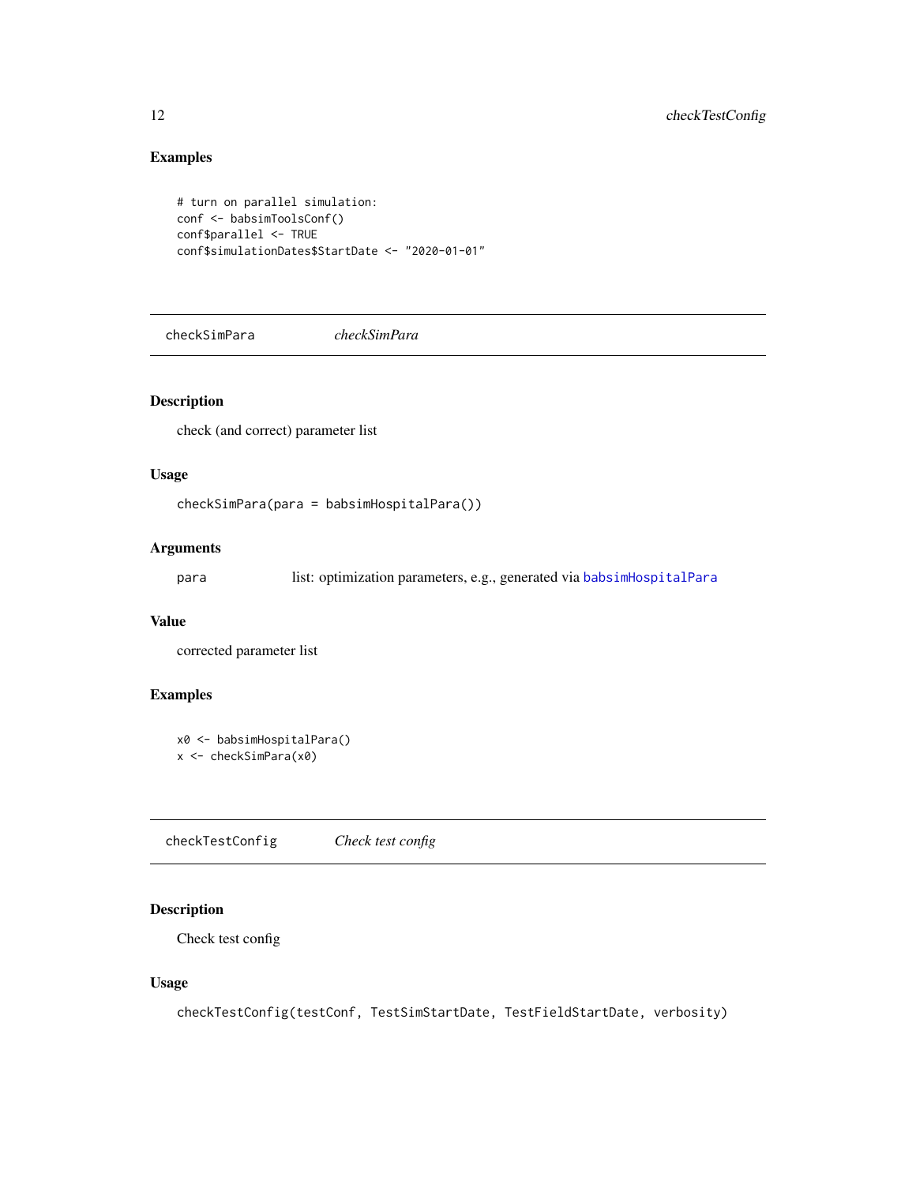## Examples

```
# turn on parallel simulation:
conf <- babsimToolsConf()
conf$parallel <- TRUE
conf$simulationDates$StartDate <- "2020-01-01"
```

---

# checkSimPara *checkSimPara*

## Description

check (and correct) parameter list

## Usage

```
checkSimPara(para = babsimHospitalPara())
```

## Arguments

| | |
|---|---|
| para | list: optimization parameters, e.g., generated via `babsimHospitalPara` |

## Value

corrected parameter list

## Examples

```
x0 <- babsimHospitalPara()
x <- checkSimPara(x0)
```

---

# checkTestConfig *Check test config*

## Description

Check test config

## Usage

```
checkTestConfig(testConf, TestSimStartDate, TestFieldStartDate, verbosity)
```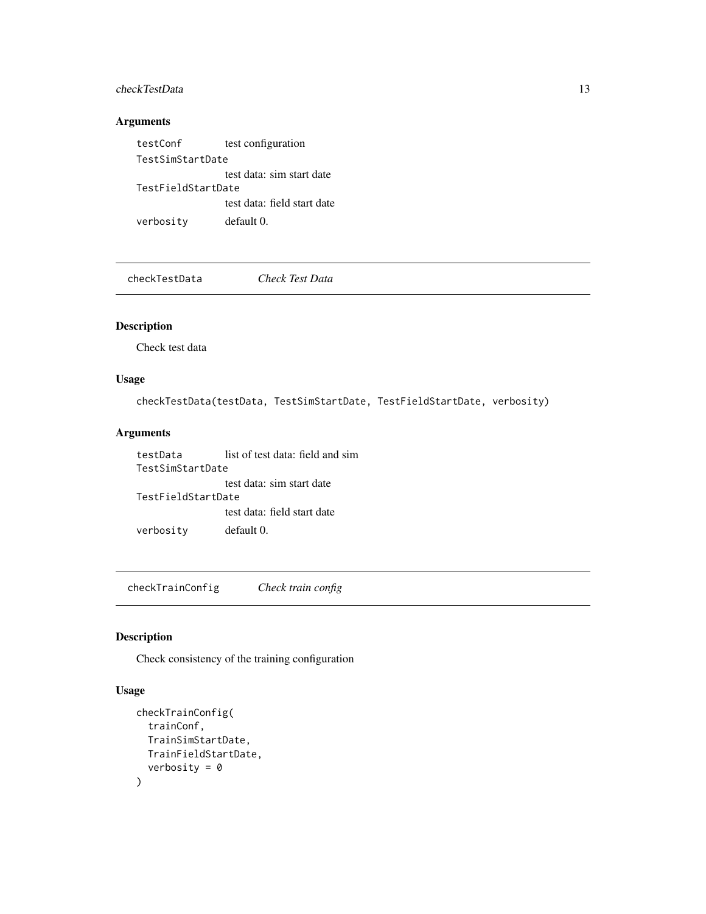### Arguments

| | |
|---|---|
| testConf | test configuration |
| TestSimStartDate | test data: sim start date |
| TestFieldStartDate | test data: field start date |
| verbosity | default 0. |

---

## checkTestData    *Check Test Data*

### Description

Check test data

### Usage

```
checkTestData(testData, TestSimStartDate, TestFieldStartDate, verbosity)
```

### Arguments

| | |
|---|---|
| testData | list of test data: field and sim |
| TestSimStartDate | test data: sim start date |
| TestFieldStartDate | test data: field start date |
| verbosity | default 0. |

---

## checkTrainConfig    *Check train config*

### Description

Check consistency of the training configuration

### Usage

```
checkTrainConfig(
  trainConf,
  TrainSimStartDate,
  TrainFieldStartDate,
  verbosity = 0
)
```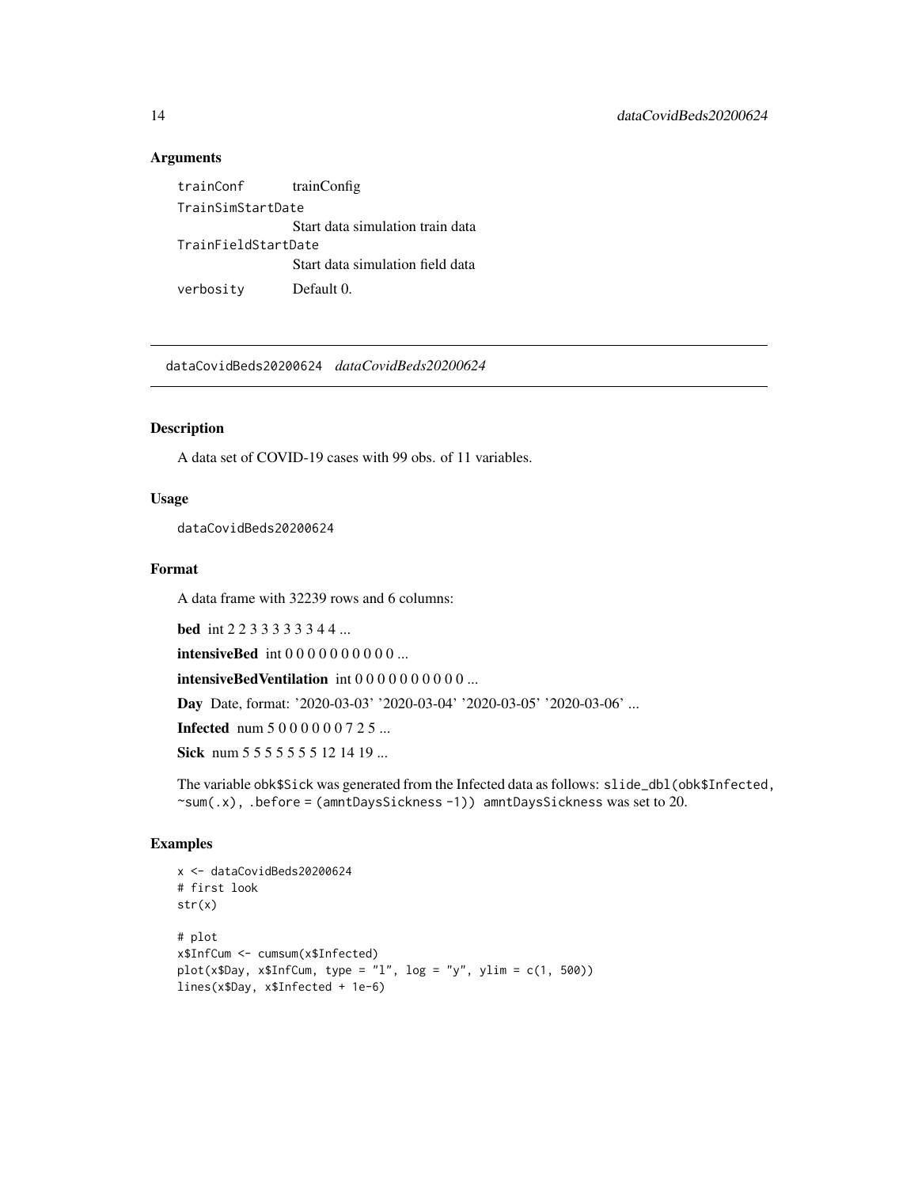## Arguments

| | |
|---|---|
| `trainConf` | trainConfig |
| `TrainSimStartDate` | Start data simulation train data |
| `TrainFieldStartDate` | Start data simulation field data |
| `verbosity` | Default 0. |

---

# `dataCovidBeds20200624` *dataCovidBeds20200624*

## Description

A data set of COVID-19 cases with 99 obs. of 11 variables.

## Usage

```
dataCovidBeds20200624
```

## Format

A data frame with 32239 rows and 6 columns:

**bed** int 2 2 3 3 3 3 3 3 4 4 ...

**intensiveBed** int 0 0 0 0 0 0 0 0 0 0 ...

**intensiveBedVentilation** int 0 0 0 0 0 0 0 0 0 0 ...

**Day** Date, format: '2020-03-03' '2020-03-04' '2020-03-05' '2020-03-06' ...

**Infected** num 5 0 0 0 0 0 0 7 2 5 ...

**Sick** num 5 5 5 5 5 5 5 12 14 19 ...

The variable `obk$Sick` was generated from the Infected data as follows: `slide_dbl(obk$Infected, ~sum(.x), .before = (amntDaysSickness -1))` `amntDaysSickness` was set to 20.

## Examples

```
x <- dataCovidBeds20200624
# first look
str(x)

# plot
x$InfCum <- cumsum(x$Infected)
plot(x$Day, x$InfCum, type = "l", log = "y", ylim = c(1, 500))
lines(x$Day, x$Infected + 1e-6)
```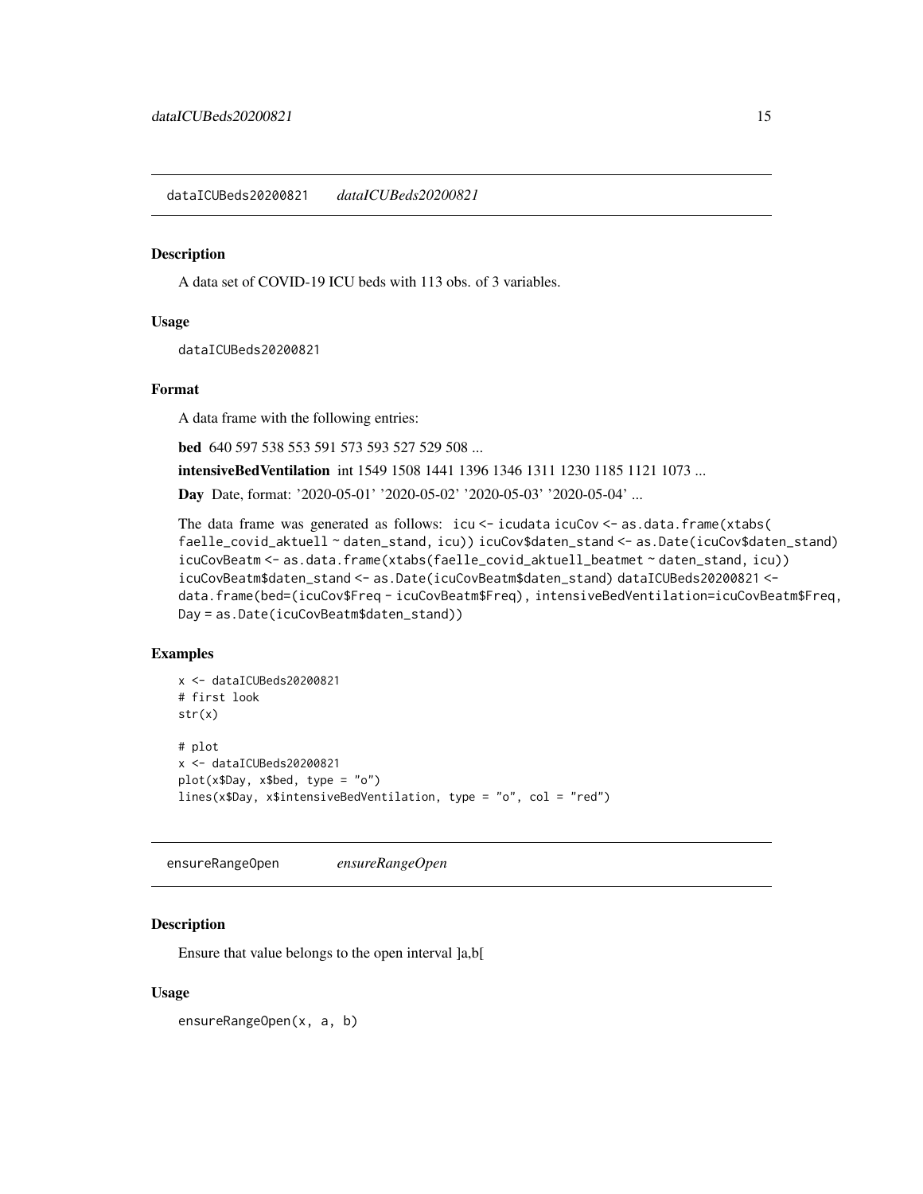## dataICUBeds20200821 *dataICUBeds20200821*

### Description

A data set of COVID-19 ICU beds with 113 obs. of 3 variables.

### Usage

```
dataICUBeds20200821
```

### Format

A data frame with the following entries:

**bed** 640 597 538 553 591 573 593 527 529 508 ...

**intensiveBedVentilation** int 1549 1508 1441 1396 1346 1311 1230 1185 1121 1073 ...

**Day** Date, format: '2020-05-01' '2020-05-02' '2020-05-03' '2020-05-04' ...

The data frame was generated as follows: `icu <- icudata icuCov <- as.data.frame(xtabs( faelle_covid_aktuell ~ daten_stand, icu)) icuCov$daten_stand <- as.Date(icuCov$daten_stand) icuCovBeatm <- as.data.frame(xtabs(faelle_covid_aktuell_beatmet ~ daten_stand, icu)) icuCovBeatm$daten_stand <- as.Date(icuCovBeatm$daten_stand) dataICUBeds20200821 <- data.frame(bed=(icuCov$Freq - icuCovBeatm$Freq), intensiveBedVentilation=icuCovBeatm$Freq, Day = as.Date(icuCovBeatm$daten_stand))`

### Examples

```
x <- dataICUBeds20200821
# first look
str(x)

# plot
x <- dataICUBeds20200821
plot(x$Day, x$bed, type = "o")
lines(x$Day, x$intensiveBedVentilation, type = "o", col = "red")
```

## ensureRangeOpen *ensureRangeOpen*

### Description

Ensure that value belongs to the open interval ]a,b[

### Usage

```
ensureRangeOpen(x, a, b)
```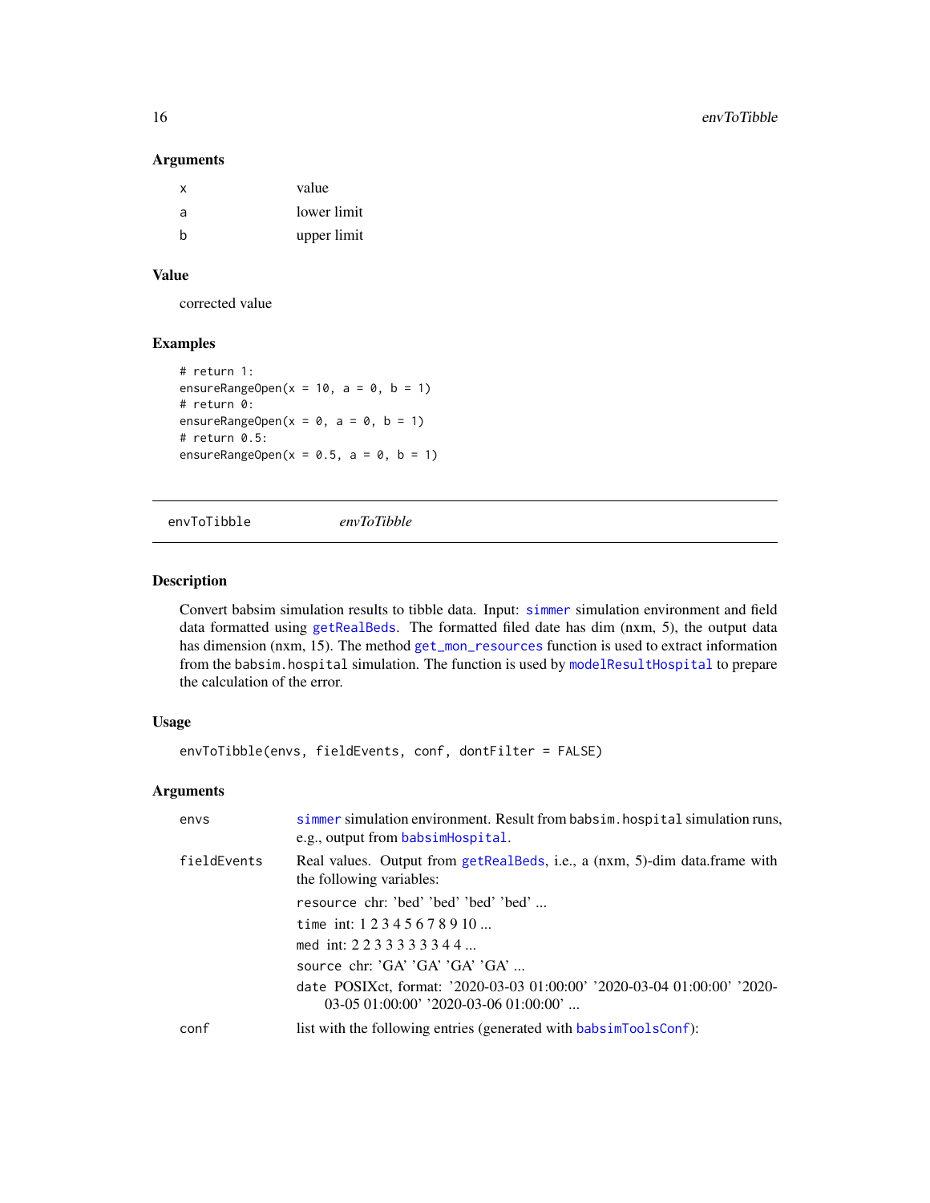### Arguments

| | |
|---|---|
| x | value |
| a | lower limit |
| b | upper limit |

### Value

corrected value

### Examples

```
# return 1:
ensureRangeOpen(x = 10, a = 0, b = 1)
# return 0:
ensureRangeOpen(x = 0, a = 0, b = 1)
# return 0.5:
ensureRangeOpen(x = 0.5, a = 0, b = 1)
```

---

## envToTibble *envToTibble*

---

### Description

Convert babsim simulation results to tibble data. Input: simmer simulation environment and field data formatted using getRealBeds. The formatted filed date has dim (nxm, 5), the output data has dimension (nxm, 15). The method get_mon_resources function is used to extract information from the babsim.hospital simulation. The function is used by modelResultHospital to prepare the calculation of the error.

### Usage

```
envToTibble(envs, fieldEvents, conf, dontFilter = FALSE)
```

### Arguments

**envs** simmer simulation environment. Result from babsim.hospital simulation runs, e.g., output from babsimHospital.

**fieldEvents** Real values. Output from getRealBeds, i.e., a (nxm, 5)-dim data.frame with the following variables:

- resource chr: 'bed' 'bed' 'bed' 'bed' ...
- time int: 1 2 3 4 5 6 7 8 9 10 ...
- med int: 2 2 3 3 3 3 3 3 4 4 ...
- source chr: 'GA' 'GA' 'GA' 'GA' ...
- date POSIXct, format: '2020-03-03 01:00:00' '2020-03-04 01:00:00' '2020-03-05 01:00:00' '2020-03-06 01:00:00' ...

**conf** list with the following entries (generated with babsimToolsConf):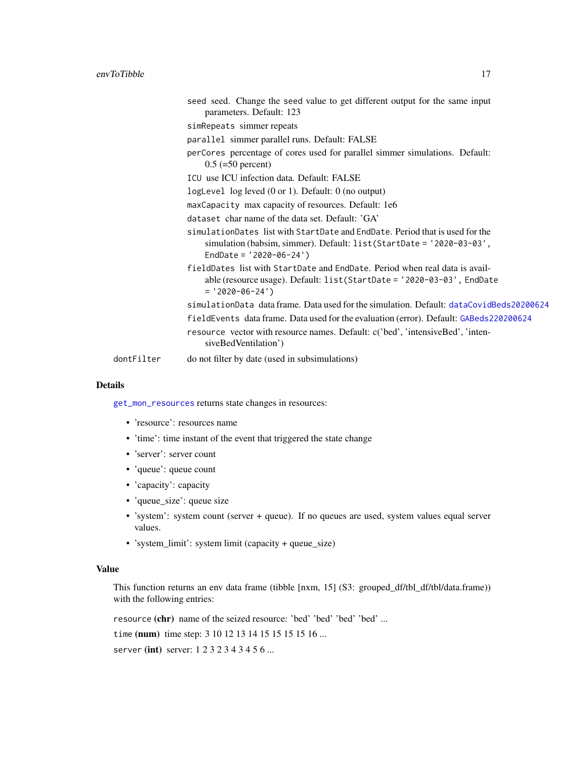`seed` seed. Change the seed value to get different output for the same input parameters. Default: 123

`simRepeats` simmer repeats

`parallel` simmer parallel runs. Default: FALSE

`perCores` percentage of cores used for parallel simmer simulations. Default: 0.5 (=50 percent)

`ICU` use ICU infection data. Default: FALSE

`logLevel` log leved (0 or 1). Default: 0 (no output)

`maxCapacity` max capacity of resources. Default: 1e6

`dataset` char name of the data set. Default: 'GA'

`simulationDates` list with `StartDate` and `EndDate`. Period that is used for the simulation (babsim, simmer). Default: `list(StartDate = '2020-03-03', EndDate = '2020-06-24')`

`fieldDates` list with `StartDate` and `EndDate`. Period when real data is available (resource usage). Default: `list(StartDate = '2020-03-03', EndDate = '2020-06-24')`

`simulationData` data frame. Data used for the simulation. Default: `dataCovidBeds20200624`

`fieldEvents` data frame. Data used for the evaluation (error). Default: `GABeds220200624`

`resource` vector with resource names. Default: c('bed', 'intensiveBed', 'intensiveBedVentilation')

`dontFilter` do not filter by date (used in subsimulations)

## Details

`get_mon_resources` returns state changes in resources:

- 'resource': resources name
- 'time': time instant of the event that triggered the state change
- 'server': server count
- 'queue': queue count
- 'capacity': capacity
- 'queue_size': queue size
- 'system': system count (server + queue). If no queues are used, system values equal server values.
- 'system_limit': system limit (capacity + queue_size)

## Value

This function returns an env data frame (tibble [nxm, 15] (S3: grouped_df/tbl_df/tbl/data.frame)) with the following entries:

`resource` **(chr)** name of the seized resource: 'bed' 'bed' 'bed' 'bed' ...

`time` **(num)** time step: 3 10 12 13 14 15 15 15 15 16 ...

`server` **(int)** server: 1 2 3 2 3 4 3 4 5 6 ...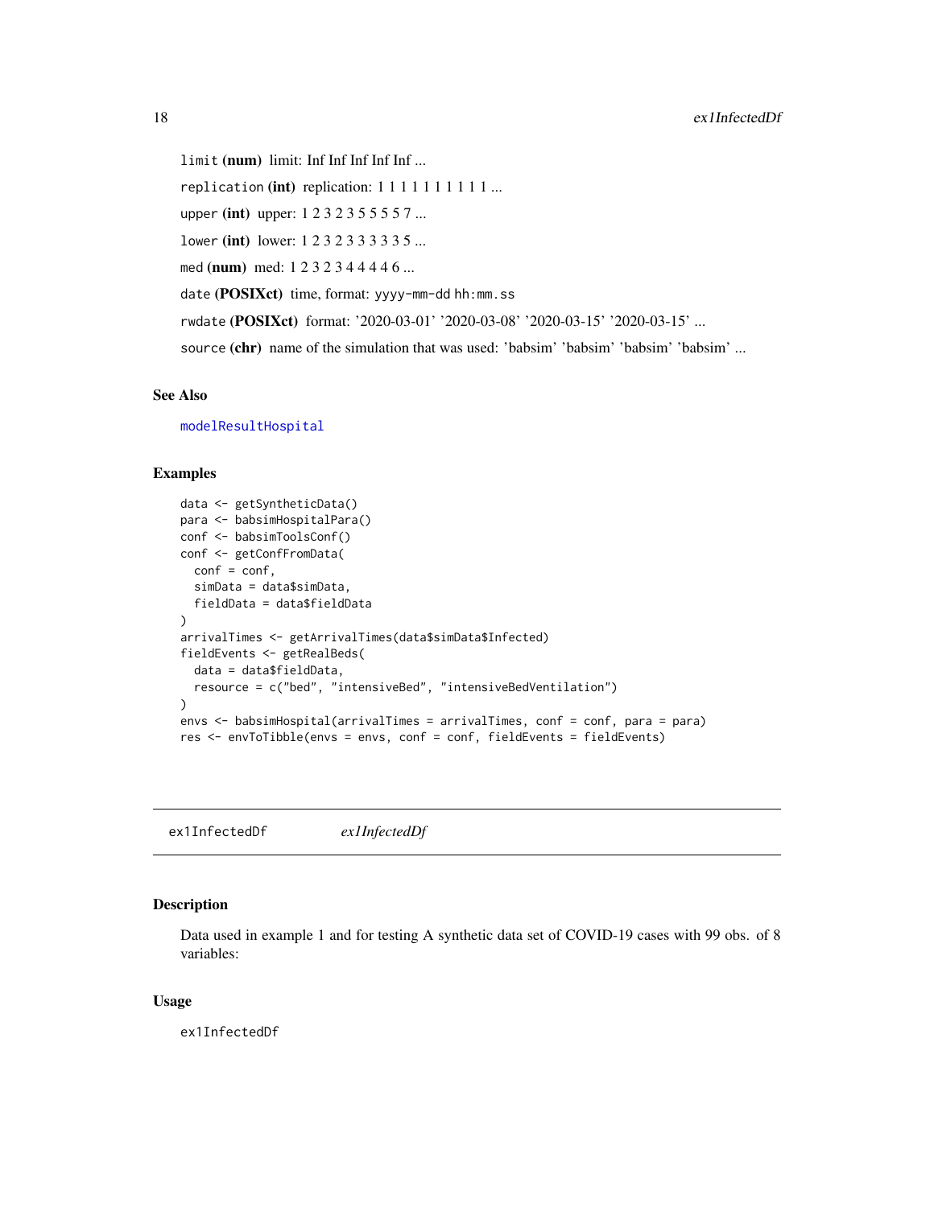`limit` **(num)** limit: Inf Inf Inf Inf Inf ...

`replication` **(int)** replication: 1 1 1 1 1 1 1 1 1 1 ...

`upper` **(int)** upper: 1 2 3 2 3 5 5 5 5 7 ...

`lower` **(int)** lower: 1 2 3 2 3 3 3 3 3 5 ...

`med` **(num)** med: 1 2 3 2 3 4 4 4 4 6 ...

`date` **(POSIXct)** time, format: `yyyy-mm-dd hh:mm.ss`

`rwdate` **(POSIXct)** format: '2020-03-01' '2020-03-08' '2020-03-15' '2020-03-15' ...

`source` **(chr)** name of the simulation that was used: 'babsim' 'babsim' 'babsim' 'babsim' ...

### See Also

`modelResultHospital`

### Examples

```
data <- getSyntheticData()
para <- babsimHospitalPara()
conf <- babsimToolsConf()
conf <- getConfFromData(
  conf = conf,
  simData = data$simData,
  fieldData = data$fieldData
)
arrivalTimes <- getArrivalTimes(data$simData$Infected)
fieldEvents <- getRealBeds(
  data = data$fieldData,
  resource = c("bed", "intensiveBed", "intensiveBedVentilation")
)
envs <- babsimHospital(arrivalTimes = arrivalTimes, conf = conf, para = para)
res <- envToTibble(envs = envs, conf = conf, fieldEvents = fieldEvents)
```

---

## ex1InfectedDf *ex1InfectedDf*

### Description

Data used in example 1 and for testing A synthetic data set of COVID-19 cases with 99 obs. of 8 variables:

### Usage

```
ex1InfectedDf
```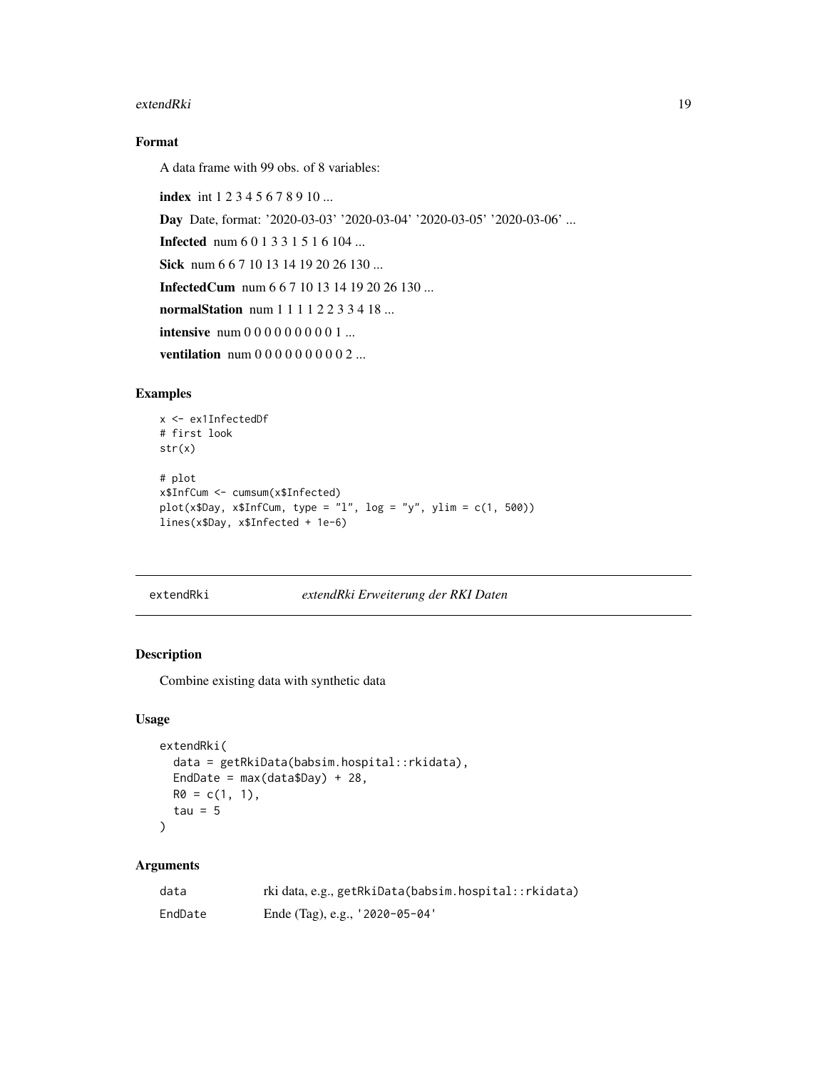### Format

A data frame with 99 obs. of 8 variables:

**index** int 1 2 3 4 5 6 7 8 9 10 ...

**Day** Date, format: '2020-03-03' '2020-03-04' '2020-03-05' '2020-03-06' ...

**Infected** num 6 0 1 3 3 1 5 1 6 104 ...

**Sick** num 6 6 7 10 13 14 19 20 26 130 ...

**InfectedCum** num 6 6 7 10 13 14 19 20 26 130 ...

**normalStation** num 1 1 1 1 2 2 3 3 4 18 ...

**intensive** num 0 0 0 0 0 0 0 0 0 1 ...

**ventilation** num 0 0 0 0 0 0 0 0 0 2 ...

### Examples

```
x <- ex1InfectedDf
# first look
str(x)

# plot
x$InfCum <- cumsum(x$Infected)
plot(x$Day, x$InfCum, type = "l", log = "y", ylim = c(1, 500))
lines(x$Day, x$Infected + 1e-6)
```

---

## extendRki — *extendRki Erweiterung der RKI Daten*

### Description

Combine existing data with synthetic data

### Usage

```
extendRki(
  data = getRkiData(babsim.hospital::rkidata),
  EndDate = max(data$Day) + 28,
  R0 = c(1, 1),
  tau = 5
)
```

### Arguments

| | |
|---|---|
| data | rki data, e.g., `getRkiData(babsim.hospital::rkidata)` |
| EndDate | Ende (Tag), e.g., `'2020-05-04'` |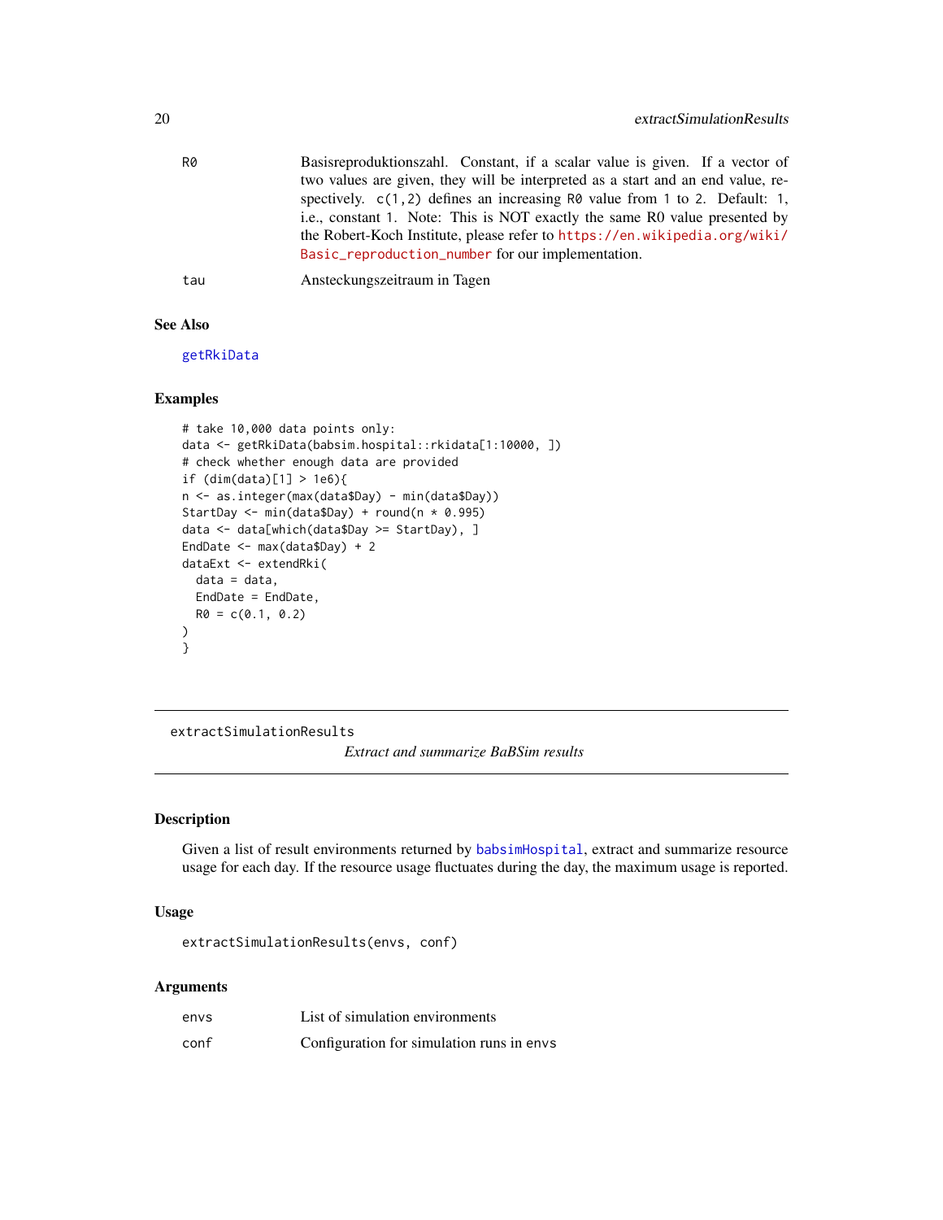| | |
|---|---|
| R0 | Basisreproduktionszahl. Constant, if a scalar value is given. If a vector of two values are given, they will be interpreted as a start and an end value, respectively. c(1,2) defines an increasing R0 value from 1 to 2. Default: 1, i.e., constant 1. Note: This is NOT exactly the same R0 value presented by the Robert-Koch Institute, please refer to https://en.wikipedia.org/wiki/Basic_reproduction_number for our implementation. |
| tau | Ansteckungszeitraum in Tagen |

### See Also

getRkiData

### Examples

```
# take 10,000 data points only:
data <- getRkiData(babsim.hospital::rkidata[1:10000, ])
# check whether enough data are provided
if (dim(data)[1] > 1e6){
n <- as.integer(max(data$Day) - min(data$Day))
StartDay <- min(data$Day) + round(n * 0.995)
data <- data[which(data$Day >= StartDay), ]
EndDate <- max(data$Day) + 2
dataExt <- extendRki(
  data = data,
  EndDate = EndDate,
  R0 = c(0.1, 0.2)
)
}
```

---

## extractSimulationResults

*Extract and summarize BaBSim results*

### Description

Given a list of result environments returned by babsimHospital, extract and summarize resource usage for each day. If the resource usage fluctuates during the day, the maximum usage is reported.

### Usage

```
extractSimulationResults(envs, conf)
```

### Arguments

| | |
|---|---|
| envs | List of simulation environments |
| conf | Configuration for simulation runs in envs |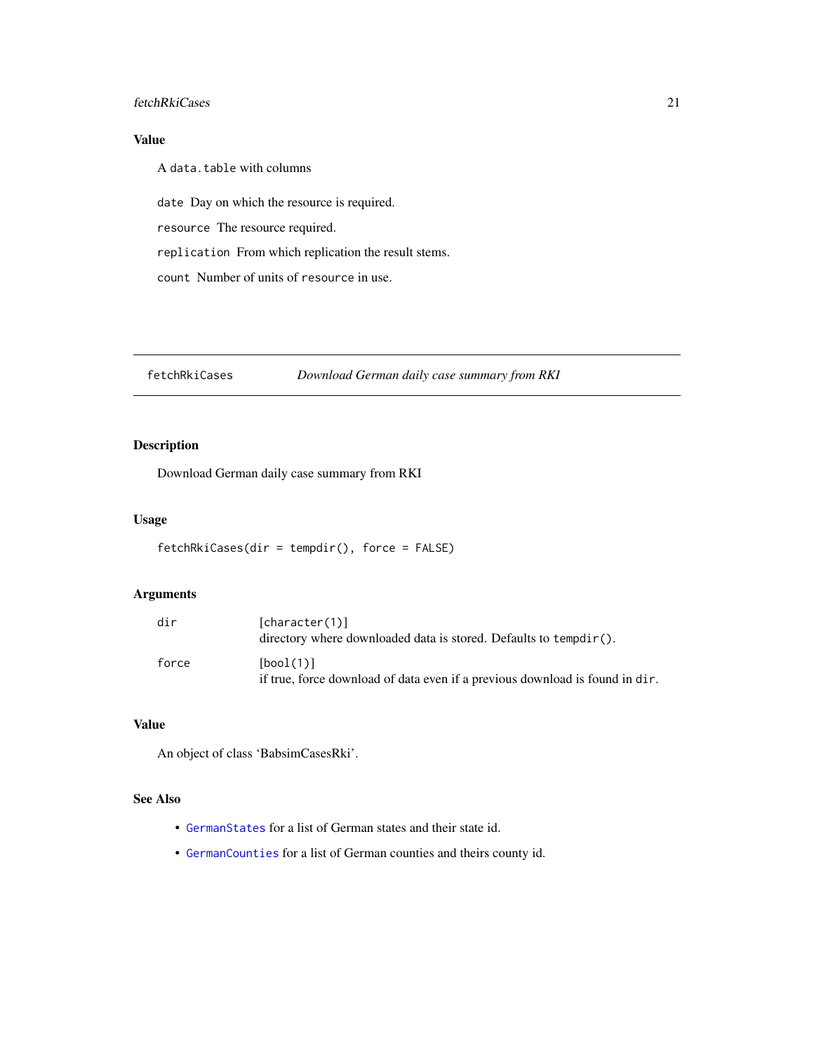### Value

A `data.table` with columns

`date` Day on which the resource is required.

`resource` The resource required.

`replication` From which replication the result stems.

`count` Number of units of `resource` in use.

---

## fetchRkiCases — *Download German daily case summary from RKI*

### Description

Download German daily case summary from RKI

### Usage

```
fetchRkiCases(dir = tempdir(), force = FALSE)
```

### Arguments

| | |
|---|---|
| `dir` | [character(1)] directory where downloaded data is stored. Defaults to `tempdir()`. |
| `force` | [bool(1)] if true, force download of data even if a previous download is found in `dir`. |

### Value

An object of class 'BabsimCasesRki'.

### See Also

- `GermanStates` for a list of German states and their state id.
- `GermanCounties` for a list of German counties and theirs county id.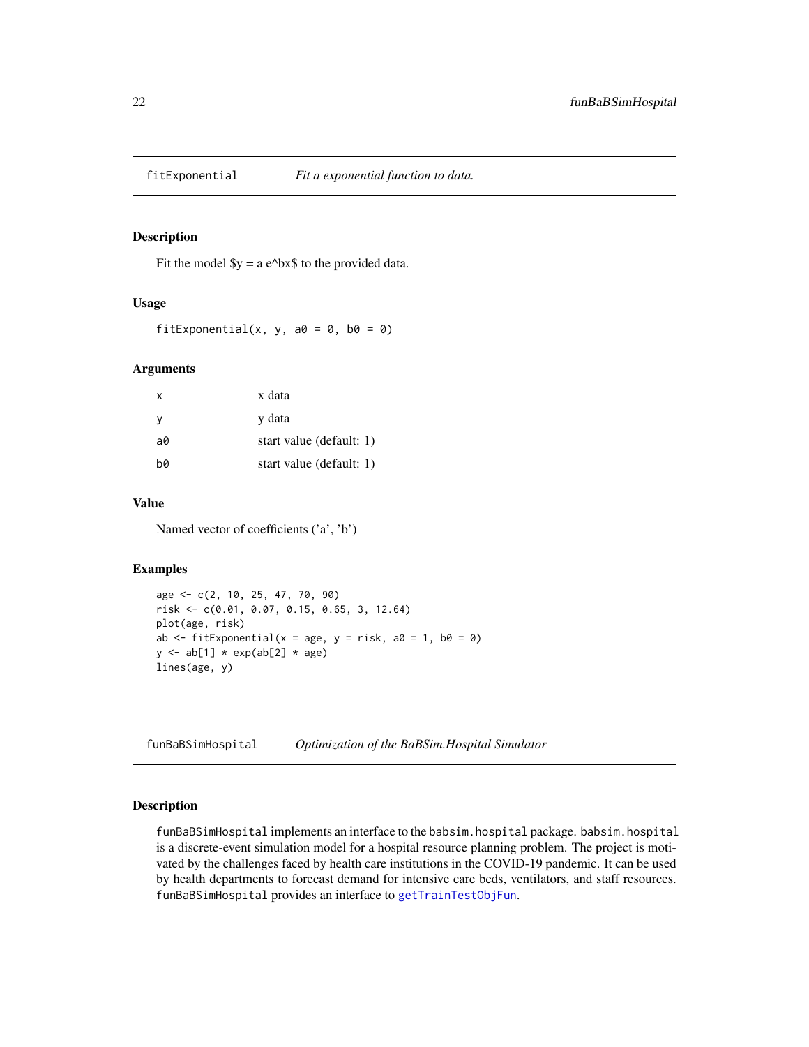## fitExponential — *Fit a exponential function to data.*

### Description

Fit the model $y = a e^bx$ to the provided data.

### Usage

```
fitExponential(x, y, a0 = 0, b0 = 0)
```

### Arguments

| | |
|---|---|
| x | x data |
| y | y data |
| a0 | start value (default: 1) |
| b0 | start value (default: 1) |

### Value

Named vector of coefficients ('a', 'b')

### Examples

```
age <- c(2, 10, 25, 47, 70, 90)
risk <- c(0.01, 0.07, 0.15, 0.65, 3, 12.64)
plot(age, risk)
ab <- fitExponential(x = age, y = risk, a0 = 1, b0 = 0)
y <- ab[1] * exp(ab[2] * age)
lines(age, y)
```

## funBaBSimHospital — *Optimization of the BaBSim.Hospital Simulator*

### Description

funBaBSimHospital implements an interface to the babsim.hospital package. babsim.hospital is a discrete-event simulation model for a hospital resource planning problem. The project is motivated by the challenges faced by health care institutions in the COVID-19 pandemic. It can be used by health departments to forecast demand for intensive care beds, ventilators, and staff resources. funBaBSimHospital provides an interface to getTrainTestObjFun.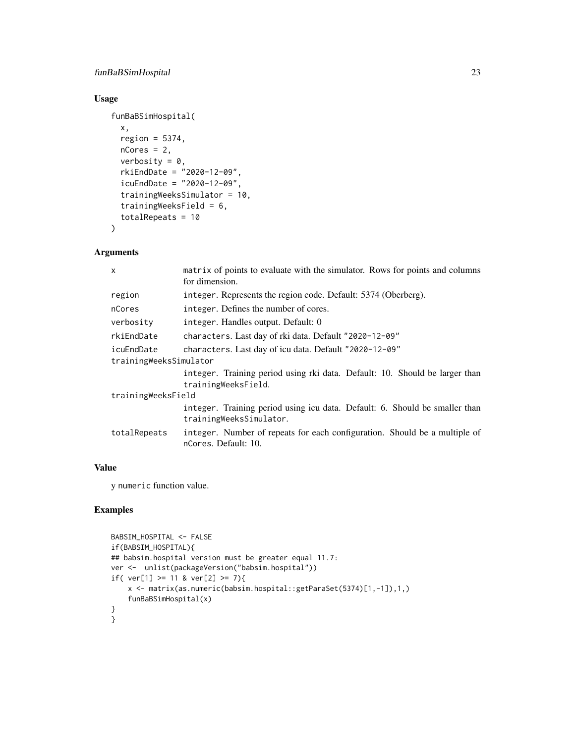## Usage

```
funBaBSimHospital(
  x,
  region = 5374,
  nCores = 2,
  verbosity = 0,
  rkiEndDate = "2020-12-09",
  icuEndDate = "2020-12-09",
  trainingWeeksSimulator = 10,
  trainingWeeksField = 6,
  totalRepeats = 10
)
```

## Arguments

| | |
|---|---|
| x | matrix of points to evaluate with the simulator. Rows for points and columns for dimension. |
| region | integer. Represents the region code. Default: 5374 (Oberberg). |
| nCores | integer. Defines the number of cores. |
| verbosity | integer. Handles output. Default: 0 |
| rkiEndDate | characters. Last day of rki data. Default "2020-12-09" |
| icuEndDate | characters. Last day of icu data. Default "2020-12-09" |
| trainingWeeksSimulator | integer. Training period using rki data. Default: 10. Should be larger than trainingWeeksField. |
| trainingWeeksField | integer. Training period using icu data. Default: 6. Should be smaller than trainingWeeksSimulator. |
| totalRepeats | integer. Number of repeats for each configuration. Should be a multiple of nCores. Default: 10. |

## Value

y numeric function value.

## Examples

```
BABSIM_HOSPITAL <- FALSE
if(BABSIM_HOSPITAL){
## babsim.hospital version must be greater equal 11.7:
ver <-  unlist(packageVersion("babsim.hospital"))
if( ver[1] >= 11 & ver[2] >= 7){
    x <- matrix(as.numeric(babsim.hospital::getParaSet(5374)[1,-1]),1,)
    funBaBSimHospital(x)
}
}
```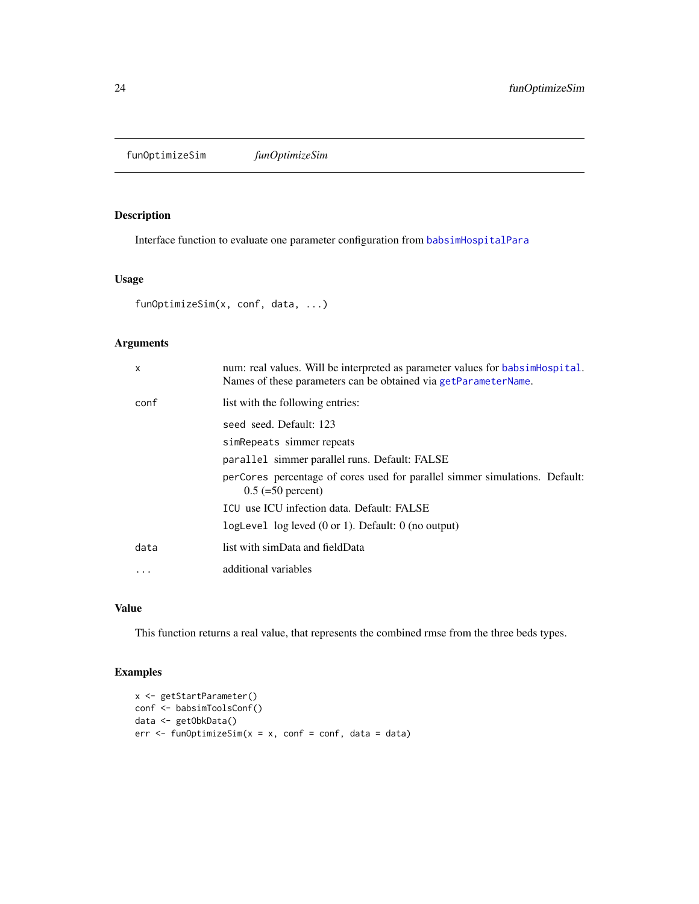## funOptimizeSim *funOptimizeSim*

### Description

Interface function to evaluate one parameter configuration from babsimHospitalPara

### Usage

```
funOptimizeSim(x, conf, data, ...)
```

### Arguments

| | |
|---|---|
| x | num: real values. Will be interpreted as parameter values for babsimHospital. Names of these parameters can be obtained via getParameterName. |
| conf | list with the following entries:<br>`seed` seed. Default: 123<br>`simRepeats` simmer repeats<br>`parallel` simmer parallel runs. Default: FALSE<br>`perCores` percentage of cores used for parallel simmer simulations. Default: 0.5 (=50 percent)<br>`ICU` use ICU infection data. Default: FALSE<br>`logLevel` log leved (0 or 1). Default: 0 (no output) |
| data | list with simData and fieldData |
| ... | additional variables |

### Value

This function returns a real value, that represents the combined rmse from the three beds types.

### Examples

```
x <- getStartParameter()
conf <- babsimToolsConf()
data <- getObkData()
err <- funOptimizeSim(x = x, conf = conf, data = data)
```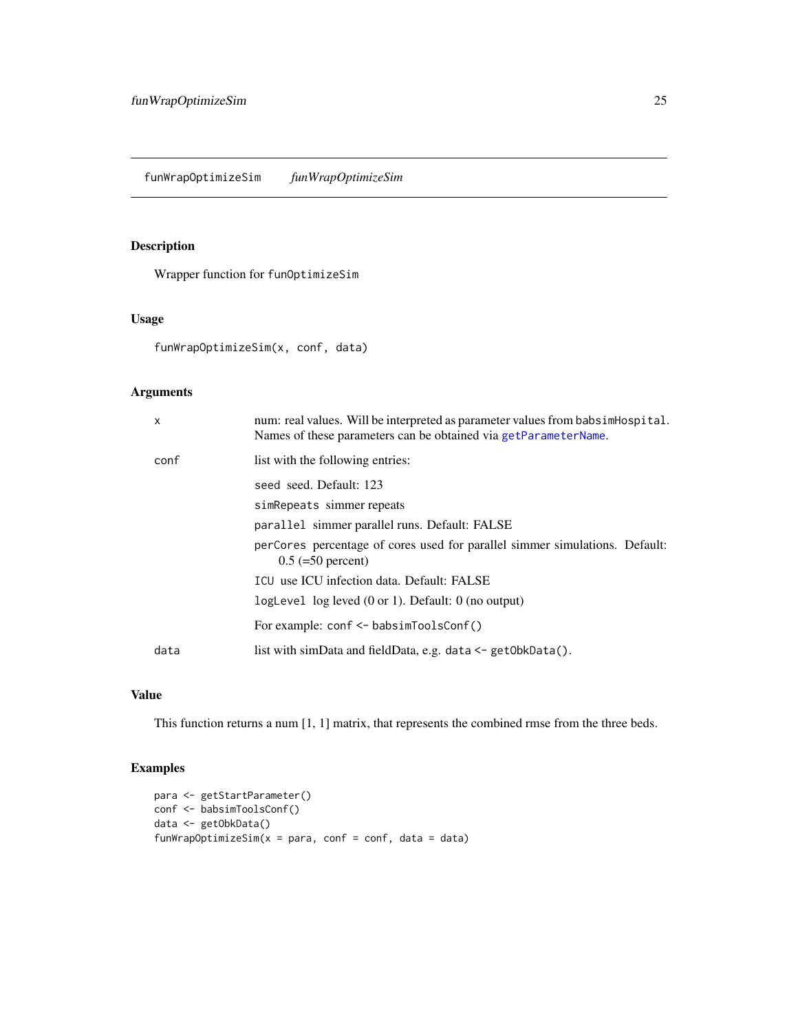# funWrapOptimizeSim *funWrapOptimizeSim*

## Description

Wrapper function for `funOptimizeSim`

## Usage

```
funWrapOptimizeSim(x, conf, data)
```

## Arguments

| | |
|---|---|
| x | num: real values. Will be interpreted as parameter values from `babsimHospital`. Names of these parameters can be obtained via `getParameterName`. |
| conf | list with the following entries:<br>`seed` seed. Default: 123<br>`simRepeats` simmer repeats<br>`parallel` simmer parallel runs. Default: FALSE<br>`perCores` percentage of cores used for parallel simmer simulations. Default: 0.5 (=50 percent)<br>`ICU` use ICU infection data. Default: FALSE<br>`logLevel` log leved (0 or 1). Default: 0 (no output)<br>For example: `conf <- babsimToolsConf()` |
| data | list with simData and fieldData, e.g. `data <- getObkData()`. |

## Value

This function returns a num [1, 1] matrix, that represents the combined rmse from the three beds.

## Examples

```
para <- getStartParameter()
conf <- babsimToolsConf()
data <- getObkData()
funWrapOptimizeSim(x = para, conf = conf, data = data)
```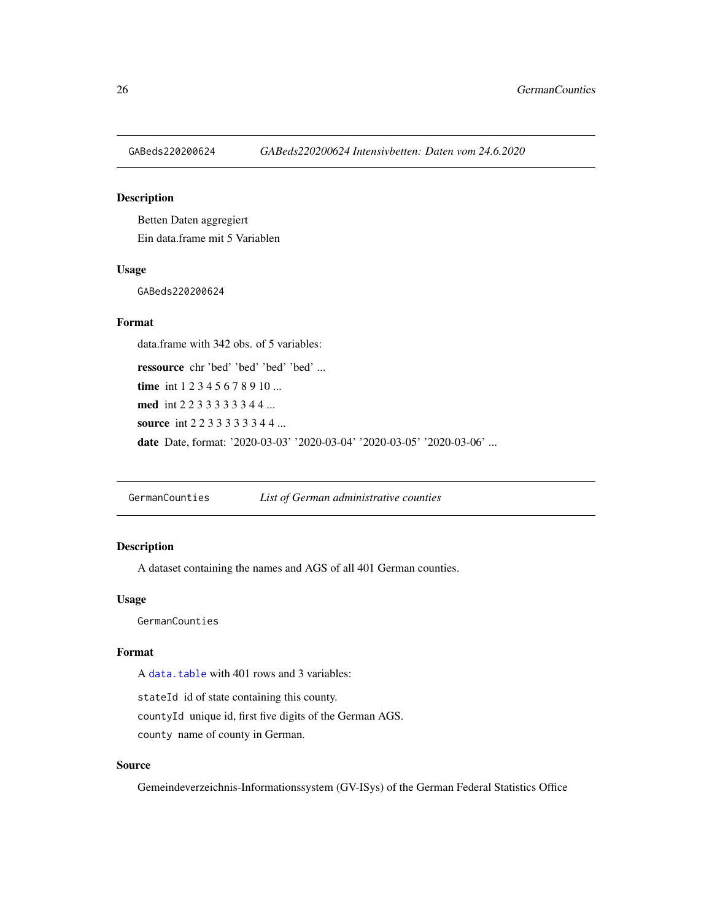## GABeds220200624 — *GABeds220200624 Intensivbetten: Daten vom 24.6.2020*

### Description

Betten Daten aggregiert

Ein data.frame mit 5 Variablen

### Usage

```
GABeds220200624
```

### Format

data.frame with 342 obs. of 5 variables:

**ressource** chr 'bed' 'bed' 'bed' 'bed' ...

**time** int 1 2 3 4 5 6 7 8 9 10 ...

**med** int 2 2 3 3 3 3 3 3 4 4 ...

**source** int 2 2 3 3 3 3 3 3 4 4 ...

**date** Date, format: '2020-03-03' '2020-03-04' '2020-03-05' '2020-03-06' ...

## GermanCounties — *List of German administrative counties*

### Description

A dataset containing the names and AGS of all 401 German counties.

### Usage

```
GermanCounties
```

### Format

A `data.table` with 401 rows and 3 variables:

`stateId` id of state containing this county.

`countyId` unique id, first five digits of the German AGS.

`county` name of county in German.

### Source

Gemeindeverzeichnis-Informationssystem (GV-ISys) of the German Federal Statistics Office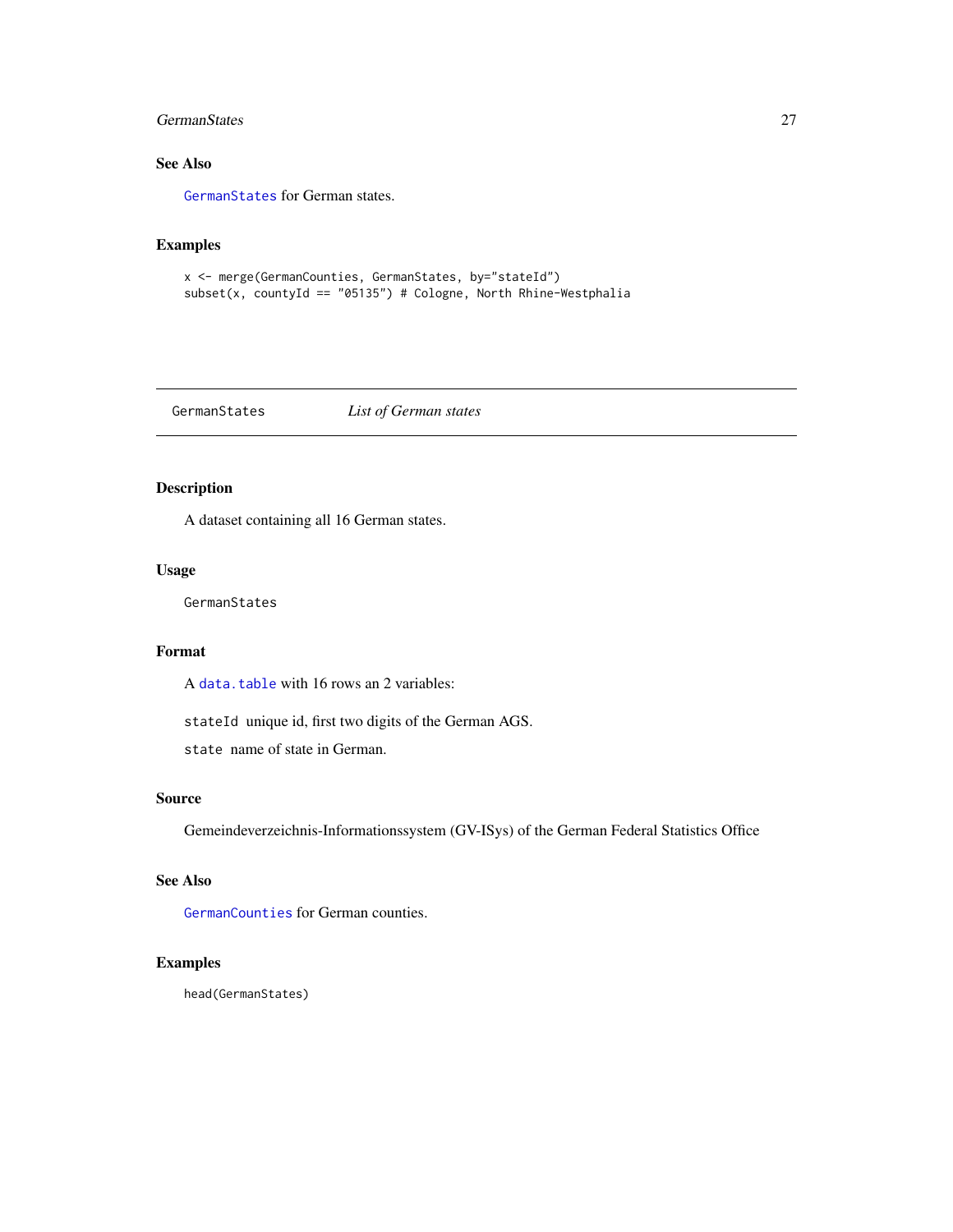### See Also

`GermanStates` for German states.

### Examples

```
x <- merge(GermanCounties, GermanStates, by="stateId")
subset(x, countyId == "05135") # Cologne, North Rhine-Westphalia
```

---

## GermanStates *List of German states*

---

### Description

A dataset containing all 16 German states.

### Usage

```
GermanStates
```

### Format

A `data.table` with 16 rows an 2 variables:

`stateId` unique id, first two digits of the German AGS.

`state` name of state in German.

### Source

Gemeindeverzeichnis-Informationssystem (GV-ISys) of the German Federal Statistics Office

### See Also

`GermanCounties` for German counties.

### Examples

```
head(GermanStates)
```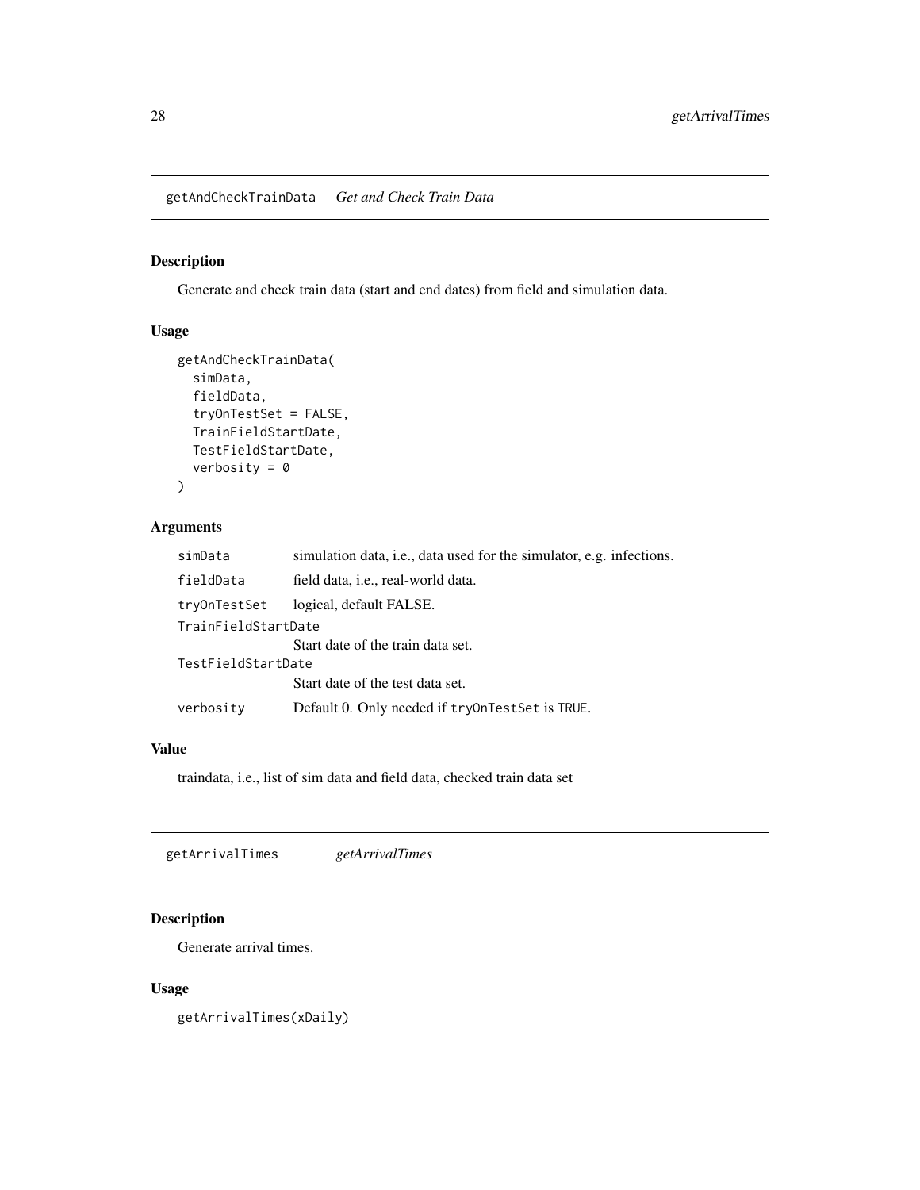## getAndCheckTrainData *Get and Check Train Data*

### Description

Generate and check train data (start and end dates) from field and simulation data.

### Usage

```
getAndCheckTrainData(
  simData,
  fieldData,
  tryOnTestSet = FALSE,
  TrainFieldStartDate,
  TestFieldStartDate,
  verbosity = 0
)
```

### Arguments

| | |
|---|---|
| `simData` | simulation data, i.e., data used for the simulator, e.g. infections. |
| `fieldData` | field data, i.e., real-world data. |
| `tryOnTestSet` | logical, default FALSE. |
| `TrainFieldStartDate` | Start date of the train data set. |
| `TestFieldStartDate` | Start date of the test data set. |
| `verbosity` | Default 0. Only needed if `tryOnTestSet` is `TRUE`. |

### Value

traindata, i.e., list of sim data and field data, checked train data set

## getArrivalTimes *getArrivalTimes*

### Description

Generate arrival times.

### Usage

```
getArrivalTimes(xDaily)
```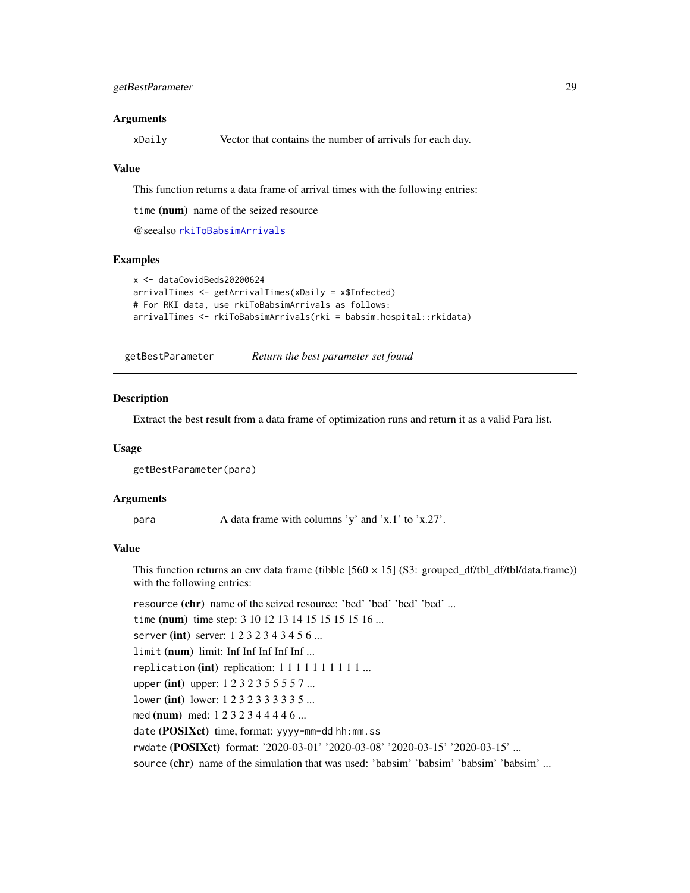### Arguments

xDaily    Vector that contains the number of arrivals for each day.

### Value

This function returns a data frame of arrival times with the following entries:

`time` **(num)** name of the seized resource

@seealso `rkiToBabsimArrivals`

### Examples

```
x <- dataCovidBeds20200624
arrivalTimes <- getArrivalTimes(xDaily = x$Infected)
# For RKI data, use rkiToBabsimArrivals as follows:
arrivalTimes <- rkiToBabsimArrivals(rki = babsim.hospital::rkidata)
```

---

## getBestParameter    *Return the best parameter set found*

### Description

Extract the best result from a data frame of optimization runs and return it as a valid Para list.

### Usage

```
getBestParameter(para)
```

### Arguments

para    A data frame with columns 'y' and 'x.1' to 'x.27'.

### Value

This function returns an env data frame (tibble [560 × 15] (S3: grouped_df/tbl_df/tbl/data.frame)) with the following entries:

`resource` **(chr)** name of the seized resource: 'bed' 'bed' 'bed' 'bed' ...

`time` **(num)** time step: 3 10 12 13 14 15 15 15 15 16 ...

`server` **(int)** server: 1 2 3 2 3 4 3 4 5 6 ...

`limit` **(num)** limit: Inf Inf Inf Inf Inf ...

`replication` **(int)** replication: 1 1 1 1 1 1 1 1 1 1 ...

`upper` **(int)** upper: 1 2 3 2 3 5 5 5 5 7 ...

`lower` **(int)** lower: 1 2 3 2 3 3 3 3 3 5 ...

`med` **(num)** med: 1 2 3 2 3 4 4 4 4 6 ...

`date` **(POSIXct)** time, format: yyyy-mm-dd hh:mm.ss

`rwdate` **(POSIXct)** format: '2020-03-01' '2020-03-08' '2020-03-15' '2020-03-15' ...

`source` **(chr)** name of the simulation that was used: 'babsim' 'babsim' 'babsim' 'babsim' ...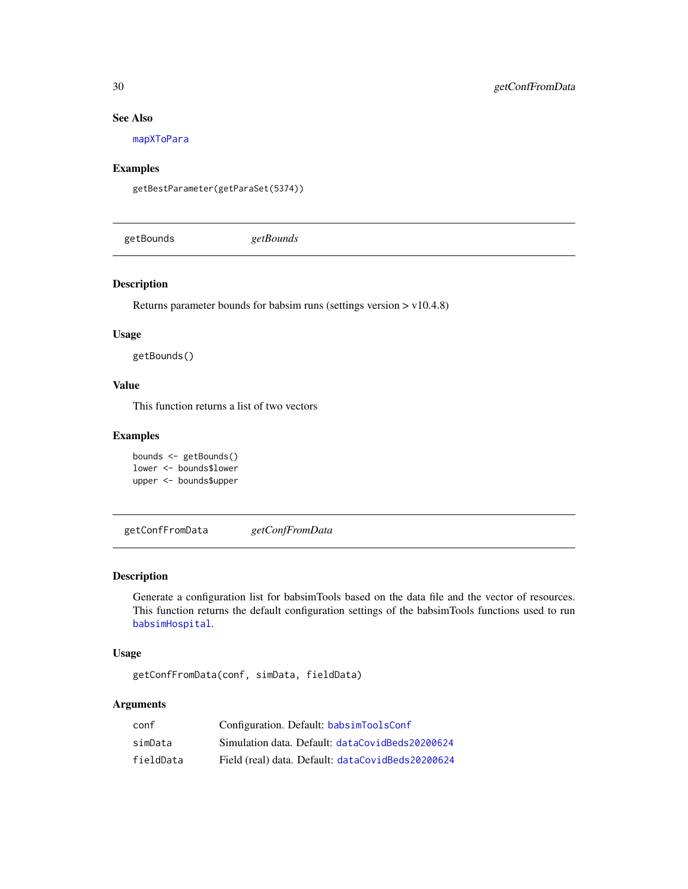### See Also

mapXToPara

### Examples

```
getBestParameter(getParaSet(5374))
```

## getBounds *getBounds*

### Description

Returns parameter bounds for babsim runs (settings version > v10.4.8)

### Usage

```
getBounds()
```

### Value

This function returns a list of two vectors

### Examples

```
bounds <- getBounds()
lower <- bounds$lower
upper <- bounds$upper
```

## getConfFromData *getConfFromData*

### Description

Generate a configuration list for babsimTools based on the data file and the vector of resources. This function returns the default configuration settings of the babsimTools functions used to run babsimHospital.

### Usage

```
getConfFromData(conf, simData, fieldData)
```

### Arguments

| | |
|---|---|
| conf | Configuration. Default: babsimToolsConf |
| simData | Simulation data. Default: dataCovidBeds20200624 |
| fieldData | Field (real) data. Default: dataCovidBeds20200624 |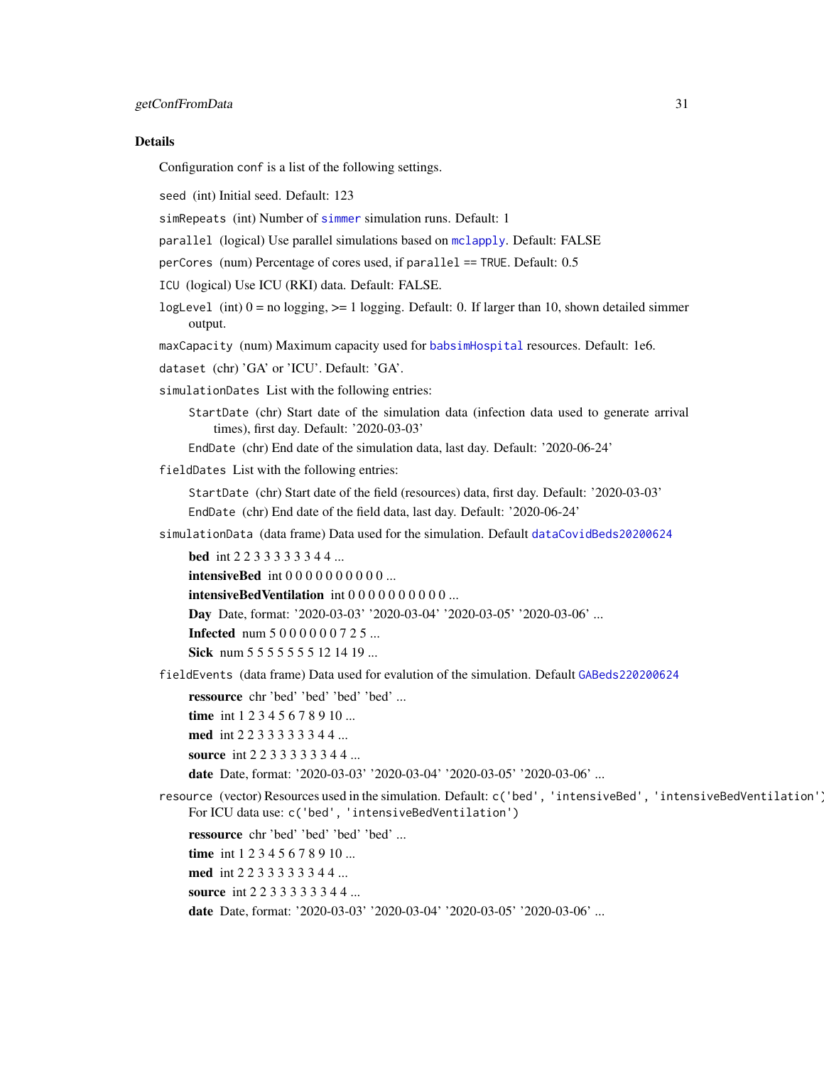## Details

Configuration `conf` is a list of the following settings.

`seed` (int) Initial seed. Default: 123

`simRepeats` (int) Number of `simmer` simulation runs. Default: 1

`parallel` (logical) Use parallel simulations based on `mclapply`. Default: FALSE

`perCores` (num) Percentage of cores used, if `parallel == TRUE`. Default: 0.5

`ICU` (logical) Use ICU (RKI) data. Default: FALSE.

`logLevel` (int) 0 = no logging, >= 1 logging. Default: 0. If larger than 10, shown detailed simmer output.

`maxCapacity` (num) Maximum capacity used for `babsimHospital` resources. Default: 1e6.

`dataset` (chr) 'GA' or 'ICU'. Default: 'GA'.

`simulationDates` List with the following entries:

- `StartDate` (chr) Start date of the simulation data (infection data used to generate arrival times), first day. Default: '2020-03-03'
- `EndDate` (chr) End date of the simulation data, last day. Default: '2020-06-24'

`fieldDates` List with the following entries:

- `StartDate` (chr) Start date of the field (resources) data, first day. Default: '2020-03-03'
- `EndDate` (chr) End date of the field data, last day. Default: '2020-06-24'

`simulationData` (data frame) Data used for the simulation. Default `dataCovidBeds20200624`

- **bed** int 2 2 3 3 3 3 3 3 4 4 ...
- **intensiveBed** int 0 0 0 0 0 0 0 0 0 0 ...
- **intensiveBedVentilation** int 0 0 0 0 0 0 0 0 0 0 ...
- **Day** Date, format: '2020-03-03' '2020-03-04' '2020-03-05' '2020-03-06' ...
- **Infected** num 5 0 0 0 0 0 0 7 2 5 ...
- **Sick** num 5 5 5 5 5 5 5 12 14 19 ...

`fieldEvents` (data frame) Data used for evalution of the simulation. Default `GABeds220200624`

- **ressource** chr 'bed' 'bed' 'bed' 'bed' ...
- **time** int 1 2 3 4 5 6 7 8 9 10 ...
- **med** int 2 2 3 3 3 3 3 3 4 4 ...
- **source** int 2 2 3 3 3 3 3 3 4 4 ...
- **date** Date, format: '2020-03-03' '2020-03-04' '2020-03-05' '2020-03-06' ...

`resource` (vector) Resources used in the simulation. Default: `c('bed', 'intensiveBed', 'intensiveBedVentilation')` For ICU data use: `c('bed', 'intensiveBedVentilation')`

- **ressource** chr 'bed' 'bed' 'bed' 'bed' ...
- **time** int 1 2 3 4 5 6 7 8 9 10 ...
- **med** int 2 2 3 3 3 3 3 3 4 4 ...
- **source** int 2 2 3 3 3 3 3 3 4 4 ...
- **date** Date, format: '2020-03-03' '2020-03-04' '2020-03-05' '2020-03-06' ...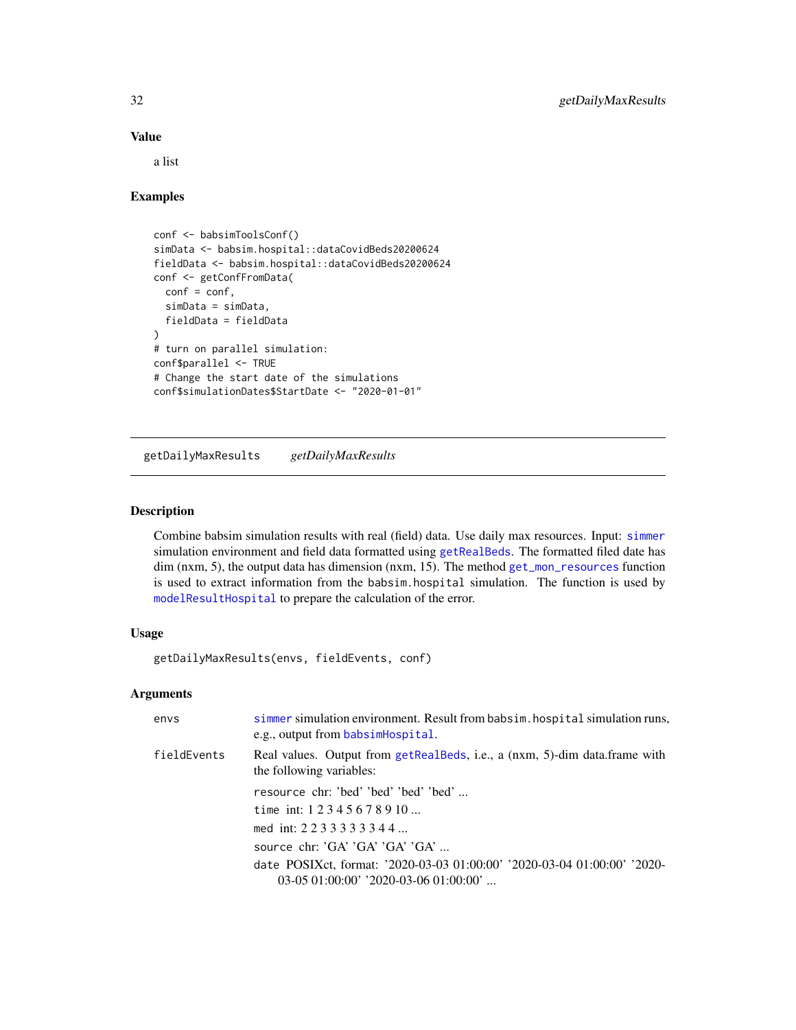### Value

a list

### Examples

```
conf <- babsimToolsConf()
simData <- babsim.hospital::dataCovidBeds20200624
fieldData <- babsim.hospital::dataCovidBeds20200624
conf <- getConfFromData(
  conf = conf,
  simData = simData,
  fieldData = fieldData
)
# turn on parallel simulation:
conf$parallel <- TRUE
# Change the start date of the simulations
conf$simulationDates$StartDate <- "2020-01-01"
```

---

## getDailyMaxResults    *getDailyMaxResults*

### Description

Combine babsim simulation results with real (field) data. Use daily max resources. Input: simmer simulation environment and field data formatted using getRealBeds. The formatted filed date has dim (nxm, 5), the output data has dimension (nxm, 15). The method get_mon_resources function is used to extract information from the babsim.hospital simulation. The function is used by modelResultHospital to prepare the calculation of the error.

### Usage

```
getDailyMaxResults(envs, fieldEvents, conf)
```

### Arguments

| | |
|---|---|
| envs | simmer simulation environment. Result from babsim.hospital simulation runs, e.g., output from babsimHospital. |
| fieldEvents | Real values. Output from getRealBeds, i.e., a (nxm, 5)-dim data.frame with the following variables:<br>resource chr: 'bed' 'bed' 'bed' 'bed' ...<br>time int: 1 2 3 4 5 6 7 8 9 10 ...<br>med int: 2 2 3 3 3 3 3 3 4 4 ...<br>source chr: 'GA' 'GA' 'GA' 'GA' ...<br>date POSIXct, format: '2020-03-03 01:00:00' '2020-03-04 01:00:00' '2020-03-05 01:00:00' '2020-03-06 01:00:00' ... |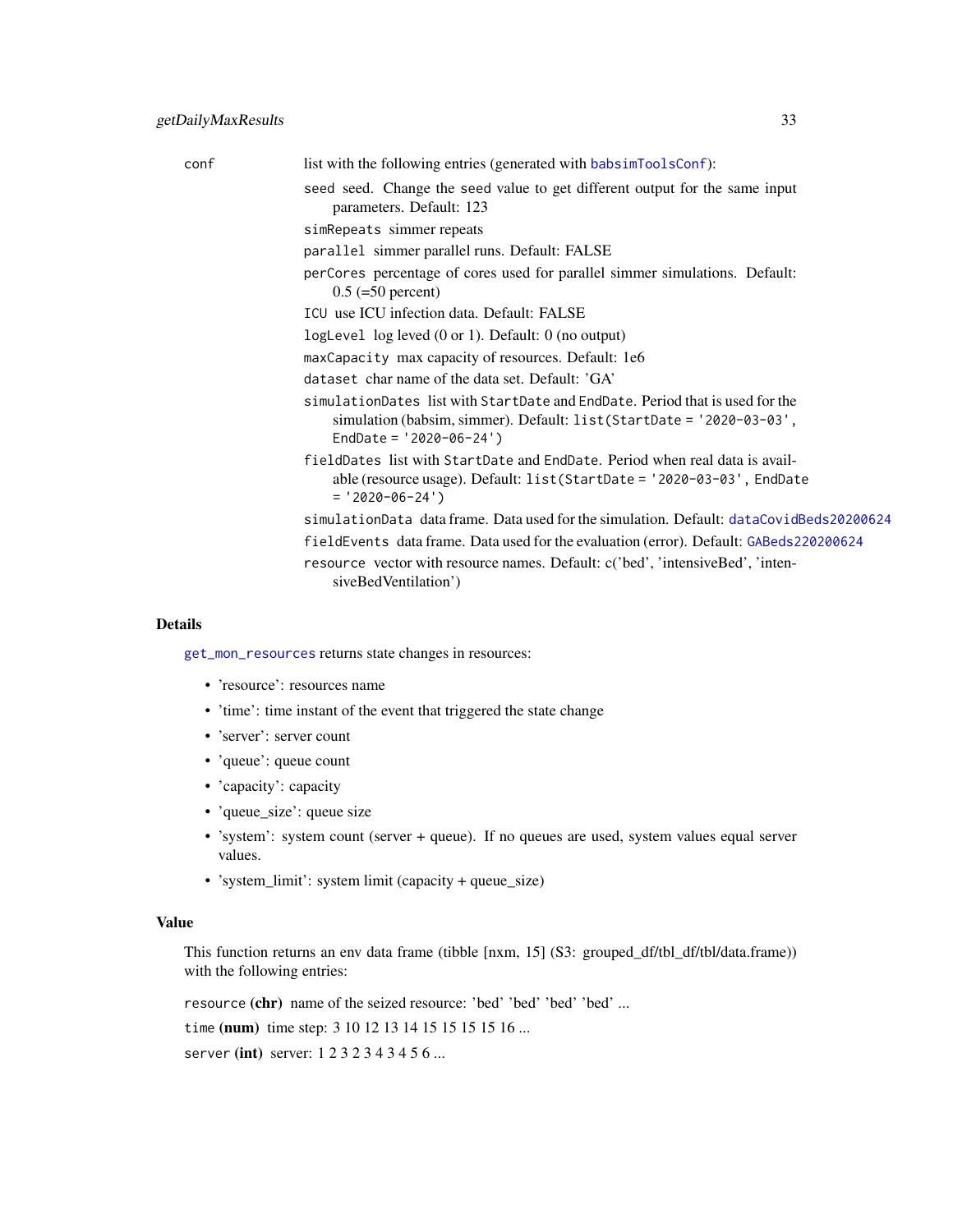conf list with the following entries (generated with `babsimToolsConf`):

- `seed` seed. Change the `seed` value to get different output for the same input parameters. Default: 123
- `simRepeats` simmer repeats
- `parallel` simmer parallel runs. Default: FALSE
- `perCores` percentage of cores used for parallel simmer simulations. Default: 0.5 (=50 percent)
- `ICU` use ICU infection data. Default: FALSE
- `logLevel` log leved (0 or 1). Default: 0 (no output)
- `maxCapacity` max capacity of resources. Default: 1e6
- `dataset` char name of the data set. Default: 'GA'
- `simulationDates` list with `StartDate` and `EndDate`. Period that is used for the simulation (babsim, simmer). Default: `list(StartDate = '2020-03-03', EndDate = '2020-06-24')`
- `fieldDates` list with `StartDate` and `EndDate`. Period when real data is available (resource usage). Default: `list(StartDate = '2020-03-03', EndDate = '2020-06-24')`
- `simulationData` data frame. Data used for the simulation. Default: `dataCovidBeds20200624`
- `fieldEvents` data frame. Data used for the evaluation (error). Default: `GABeds220200624`
- `resource` vector with resource names. Default: c('bed', 'intensiveBed', 'intensiveBedVentilation')

## Details

`get_mon_resources` returns state changes in resources:

- 'resource': resources name
- 'time': time instant of the event that triggered the state change
- 'server': server count
- 'queue': queue count
- 'capacity': capacity
- 'queue_size': queue size
- 'system': system count (server + queue). If no queues are used, system values equal server values.
- 'system_limit': system limit (capacity + queue_size)

## Value

This function returns an env data frame (tibble [nxm, 15] (S3: grouped_df/tbl_df/tbl/data.frame)) with the following entries:

`resource` **(chr)** name of the seized resource: 'bed' 'bed' 'bed' 'bed' ...

`time` **(num)** time step: 3 10 12 13 14 15 15 15 15 16 ...

`server` **(int)** server: 1 2 3 2 3 4 3 4 5 6 ...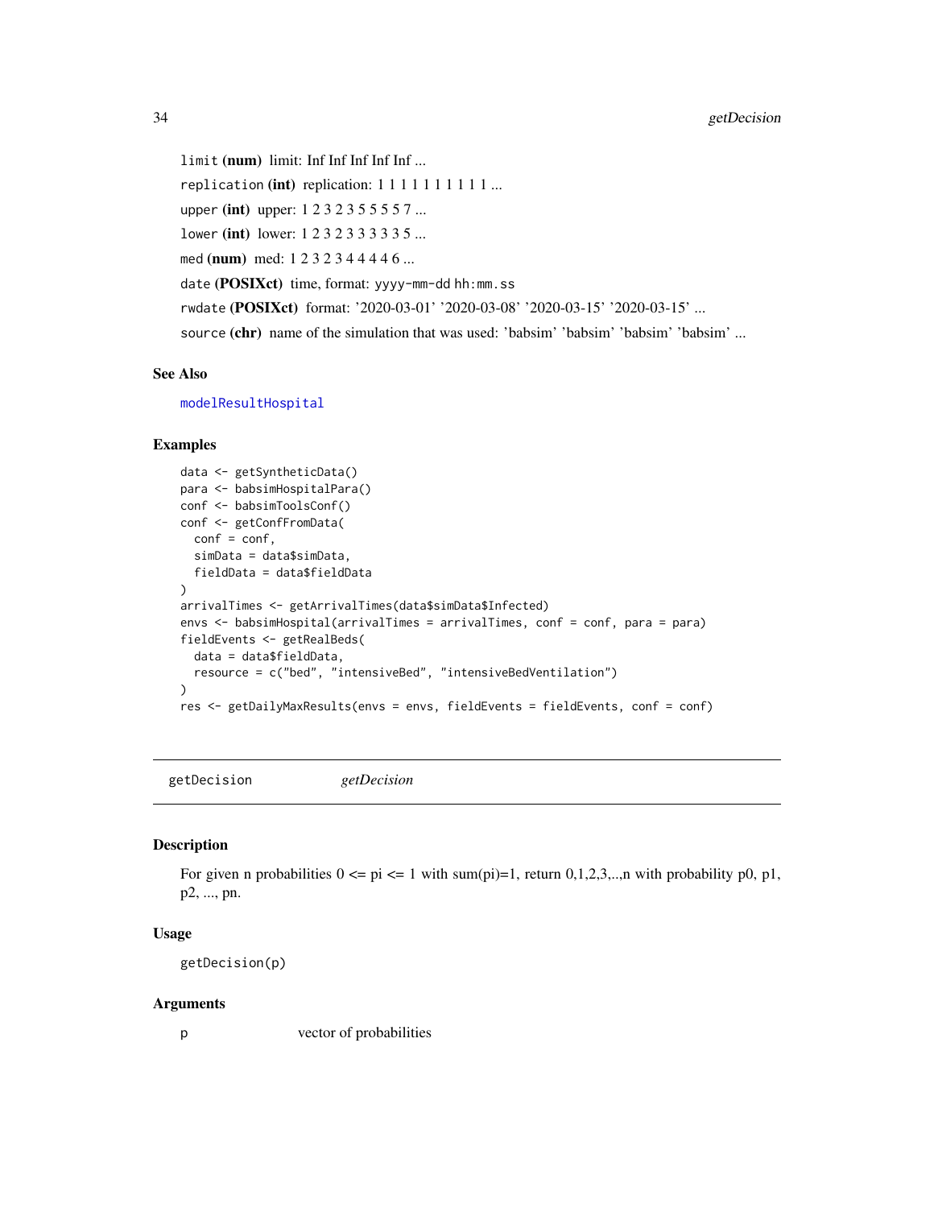`limit` **(num)** limit: Inf Inf Inf Inf Inf ...

`replication` **(int)** replication: 1 1 1 1 1 1 1 1 1 1 ...

`upper` **(int)** upper: 1 2 3 2 3 5 5 5 5 7 ...

`lower` **(int)** lower: 1 2 3 2 3 3 3 3 3 5 ...

`med` **(num)** med: 1 2 3 2 3 4 4 4 4 6 ...

`date` **(POSIXct)** time, format: `yyyy-mm-dd hh:mm.ss`

`rwdate` **(POSIXct)** format: '2020-03-01' '2020-03-08' '2020-03-15' '2020-03-15' ...

`source` **(chr)** name of the simulation that was used: 'babsim' 'babsim' 'babsim' 'babsim' ...

### See Also

`modelResultHospital`

### Examples

```
data <- getSyntheticData()
para <- babsimHospitalPara()
conf <- babsimToolsConf()
conf <- getConfFromData(
  conf = conf,
  simData = data$simData,
  fieldData = data$fieldData
)
arrivalTimes <- getArrivalTimes(data$simData$Infected)
envs <- babsimHospital(arrivalTimes = arrivalTimes, conf = conf, para = para)
fieldEvents <- getRealBeds(
  data = data$fieldData,
  resource = c("bed", "intensiveBed", "intensiveBedVentilation")
)
res <- getDailyMaxResults(envs = envs, fieldEvents = fieldEvents, conf = conf)
```

---

## getDecision &nbsp;&nbsp;&nbsp;&nbsp; *getDecision*

### Description

For given n probabilities 0 <= pi <= 1 with sum(pi)=1, return 0,1,2,3,..,n with probability p0, p1, p2, ..., pn.

### Usage

```
getDecision(p)
```

### Arguments

| | |
|---|---|
| `p` | vector of probabilities |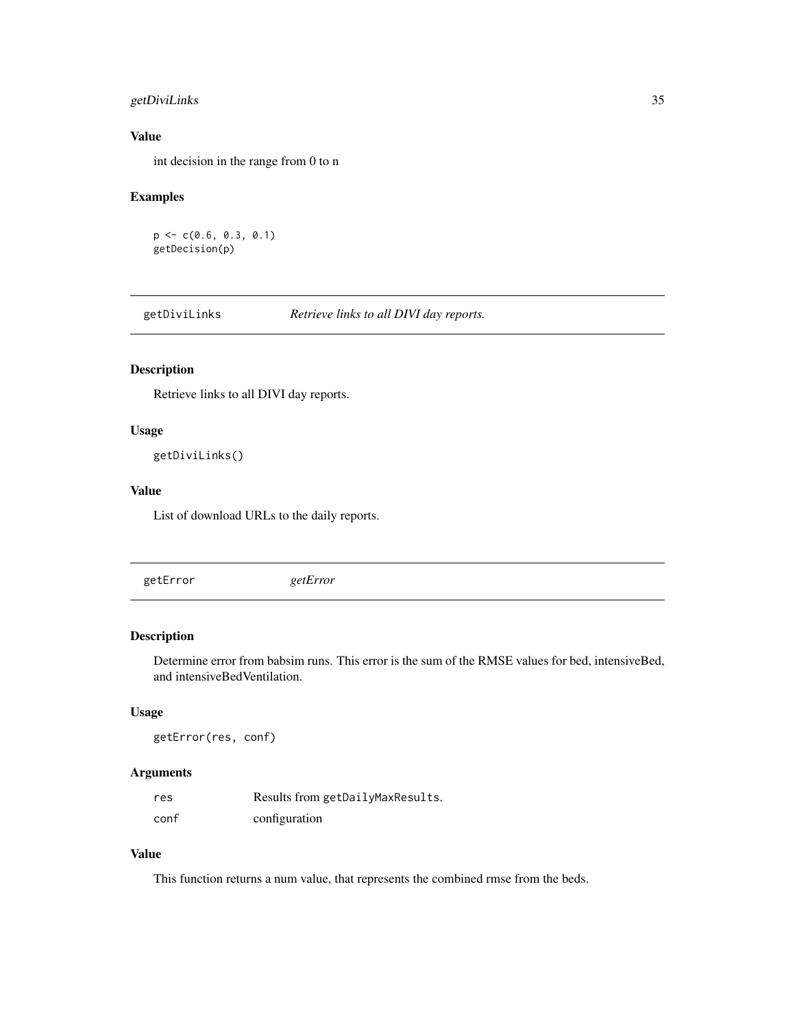### Value

int decision in the range from 0 to n

### Examples

```
p <- c(0.6, 0.3, 0.1)
getDecision(p)
```

## getDiviLinks — *Retrieve links to all DIVI day reports.*

### Description

Retrieve links to all DIVI day reports.

### Usage

```
getDiviLinks()
```

### Value

List of download URLs to the daily reports.

## getError — *getError*

### Description

Determine error from babsim runs. This error is the sum of the RMSE values for bed, intensiveBed, and intensiveBedVentilation.

### Usage

```
getError(res, conf)
```

### Arguments

| | |
|---|---|
| `res` | Results from `getDailyMaxResults`. |
| `conf` | configuration |

### Value

This function returns a num value, that represents the combined rmse from the beds.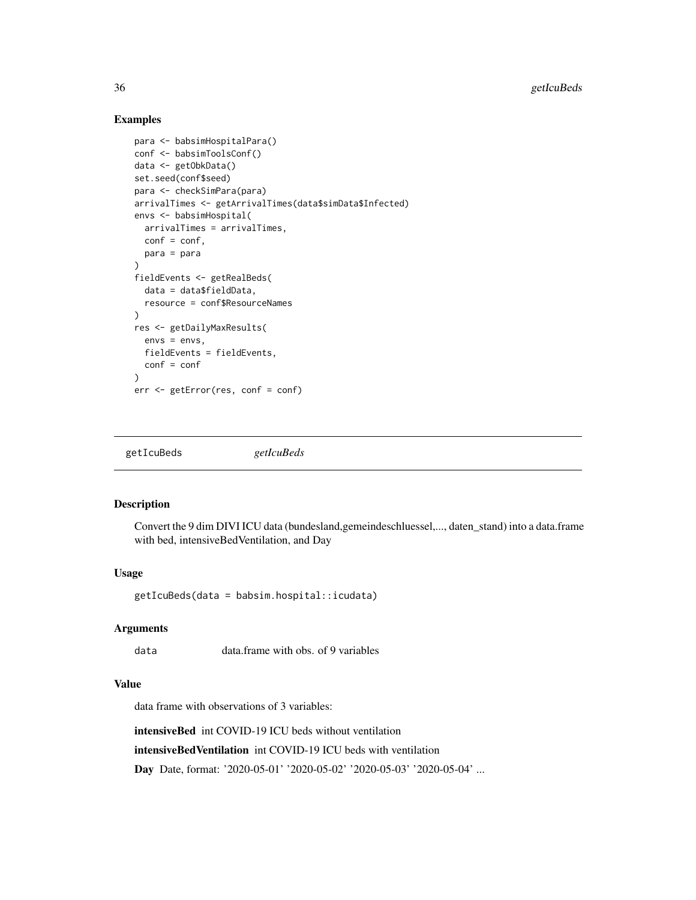## Examples

```
para <- babsimHospitalPara()
conf <- babsimToolsConf()
data <- getObkData()
set.seed(conf$seed)
para <- checkSimPara(para)
arrivalTimes <- getArrivalTimes(data$simData$Infected)
envs <- babsimHospital(
  arrivalTimes = arrivalTimes,
  conf = conf,
  para = para
)
fieldEvents <- getRealBeds(
  data = data$fieldData,
  resource = conf$ResourceNames
)
res <- getDailyMaxResults(
  envs = envs,
  fieldEvents = fieldEvents,
  conf = conf
)
err <- getError(res, conf = conf)
```

---

# getIcuBeds *getIcuBeds*

---

## Description

Convert the 9 dim DIVI ICU data (bundesland,gemeindeschluessel,..., daten_stand) into a data.frame with bed, intensiveBedVentilation, and Day

## Usage

```
getIcuBeds(data = babsim.hospital::icudata)
```

## Arguments

`data` data.frame with obs. of 9 variables

## Value

data frame with observations of 3 variables:

**intensiveBed** int COVID-19 ICU beds without ventilation

**intensiveBedVentilation** int COVID-19 ICU beds with ventilation

**Day** Date, format: '2020-05-01' '2020-05-02' '2020-05-03' '2020-05-04' ...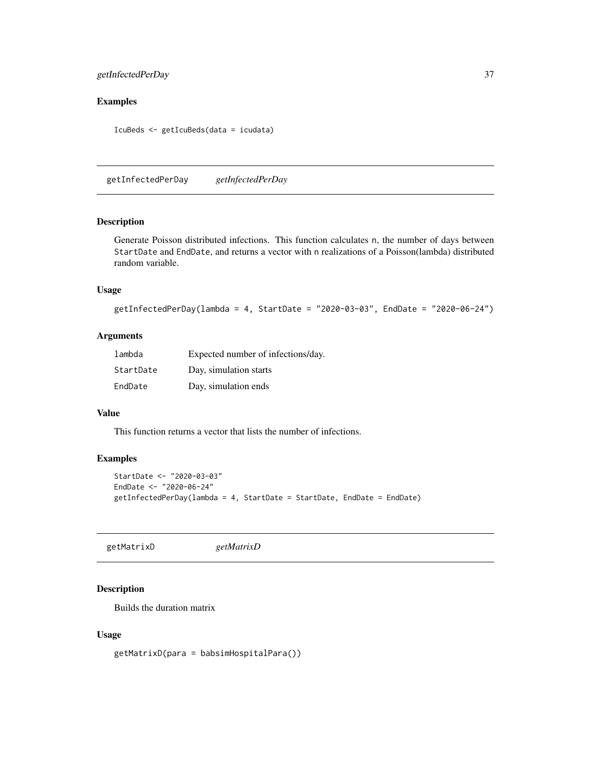### Examples

```
IcuBeds <- getIcuBeds(data = icudata)
```

## getInfectedPerDay *getInfectedPerDay*

### Description

Generate Poisson distributed infections. This function calculates n, the number of days between StartDate and EndDate, and returns a vector with n realizations of a Poisson(lambda) distributed random variable.

### Usage

```
getInfectedPerDay(lambda = 4, StartDate = "2020-03-03", EndDate = "2020-06-24")
```

### Arguments

| | |
|---|---|
| lambda | Expected number of infections/day. |
| StartDate | Day, simulation starts |
| EndDate | Day, simulation ends |

### Value

This function returns a vector that lists the number of infections.

### Examples

```
StartDate <- "2020-03-03"
EndDate <- "2020-06-24"
getInfectedPerDay(lambda = 4, StartDate = StartDate, EndDate = EndDate)
```

## getMatrixD *getMatrixD*

### Description

Builds the duration matrix

### Usage

```
getMatrixD(para = babsimHospitalPara())
```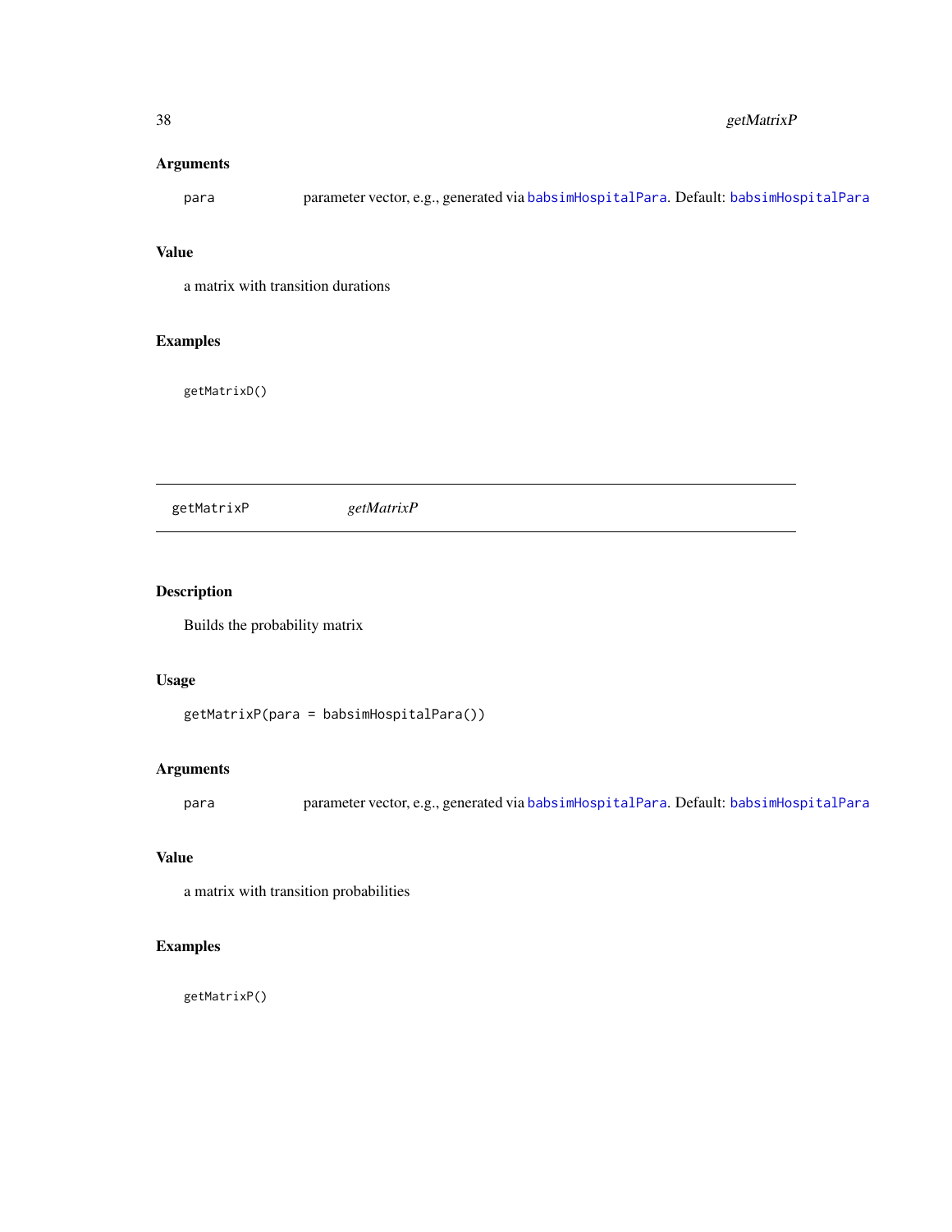### Arguments

| | |
|---|---|
| para | parameter vector, e.g., generated via `babsimHospitalPara`. Default: `babsimHospitalPara` |

### Value

a matrix with transition durations

### Examples

```
getMatrixD()
```

---

## getMatrixP &nbsp;&nbsp;&nbsp;&nbsp; *getMatrixP*

---

### Description

Builds the probability matrix

### Usage

```
getMatrixP(para = babsimHospitalPara())
```

### Arguments

| | |
|---|---|
| para | parameter vector, e.g., generated via `babsimHospitalPara`. Default: `babsimHospitalPara` |

### Value

a matrix with transition probabilities

### Examples

```
getMatrixP()
```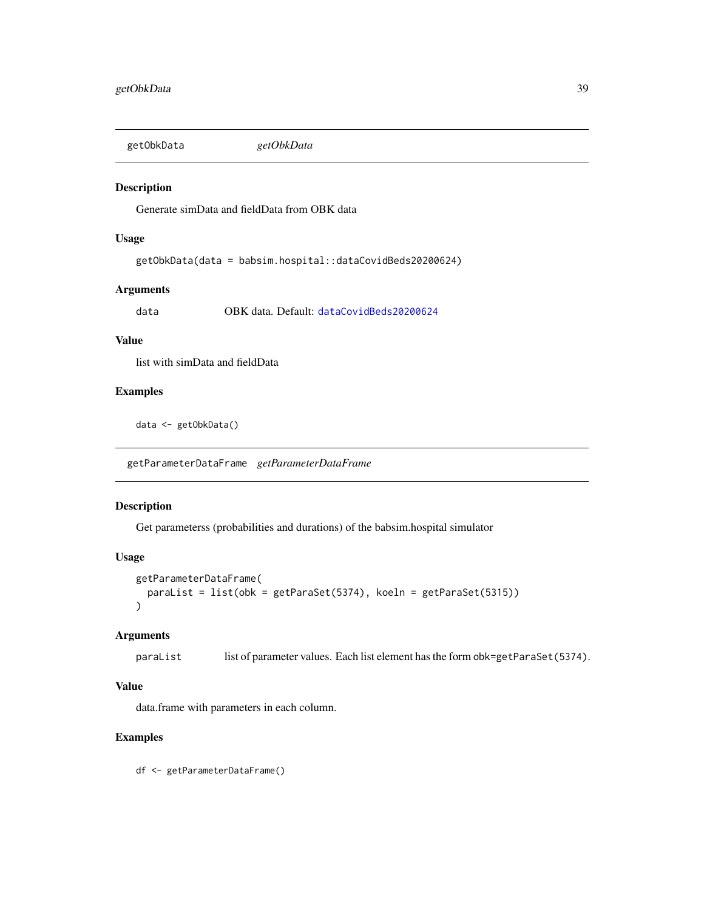## getObkData *getObkData*

### Description

Generate simData and fieldData from OBK data

### Usage

```
getObkData(data = babsim.hospital::dataCovidBeds20200624)
```

### Arguments

| | |
|---|---|
| data | OBK data. Default: dataCovidBeds20200624 |

### Value

list with simData and fieldData

### Examples

```
data <- getObkData()
```

## getParameterDataFrame *getParameterDataFrame*

### Description

Get parameterss (probabilities and durations) of the babsim.hospital simulator

### Usage

```
getParameterDataFrame(
  paraList = list(obk = getParaSet(5374), koeln = getParaSet(5315))
)
```

### Arguments

| | |
|---|---|
| paraList | list of parameter values. Each list element has the form obk=getParaSet(5374). |

### Value

data.frame with parameters in each column.

### Examples

```
df <- getParameterDataFrame()
```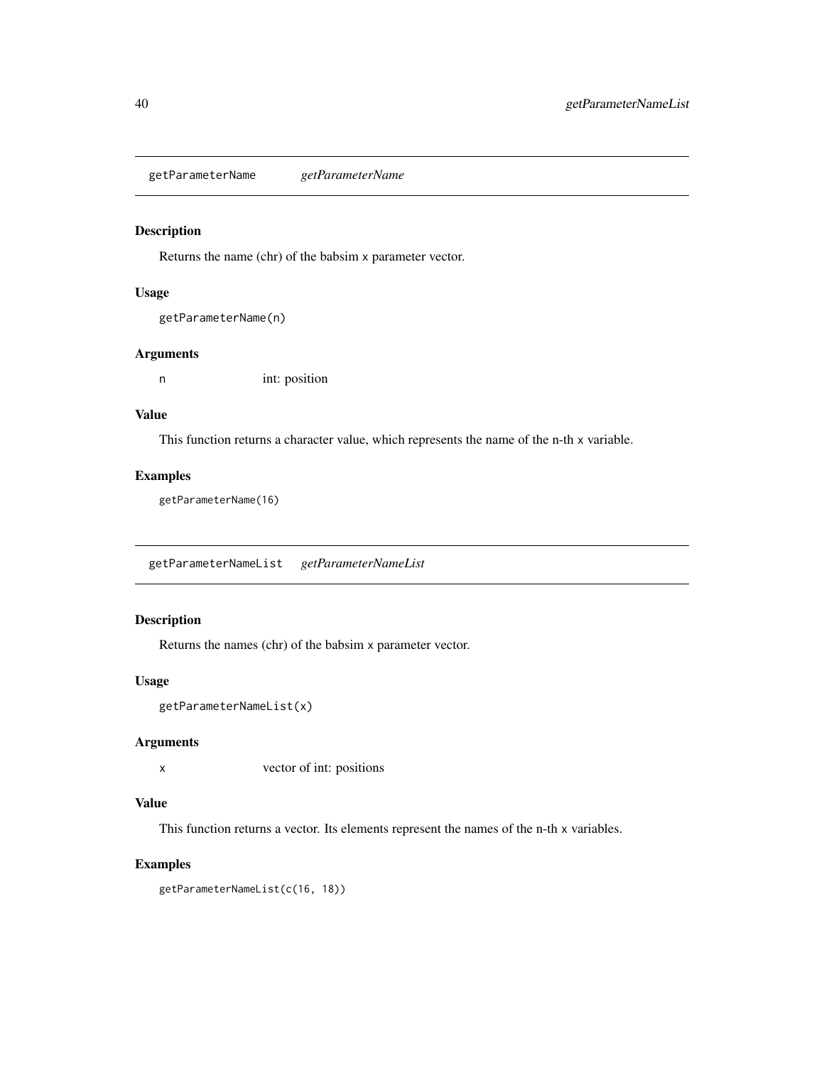## getParameterName *getParameterName*

### Description

Returns the name (chr) of the babsim `x` parameter vector.

### Usage

```
getParameterName(n)
```

### Arguments

| | |
|---|---|
| `n` | int: position |

### Value

This function returns a character value, which represents the name of the n-th `x` variable.

### Examples

```
getParameterName(16)
```

## getParameterNameList *getParameterNameList*

### Description

Returns the names (chr) of the babsim `x` parameter vector.

### Usage

```
getParameterNameList(x)
```

### Arguments

| | |
|---|---|
| `x` | vector of int: positions |

### Value

This function returns a vector. Its elements represent the names of the n-th `x` variables.

### Examples

```
getParameterNameList(c(16, 18))
```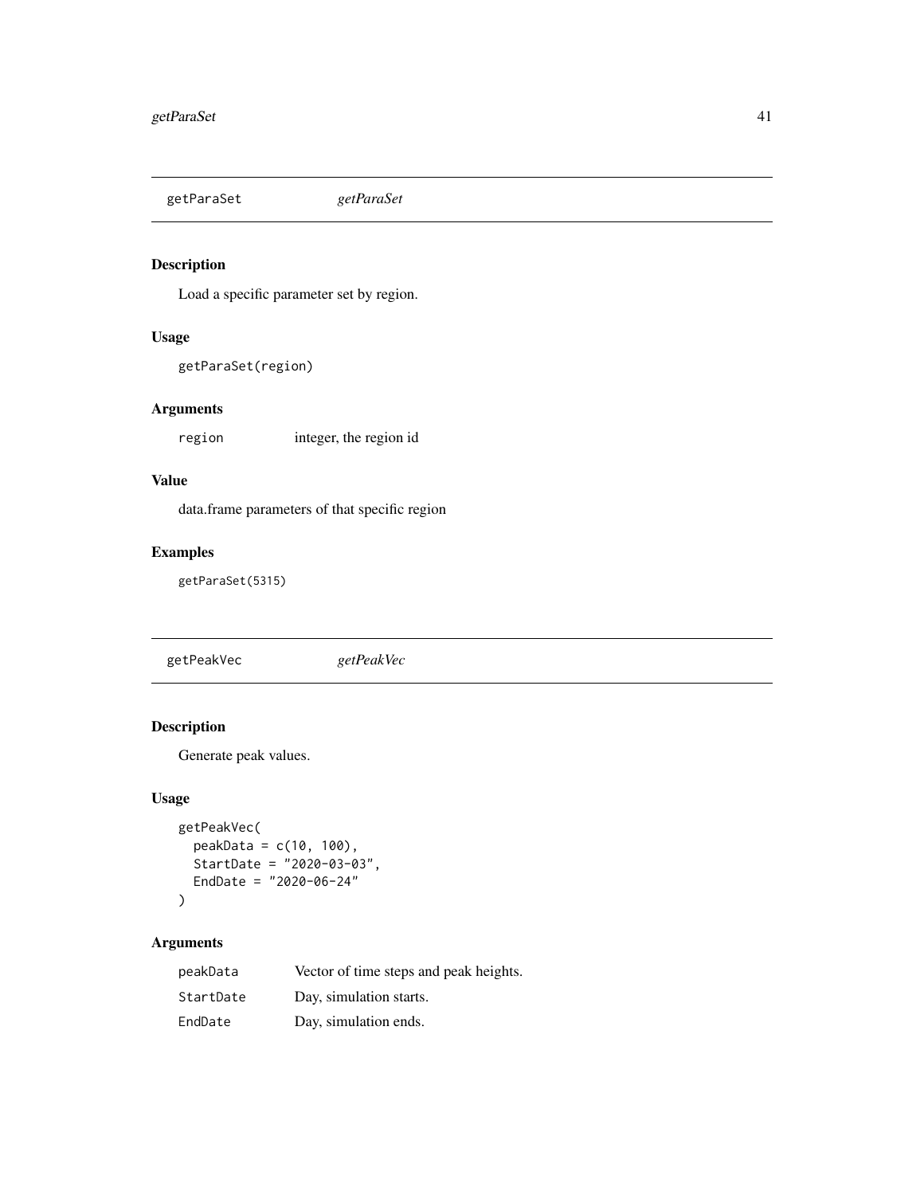## getParaSet &nbsp;&nbsp;&nbsp; *getParaSet*

### Description

Load a specific parameter set by region.

### Usage

```
getParaSet(region)
```

### Arguments

| | |
|---|---|
| region | integer, the region id |

### Value

data.frame parameters of that specific region

### Examples

```
getParaSet(5315)
```

## getPeakVec &nbsp;&nbsp;&nbsp; *getPeakVec*

### Description

Generate peak values.

### Usage

```
getPeakVec(
  peakData = c(10, 100),
  StartDate = "2020-03-03",
  EndDate = "2020-06-24"
)
```

### Arguments

| | |
|---|---|
| peakData | Vector of time steps and peak heights. |
| StartDate | Day, simulation starts. |
| EndDate | Day, simulation ends. |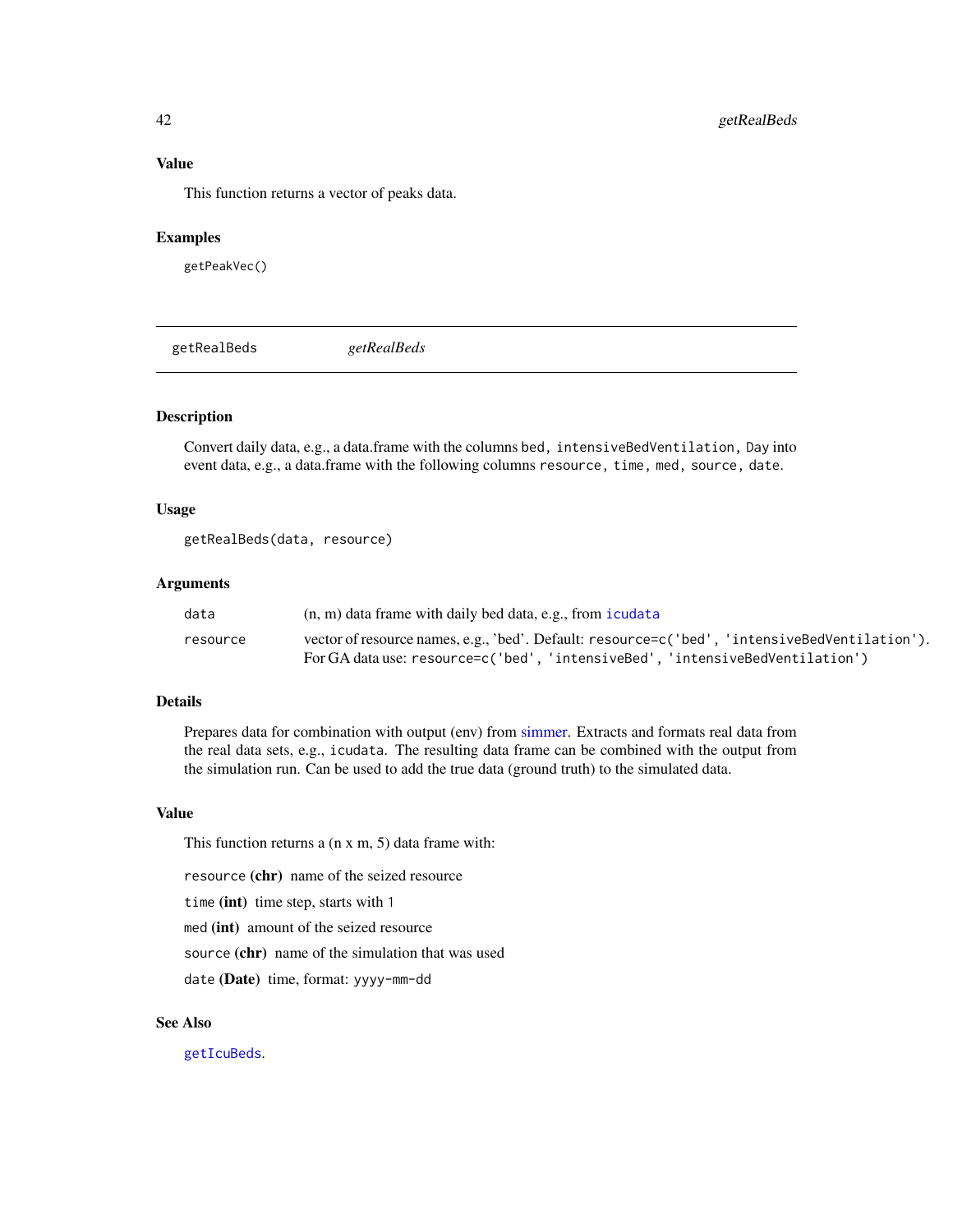### Value

This function returns a vector of peaks data.

### Examples

```
getPeakVec()
```

---

## getRealBeds *getRealBeds*

### Description

Convert daily data, e.g., a data.frame with the columns `bed`, `intensiveBedVentilation`, `Day` into event data, e.g., a data.frame with the following columns `resource`, `time`, `med`, `source`, `date`.

### Usage

```
getRealBeds(data, resource)
```

### Arguments

| | |
|---|---|
| `data` | (n, m) data frame with daily bed data, e.g., from `icudata` |
| `resource` | vector of resource names, e.g., 'bed'. Default: `resource=c('bed', 'intensiveBedVentilation')`. For GA data use: `resource=c('bed', 'intensiveBed', 'intensiveBedVentilation')` |

### Details

Prepares data for combination with output (env) from simmer. Extracts and formats real data from the real data sets, e.g., `icudata`. The resulting data frame can be combined with the output from the simulation run. Can be used to add the true data (ground truth) to the simulated data.

### Value

This function returns a (n x m, 5) data frame with:

`resource` **(chr)** name of the seized resource

`time` **(int)** time step, starts with 1

`med` **(int)** amount of the seized resource

`source` **(chr)** name of the simulation that was used

`date` **(Date)** time, format: `yyyy-mm-dd`

### See Also

`getIcuBeds`.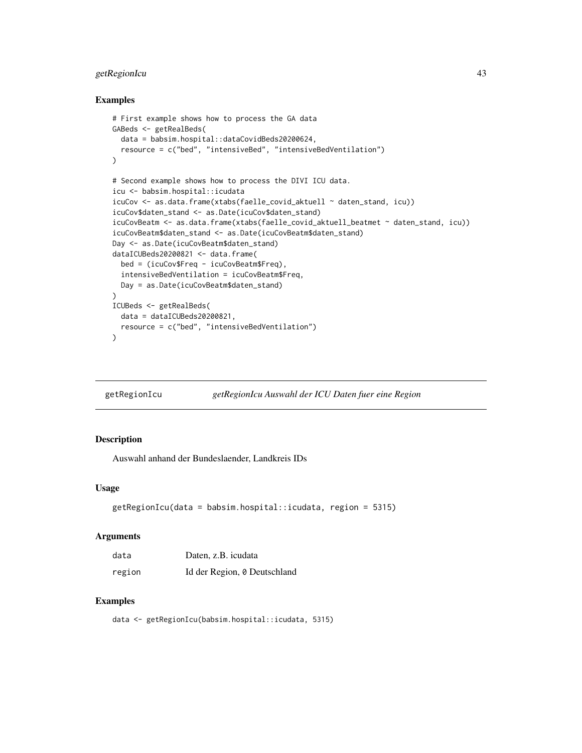## Examples

```
# First example shows how to process the GA data
GABeds <- getRealBeds(
  data = babsim.hospital::dataCovidBeds20200624,
  resource = c("bed", "intensiveBed", "intensiveBedVentilation")
)

# Second example shows how to process the DIVI ICU data.
icu <- babsim.hospital::icudata
icuCov <- as.data.frame(xtabs(faelle_covid_aktuell ~ daten_stand, icu))
icuCov$daten_stand <- as.Date(icuCov$daten_stand)
icuCovBeatm <- as.data.frame(xtabs(faelle_covid_aktuell_beatmet ~ daten_stand, icu))
icuCovBeatm$daten_stand <- as.Date(icuCovBeatm$daten_stand)
Day <- as.Date(icuCovBeatm$daten_stand)
dataICUBeds20200821 <- data.frame(
  bed = (icuCov$Freq - icuCovBeatm$Freq),
  intensiveBedVentilation = icuCovBeatm$Freq,
  Day = as.Date(icuCovBeatm$daten_stand)
)
ICUBeds <- getRealBeds(
  data = dataICUBeds20200821,
  resource = c("bed", "intensiveBedVentilation")
)
```

---

# getRegionIcu — *getRegionIcu Auswahl der ICU Daten fuer eine Region*

## Description

Auswahl anhand der Bundeslaender, Landkreis IDs

## Usage

```
getRegionIcu(data = babsim.hospital::icudata, region = 5315)
```

## Arguments

| | |
|---|---|
| data | Daten, z.B. icudata |
| region | Id der Region, `0` Deutschland |

## Examples

```
data <- getRegionIcu(babsim.hospital::icudata, 5315)
```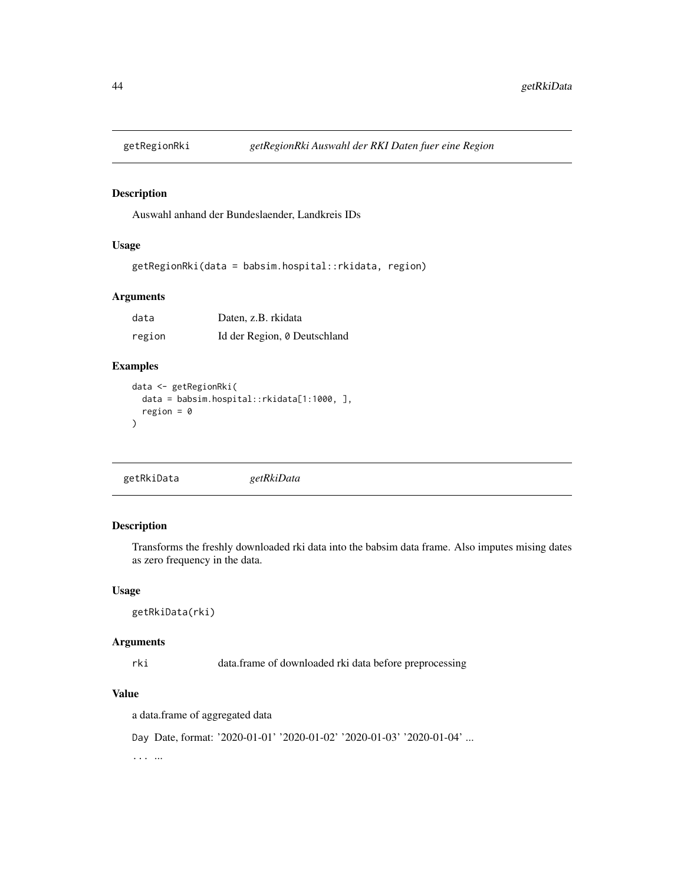## getRegionRki *getRegionRki Auswahl der RKI Daten fuer eine Region*

### Description

Auswahl anhand der Bundeslaender, Landkreis IDs

### Usage

```
getRegionRki(data = babsim.hospital::rkidata, region)
```

### Arguments

| | |
|---|---|
| data | Daten, z.B. rkidata |
| region | Id der Region, 0 Deutschland |

### Examples

```
data <- getRegionRki(
  data = babsim.hospital::rkidata[1:1000, ],
  region = 0
)
```

## getRkiData *getRkiData*

### Description

Transforms the freshly downloaded rki data into the babsim data frame. Also imputes mising dates as zero frequency in the data.

### Usage

```
getRkiData(rki)
```

### Arguments

| | |
|---|---|
| rki | data.frame of downloaded rki data before preprocessing |

### Value

a data.frame of aggregated data

`Day` Date, format: '2020-01-01' '2020-01-02' '2020-01-03' '2020-01-04' ...

`...` ...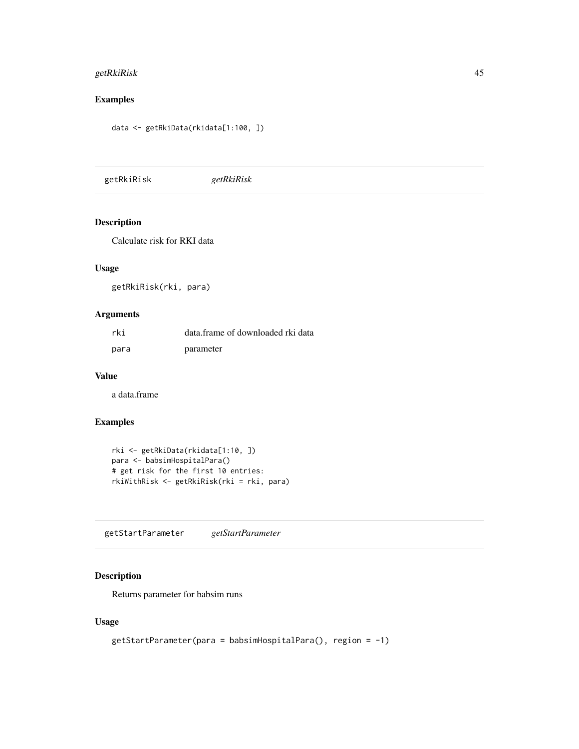## Examples

```
data <- getRkiData(rkidata[1:100, ])
```

---

## getRkiRisk *getRkiRisk*

### Description

Calculate risk for RKI data

### Usage

```
getRkiRisk(rki, para)
```

### Arguments

| | |
|---|---|
| rki | data.frame of downloaded rki data |
| para | parameter |

### Value

a data.frame

### Examples

```
rki <- getRkiData(rkidata[1:10, ])
para <- babsimHospitalPara()
# get risk for the first 10 entries:
rkiWithRisk <- getRkiRisk(rki = rki, para)
```

---

## getStartParameter *getStartParameter*

### Description

Returns parameter for babsim runs

### Usage

```
getStartParameter(para = babsimHospitalPara(), region = -1)
```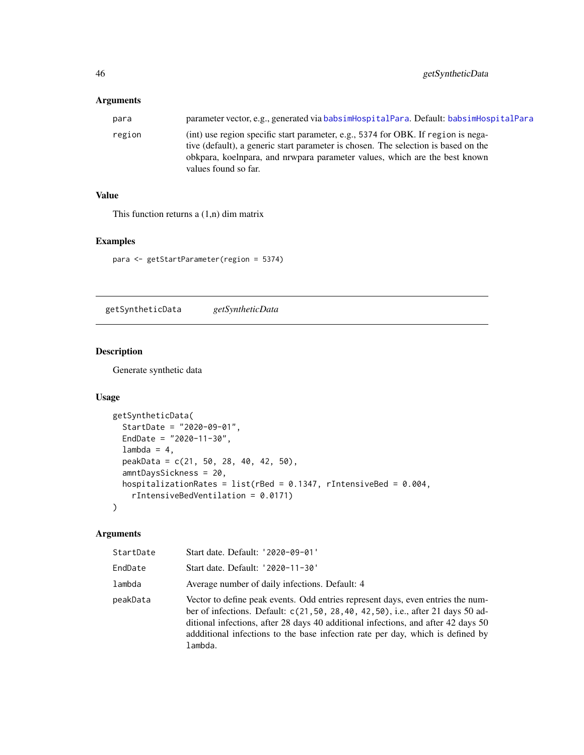### Arguments

| | |
|---|---|
| para | parameter vector, e.g., generated via babsimHospitalPara. Default: babsimHospitalPara |
| region | (int) use region specific start parameter, e.g., 5374 for OBK. If region is negative (default), a generic start parameter is chosen. The selection is based on the obkpara, koelnpara, and nrwpara parameter values, which are the best known values found so far. |

### Value

This function returns a (1,n) dim matrix

### Examples

```
para <- getStartParameter(region = 5374)
```

---

## getSyntheticData *getSyntheticData*

---

### Description

Generate synthetic data

### Usage

```
getSyntheticData(
  StartDate = "2020-09-01",
  EndDate = "2020-11-30",
  lambda = 4,
  peakData = c(21, 50, 28, 40, 42, 50),
  amntDaysSickness = 20,
  hospitalizationRates = list(rBed = 0.1347, rIntensiveBed = 0.004,
    rIntensiveBedVentilation = 0.0171)
)
```

### Arguments

| | |
|---|---|
| StartDate | Start date. Default: '2020-09-01' |
| EndDate | Start date. Default: '2020-11-30' |
| lambda | Average number of daily infections. Default: 4 |
| peakData | Vector to define peak events. Odd entries represent days, even entries the number of infections. Default: c(21,50, 28,40, 42,50), i.e., after 21 days 50 additional infections, after 28 days 40 additional infections, and after 42 days 50 addditional infections to the base infection rate per day, which is defined by lambda. |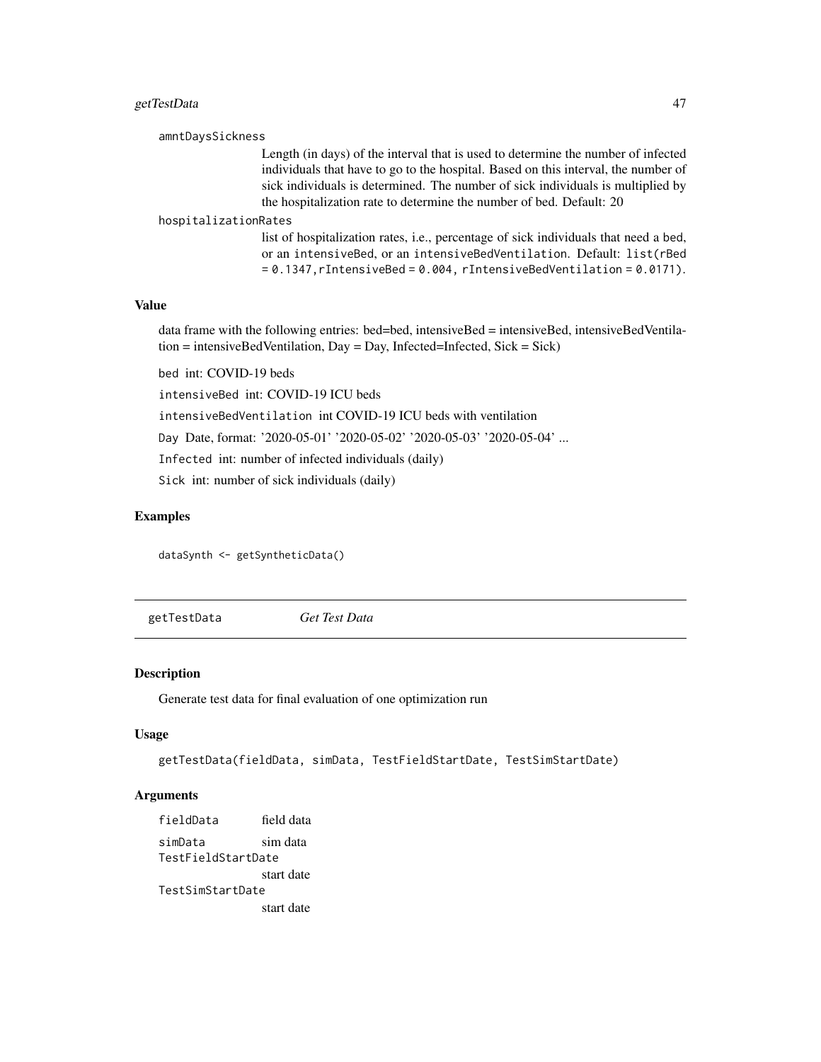amntDaysSickness
: Length (in days) of the interval that is used to determine the number of infected individuals that have to go to the hospital. Based on this interval, the number of sick individuals is determined. The number of sick individuals is multiplied by the hospitalization rate to determine the number of bed. Default: 20

hospitalizationRates
: list of hospitalization rates, i.e., percentage of sick individuals that need a bed, or an intensiveBed, or an intensiveBedVentilation. Default: list(rBed = 0.1347,rIntensiveBed = 0.004, rIntensiveBedVentilation = 0.0171).

### Value

data frame with the following entries: bed=bed, intensiveBed = intensiveBed, intensiveBedVentilation = intensiveBedVentilation, Day = Day, Infected=Infected, Sick = Sick)

bed int: COVID-19 beds

intensiveBed int: COVID-19 ICU beds

intensiveBedVentilation int COVID-19 ICU beds with ventilation

Day Date, format: '2020-05-01' '2020-05-02' '2020-05-03' '2020-05-04' ...

Infected int: number of infected individuals (daily)

Sick int: number of sick individuals (daily)

### Examples

```
dataSynth <- getSyntheticData()
```

---

## getTestData *Get Test Data*

### Description

Generate test data for final evaluation of one optimization run

### Usage

```
getTestData(fieldData, simData, TestFieldStartDate, TestSimStartDate)
```

### Arguments

fieldData
: field data

simData
: sim data

TestFieldStartDate
: start date

TestSimStartDate
: start date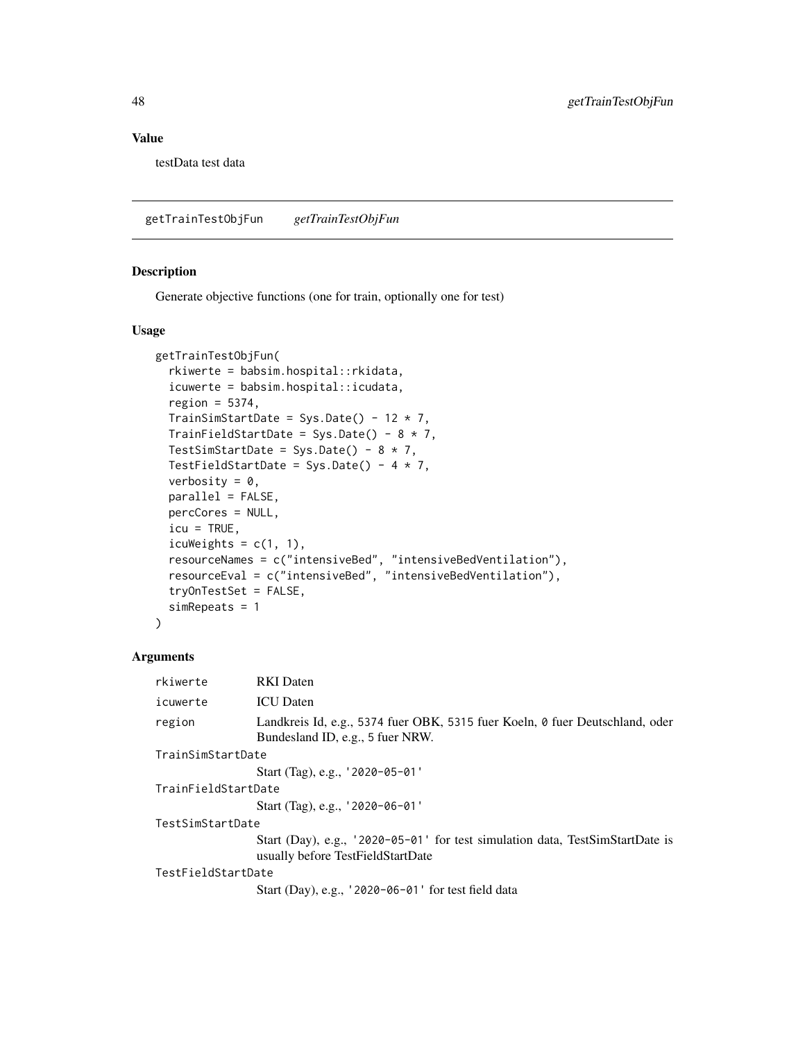## Value

testData test data

---

## getTrainTestObjFun *getTrainTestObjFun*

### Description

Generate objective functions (one for train, optionally one for test)

### Usage

```
getTrainTestObjFun(
  rkiwerte = babsim.hospital::rkidata,
  icuwerte = babsim.hospital::icudata,
  region = 5374,
  TrainSimStartDate = Sys.Date() - 12 * 7,
  TrainFieldStartDate = Sys.Date() - 8 * 7,
  TestSimStartDate = Sys.Date() - 8 * 7,
  TestFieldStartDate = Sys.Date() - 4 * 7,
  verbosity = 0,
  parallel = FALSE,
  percCores = NULL,
  icu = TRUE,
  icuWeights = c(1, 1),
  resourceNames = c("intensiveBed", "intensiveBedVentilation"),
  resourceEval = c("intensiveBed", "intensiveBedVentilation"),
  tryOnTestSet = FALSE,
  simRepeats = 1
)
```

### Arguments

| Argument | Description |
|---|---|
| `rkiwerte` | RKI Daten |
| `icuwerte` | ICU Daten |
| `region` | Landkreis Id, e.g., `5374` fuer OBK, `5315` fuer Koeln, `0` fuer Deutschland, oder Bundesland ID, e.g., 5 fuer NRW. |
| `TrainSimStartDate` | Start (Tag), e.g., `'2020-05-01'` |
| `TrainFieldStartDate` | Start (Tag), e.g., `'2020-06-01'` |
| `TestSimStartDate` | Start (Day), e.g., `'2020-05-01'` for test simulation data, TestSimStartDate is usually before TestFieldStartDate |
| `TestFieldStartDate` | Start (Day), e.g., `'2020-06-01'` for test field data |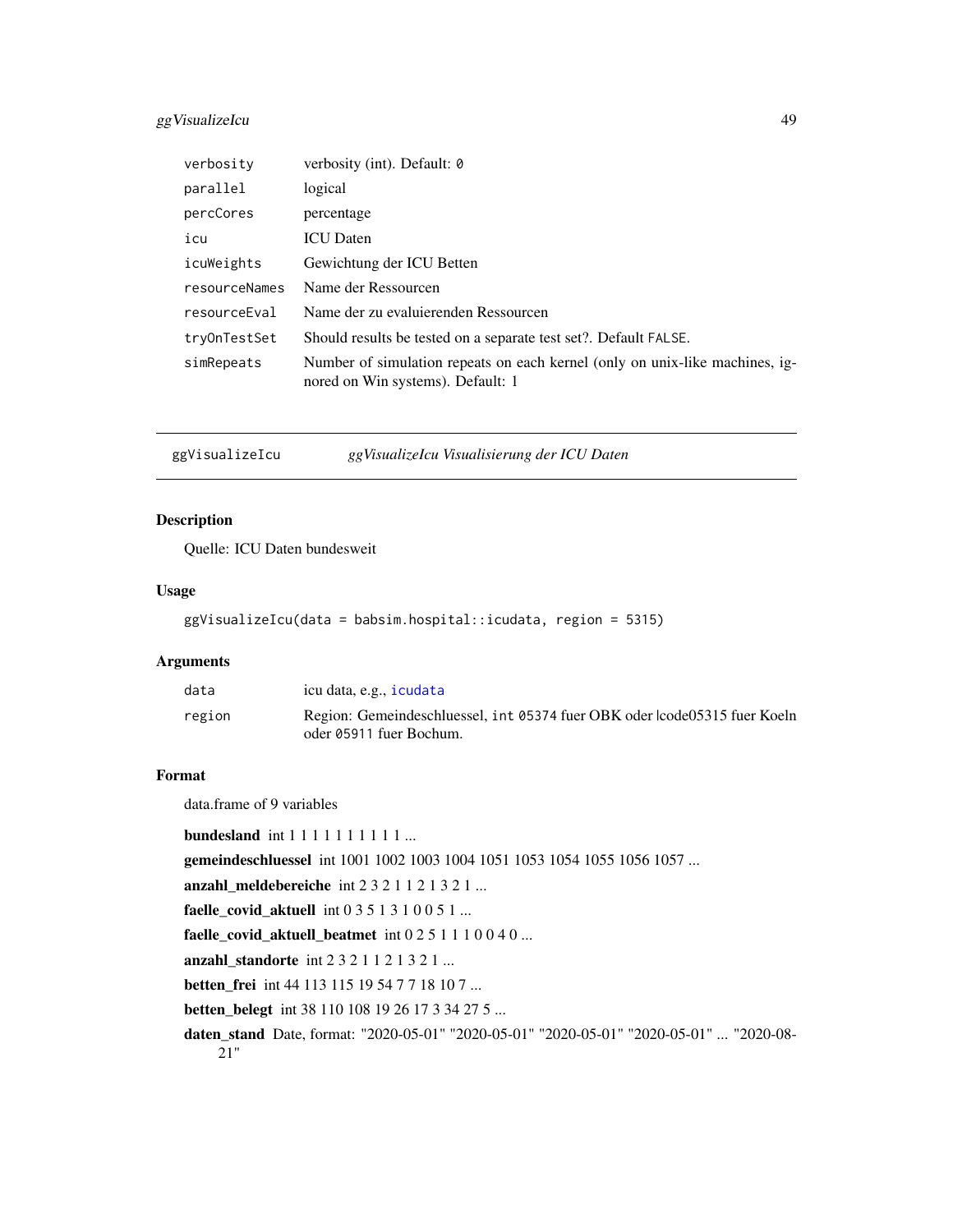| | |
|---|---|
| `verbosity` | verbosity (int). Default: `0` |
| `parallel` | logical |
| `percCores` | percentage |
| `icu` | ICU Daten |
| `icuWeights` | Gewichtung der ICU Betten |
| `resourceNames` | Name der Ressourcen |
| `resourceEval` | Name der zu evaluierenden Ressourcen |
| `tryOnTestSet` | Should results be tested on a separate test set?. Default `FALSE`. |
| `simRepeats` | Number of simulation repeats on each kernel (only on unix-like machines, ignored on Win systems). Default: 1 |

---

## ggVisualizeIcu — *ggVisualizeIcu Visualisierung der ICU Daten*

### Description

Quelle: ICU Daten bundesweit

### Usage

```
ggVisualizeIcu(data = babsim.hospital::icudata, region = 5315)
```

### Arguments

| | |
|---|---|
| `data` | icu data, e.g., `icudata` |
| `region` | Region: Gemeindeschluessel, `int 05374` fuer OBK oder \code05315 fuer Koeln oder `05911` fuer Bochum. |

### Format

data.frame of 9 variables

**bundesland** int 1 1 1 1 1 1 1 1 1 1 ...

**gemeindeschluessel** int 1001 1002 1003 1004 1051 1053 1054 1055 1056 1057 ...

**anzahl_meldebereiche** int 2 3 2 1 1 2 1 3 2 1 ...

**faelle_covid_aktuell** int 0 3 5 1 3 1 0 0 5 1 ...

**faelle_covid_aktuell_beatmet** int 0 2 5 1 1 1 0 0 4 0 ...

**anzahl_standorte** int 2 3 2 1 1 2 1 3 2 1 ...

**betten_frei** int 44 113 115 19 54 7 7 18 10 7 ...

**betten_belegt** int 38 110 108 19 26 17 3 34 27 5 ...

**daten_stand** Date, format: "2020-05-01" "2020-05-01" "2020-05-01" "2020-05-01" ... "2020-08-21"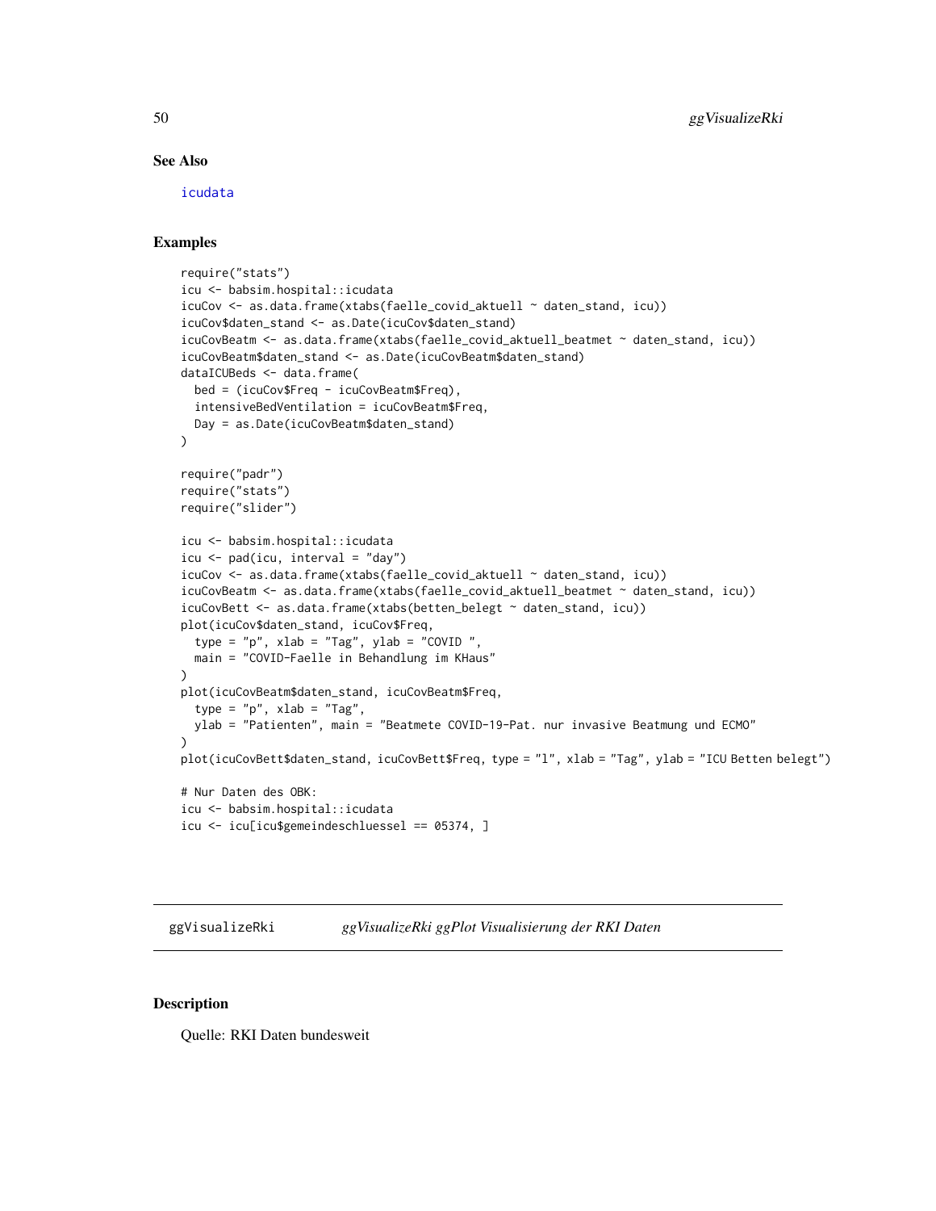## See Also

icudata

## Examples

```
require("stats")
icu <- babsim.hospital::icudata
icuCov <- as.data.frame(xtabs(faelle_covid_aktuell ~ daten_stand, icu))
icuCov$daten_stand <- as.Date(icuCov$daten_stand)
icuCovBeatm <- as.data.frame(xtabs(faelle_covid_aktuell_beatmet ~ daten_stand, icu))
icuCovBeatm$daten_stand <- as.Date(icuCovBeatm$daten_stand)
dataICUBeds <- data.frame(
  bed = (icuCov$Freq - icuCovBeatm$Freq),
  intensiveBedVentilation = icuCovBeatm$Freq,
  Day = as.Date(icuCovBeatm$daten_stand)
)

require("padr")
require("stats")
require("slider")

icu <- babsim.hospital::icudata
icu <- pad(icu, interval = "day")
icuCov <- as.data.frame(xtabs(faelle_covid_aktuell ~ daten_stand, icu))
icuCovBeatm <- as.data.frame(xtabs(faelle_covid_aktuell_beatmet ~ daten_stand, icu))
icuCovBett <- as.data.frame(xtabs(betten_belegt ~ daten_stand, icu))
plot(icuCov$daten_stand, icuCov$Freq,
  type = "p", xlab = "Tag", ylab = "COVID ",
  main = "COVID-Faelle in Behandlung im KHaus"
)
plot(icuCovBeatm$daten_stand, icuCovBeatm$Freq,
  type = "p", xlab = "Tag",
  ylab = "Patienten", main = "Beatmete COVID-19-Pat. nur invasive Beatmung und ECMO"
)
plot(icuCovBett$daten_stand, icuCovBett$Freq, type = "l", xlab = "Tag", ylab = "ICU Betten belegt")

# Nur Daten des OBK:
icu <- babsim.hospital::icudata
icu <- icu[icu$gemeindeschluessel == 05374, ]
```

---

# ggVisualizeRki *ggVisualizeRki ggPlot Visualisierung der RKI Daten*

---

## Description

Quelle: RKI Daten bundesweit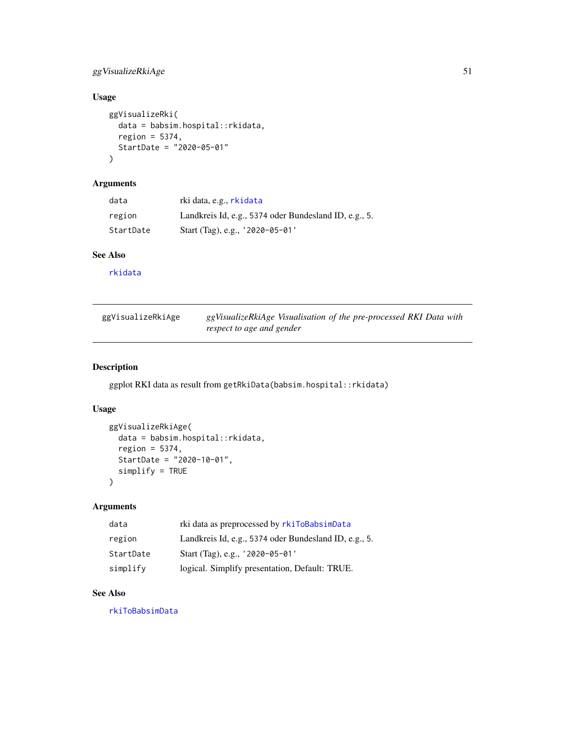## Usage

```
ggVisualizeRki(
  data = babsim.hospital::rkidata,
  region = 5374,
  StartDate = "2020-05-01"
)
```

## Arguments

| | |
|---|---|
| data | rki data, e.g., rkidata |
| region | Landkreis Id, e.g., 5374 oder Bundesland ID, e.g., 5. |
| StartDate | Start (Tag), e.g., '2020-05-01' |

## See Also

rkidata

---

# ggVisualizeRkiAge

*ggVisualizeRkiAge Visualisation of the pre-processed RKI Data with respect to age and gender*

## Description

ggplot RKI data as result from getRkiData(babsim.hospital::rkidata)

## Usage

```
ggVisualizeRkiAge(
  data = babsim.hospital::rkidata,
  region = 5374,
  StartDate = "2020-10-01",
  simplify = TRUE
)
```

## Arguments

| | |
|---|---|
| data | rki data as preprocessed by rkiToBabsimData |
| region | Landkreis Id, e.g., 5374 oder Bundesland ID, e.g., 5. |
| StartDate | Start (Tag), e.g., '2020-05-01' |
| simplify | logical. Simplify presentation, Default: TRUE. |

## See Also

rkiToBabsimData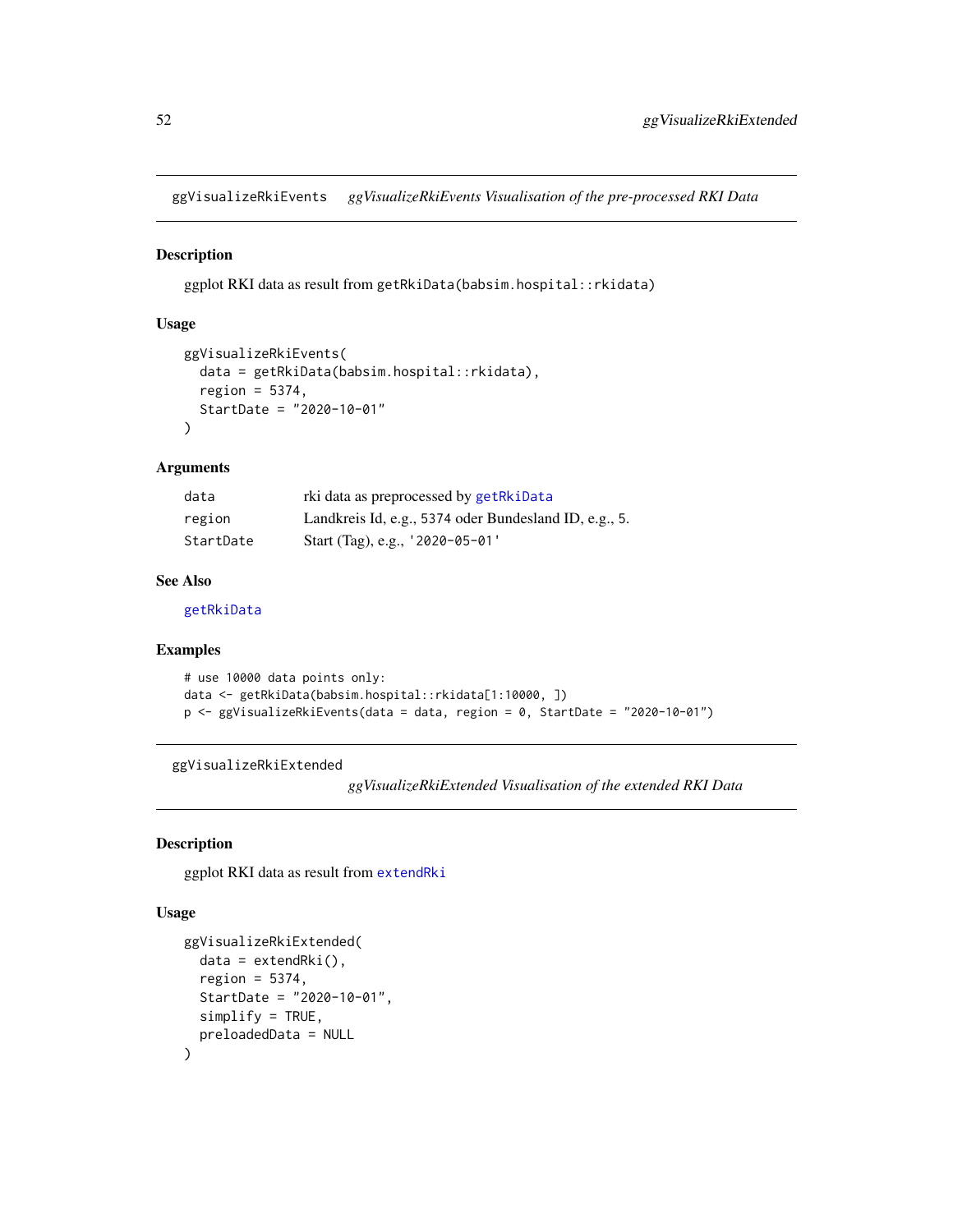## ggVisualizeRkiEvents *ggVisualizeRkiEvents Visualisation of the pre-processed RKI Data*

### Description

ggplot RKI data as result from `getRkiData(babsim.hospital::rkidata)`

### Usage

```
ggVisualizeRkiEvents(
  data = getRkiData(babsim.hospital::rkidata),
  region = 5374,
  StartDate = "2020-10-01"
)
```

### Arguments

| | |
|---|---|
| data | rki data as preprocessed by `getRkiData` |
| region | Landkreis Id, e.g., 5374 oder Bundesland ID, e.g., 5. |
| StartDate | Start (Tag), e.g., '2020-05-01' |

### See Also

`getRkiData`

### Examples

```
# use 10000 data points only:
data <- getRkiData(babsim.hospital::rkidata[1:10000, ])
p <- ggVisualizeRkiEvents(data = data, region = 0, StartDate = "2020-10-01")
```

## ggVisualizeRkiExtended *ggVisualizeRkiExtended Visualisation of the extended RKI Data*

### Description

ggplot RKI data as result from `extendRki`

### Usage

```
ggVisualizeRkiExtended(
  data = extendRki(),
  region = 5374,
  StartDate = "2020-10-01",
  simplify = TRUE,
  preloadedData = NULL
)
```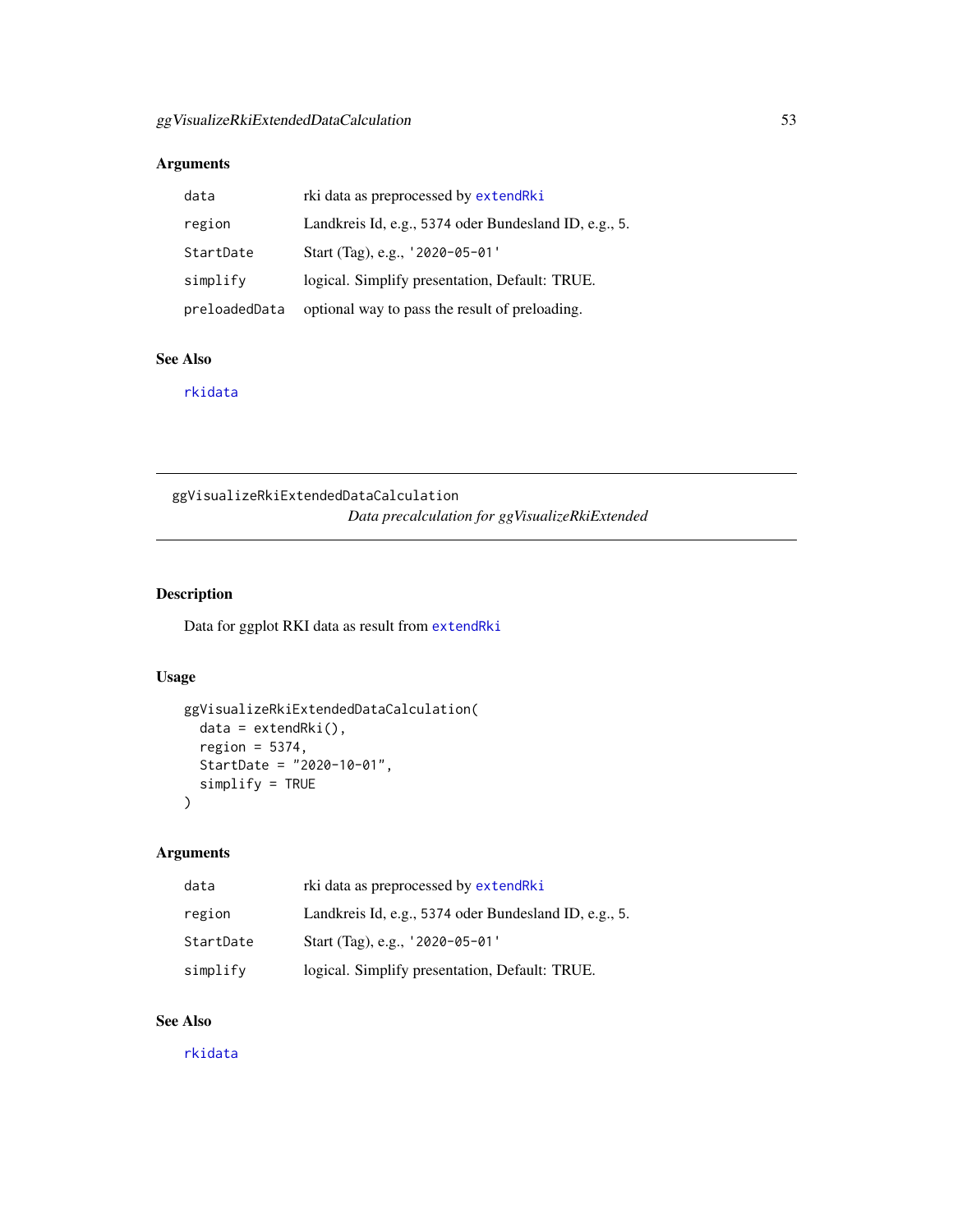## Arguments

| | |
|---|---|
| data | rki data as preprocessed by extendRki |
| region | Landkreis Id, e.g., 5374 oder Bundesland ID, e.g., 5. |
| StartDate | Start (Tag), e.g., '2020-05-01' |
| simplify | logical. Simplify presentation, Default: TRUE. |
| preloadedData | optional way to pass the result of preloading. |

## See Also

rkidata

---

# ggVisualizeRkiExtendedDataCalculation

*Data precalculation for ggVisualizeRkiExtended*

## Description

Data for ggplot RKI data as result from extendRki

## Usage

```
ggVisualizeRkiExtendedDataCalculation(
  data = extendRki(),
  region = 5374,
  StartDate = "2020-10-01",
  simplify = TRUE
)
```

## Arguments

| | |
|---|---|
| data | rki data as preprocessed by extendRki |
| region | Landkreis Id, e.g., 5374 oder Bundesland ID, e.g., 5. |
| StartDate | Start (Tag), e.g., '2020-05-01' |
| simplify | logical. Simplify presentation, Default: TRUE. |

## See Also

rkidata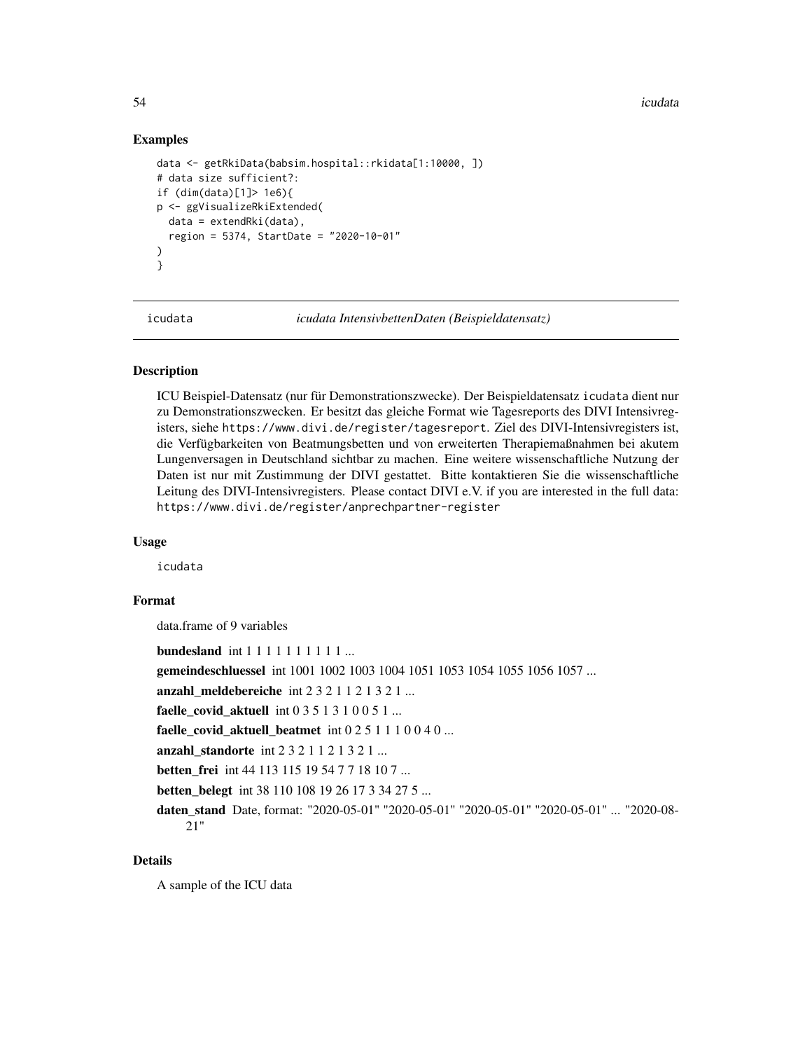### Examples

```
data <- getRkiData(babsim.hospital::rkidata[1:10000, ])
# data size sufficient?:
if (dim(data)[1]> 1e6){
p <- ggVisualizeRkiExtended(
  data = extendRki(data),
  region = 5374, StartDate = "2020-10-01"
)
}
```

## icudata *icudata IntensivbettenDaten (Beispieldatensatz)*

### Description

ICU Beispiel-Datensatz (nur für Demonstrationszwecke). Der Beispieldatensatz icudata dient nur zu Demonstrationszwecken. Er besitzt das gleiche Format wie Tagesreports des DIVI Intensivregisters, siehe https://www.divi.de/register/tagesreport. Ziel des DIVI-Intensivregisters ist, die Verfügbarkeiten von Beatmungsbetten und von erweiterten Therapiemaßnahmen bei akutem Lungenversagen in Deutschland sichtbar zu machen. Eine weitere wissenschaftliche Nutzung der Daten ist nur mit Zustimmung der DIVI gestattet. Bitte kontaktieren Sie die wissenschaftliche Leitung des DIVI-Intensivregisters. Please contact DIVI e.V. if you are interested in the full data: https://www.divi.de/register/anprechpartner-register

### Usage

```
icudata
```

### Format

data.frame of 9 variables

**bundesland** int 1 1 1 1 1 1 1 1 1 1 ...

**gemeindeschluessel** int 1001 1002 1003 1004 1051 1053 1054 1055 1056 1057 ...

**anzahl_meldebereiche** int 2 3 2 1 1 2 1 3 2 1 ...

**faelle_covid_aktuell** int 0 3 5 1 3 1 0 0 5 1 ...

**faelle_covid_aktuell_beatmet** int 0 2 5 1 1 1 0 0 4 0 ...

**anzahl_standorte** int 2 3 2 1 1 2 1 3 2 1 ...

**betten_frei** int 44 113 115 19 54 7 7 18 10 7 ...

**betten_belegt** int 38 110 108 19 26 17 3 34 27 5 ...

**daten_stand** Date, format: "2020-05-01" "2020-05-01" "2020-05-01" "2020-05-01" ... "2020-08-21"

### Details

A sample of the ICU data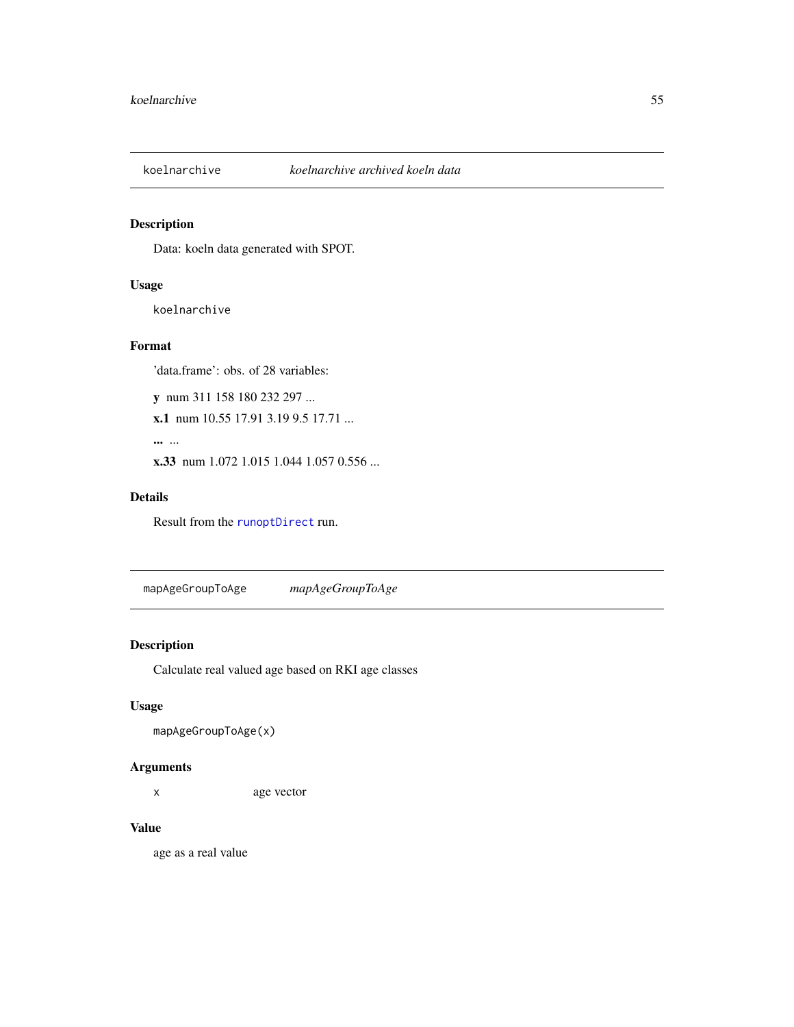## koelnarchive *koelnarchive archived koeln data*

### Description

Data: koeln data generated with SPOT.

### Usage

```
koelnarchive
```

### Format

'data.frame': obs. of 28 variables:

**y** num 311 158 180 232 297 ...

**x.1** num 10.55 17.91 3.19 9.5 17.71 ...

**...** ...

**x.33** num 1.072 1.015 1.044 1.057 0.556 ...

### Details

Result from the `runoptDirect` run.

## mapAgeGroupToAge *mapAgeGroupToAge*

### Description

Calculate real valued age based on RKI age classes

### Usage

```
mapAgeGroupToAge(x)
```

### Arguments

| | |
|---|---|
| x | age vector |

### Value

age as a real value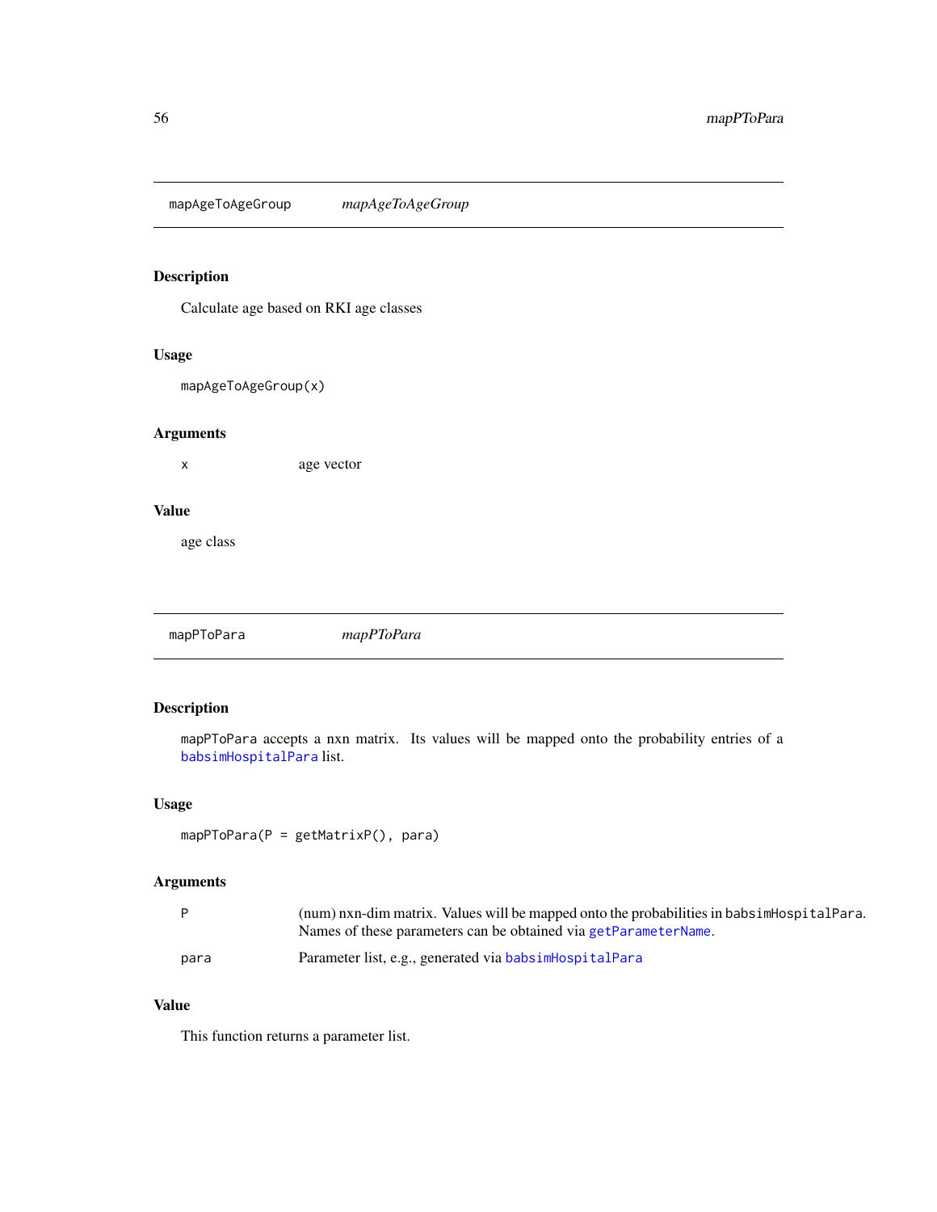## mapAgeToAgeGroup *mapAgeToAgeGroup*

### Description

Calculate age based on RKI age classes

### Usage

```
mapAgeToAgeGroup(x)
```

### Arguments

| | |
|---|---|
| x | age vector |

### Value

age class

## mapPToPara *mapPToPara*

### Description

mapPToPara accepts a nxn matrix. Its values will be mapped onto the probability entries of a babsimHospitalPara list.

### Usage

```
mapPToPara(P = getMatrixP(), para)
```

### Arguments

| | |
|---|---|
| P | (num) nxn-dim matrix. Values will be mapped onto the probabilities in babsimHospitalPara. Names of these parameters can be obtained via getParameterName. |
| para | Parameter list, e.g., generated via babsimHospitalPara |

### Value

This function returns a parameter list.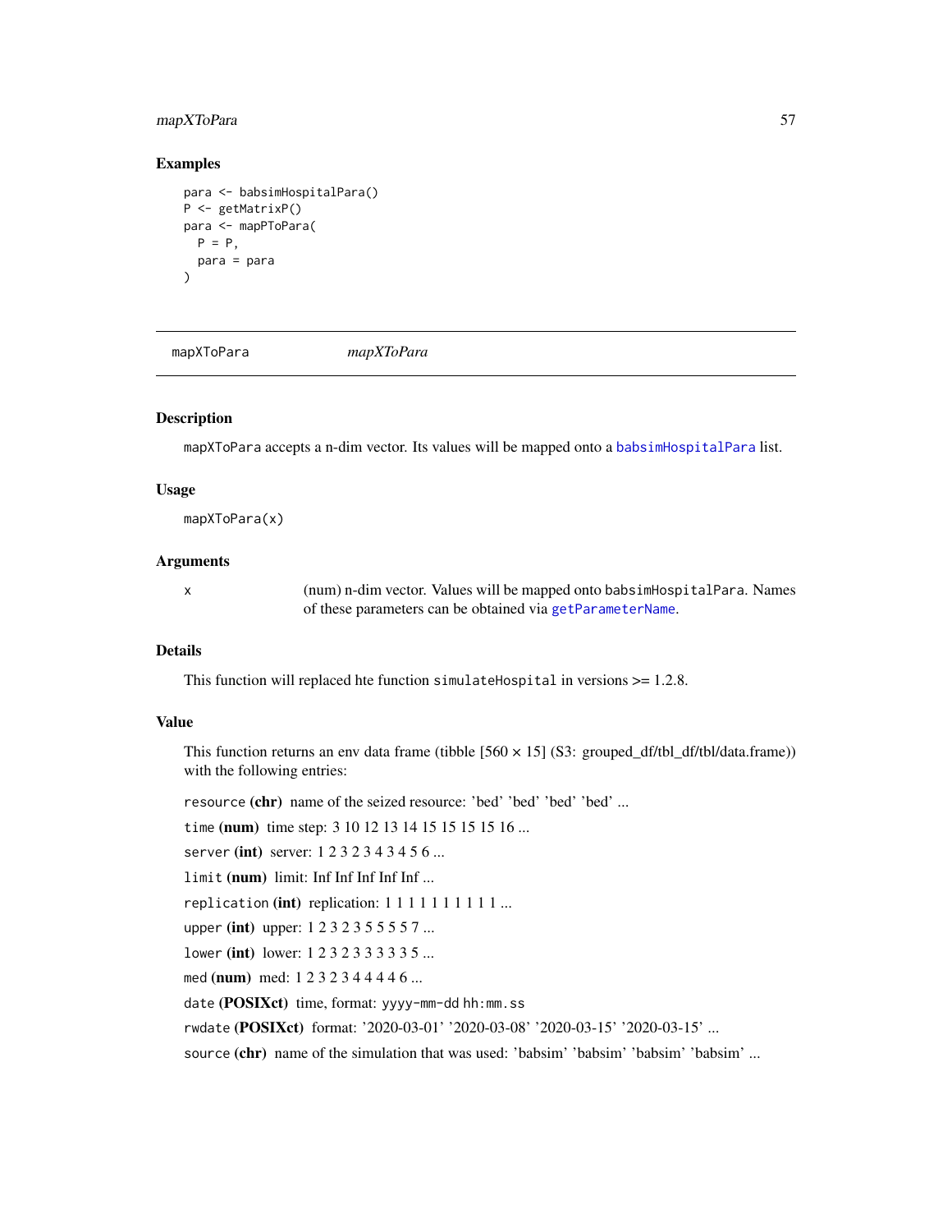## Examples

```
para <- babsimHospitalPara()
P <- getMatrixP()
para <- mapPToPara(
  P = P,
  para = para
)
```

---

# mapXToPara *mapXToPara*

---

### Description

mapXToPara accepts a n-dim vector. Its values will be mapped onto a babsimHospitalPara list.

### Usage

```
mapXToPara(x)
```

### Arguments

| | |
|---|---|
| x | (num) n-dim vector. Values will be mapped onto babsimHospitalPara. Names of these parameters can be obtained via getParameterName. |

### Details

This function will replaced hte function simulateHospital in versions >= 1.2.8.

### Value

This function returns an env data frame (tibble [560 × 15] (S3: grouped_df/tbl_df/tbl/data.frame)) with the following entries:

resource **(chr)** name of the seized resource: 'bed' 'bed' 'bed' 'bed' ...

time **(num)** time step: 3 10 12 13 14 15 15 15 15 16 ...

server **(int)** server: 1 2 3 2 3 4 3 4 5 6 ...

limit **(num)** limit: Inf Inf Inf Inf Inf ...

replication **(int)** replication: 1 1 1 1 1 1 1 1 1 1 ...

upper **(int)** upper: 1 2 3 2 3 5 5 5 5 7 ...

lower **(int)** lower: 1 2 3 2 3 3 3 3 3 5 ...

med **(num)** med: 1 2 3 2 3 4 4 4 4 6 ...

date **(POSIXct)** time, format: yyyy-mm-dd hh:mm.ss

rwdate **(POSIXct)** format: '2020-03-01' '2020-03-08' '2020-03-15' '2020-03-15' ...

source **(chr)** name of the simulation that was used: 'babsim' 'babsim' 'babsim' 'babsim' ...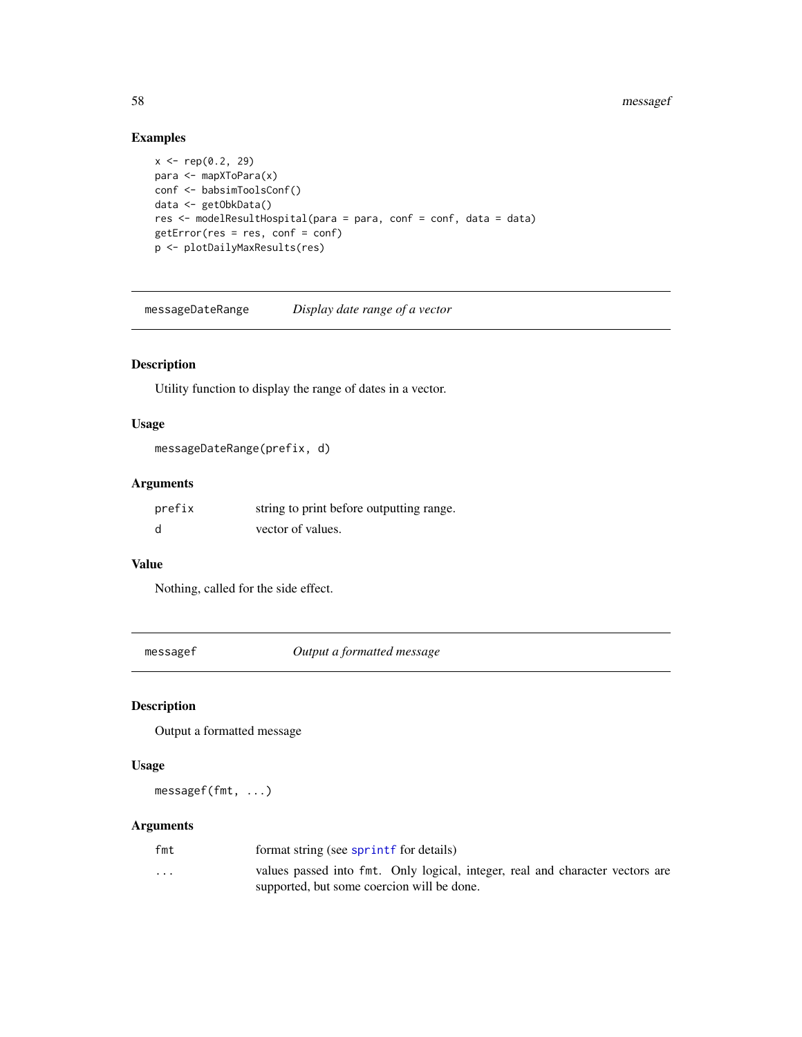## Examples

```
x <- rep(0.2, 29)
para <- mapXToPara(x)
conf <- babsimToolsConf()
data <- getObkData()
res <- modelResultHospital(para = para, conf = conf, data = data)
getError(res = res, conf = conf)
p <- plotDailyMaxResults(res)
```

---

# messageDateRange *Display date range of a vector*

## Description

Utility function to display the range of dates in a vector.

## Usage

```
messageDateRange(prefix, d)
```

## Arguments

| | |
|---|---|
| prefix | string to print before outputting range. |
| d | vector of values. |

## Value

Nothing, called for the side effect.

---

# messagef *Output a formatted message*

## Description

Output a formatted message

## Usage

```
messagef(fmt, ...)
```

## Arguments

| | |
|---|---|
| fmt | format string (see sprintf for details) |
| ... | values passed into fmt. Only logical, integer, real and character vectors are supported, but some coercion will be done. |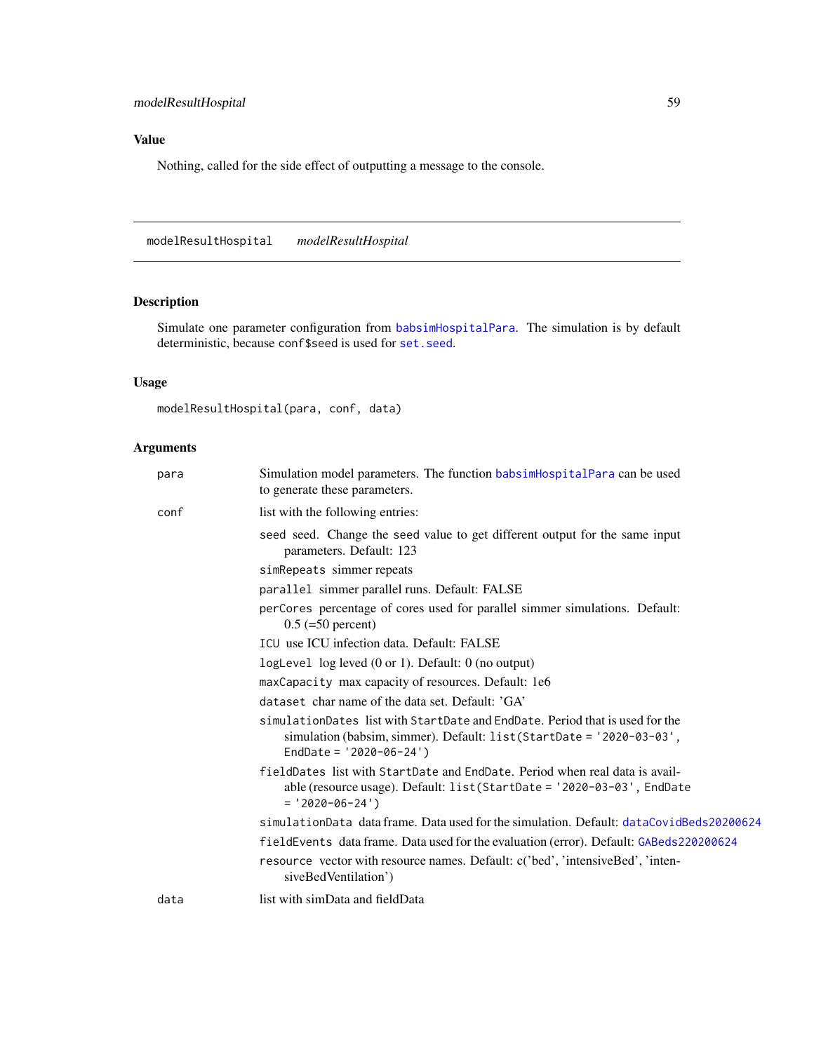## Value

Nothing, called for the side effect of outputting a message to the console.

---

## modelResultHospital *modelResultHospital*

### Description

Simulate one parameter configuration from babsimHospitalPara. The simulation is by default deterministic, because conf$seed is used for set.seed.

### Usage

```
modelResultHospital(para, conf, data)
```

### Arguments

- **para**: Simulation model parameters. The function babsimHospitalPara can be used to generate these parameters.
- **conf**: list with the following entries:
  - seed seed. Change the seed value to get different output for the same input parameters. Default: 123
  - simRepeats simmer repeats
  - parallel simmer parallel runs. Default: FALSE
  - perCores percentage of cores used for parallel simmer simulations. Default: 0.5 (=50 percent)
  - ICU use ICU infection data. Default: FALSE
  - logLevel log leved (0 or 1). Default: 0 (no output)
  - maxCapacity max capacity of resources. Default: 1e6
  - dataset char name of the data set. Default: 'GA'
  - simulationDates list with StartDate and EndDate. Period that is used for the simulation (babsim, simmer). Default: list(StartDate = '2020-03-03', EndDate = '2020-06-24')
  - fieldDates list with StartDate and EndDate. Period when real data is available (resource usage). Default: list(StartDate = '2020-03-03', EndDate = '2020-06-24')
  - simulationData data frame. Data used for the simulation. Default: dataCovidBeds20200624
  - fieldEvents data frame. Data used for the evaluation (error). Default: GABeds220200624
  - resource vector with resource names. Default: c('bed', 'intensiveBed', 'intensiveBedVentilation')
- **data**: list with simData and fieldData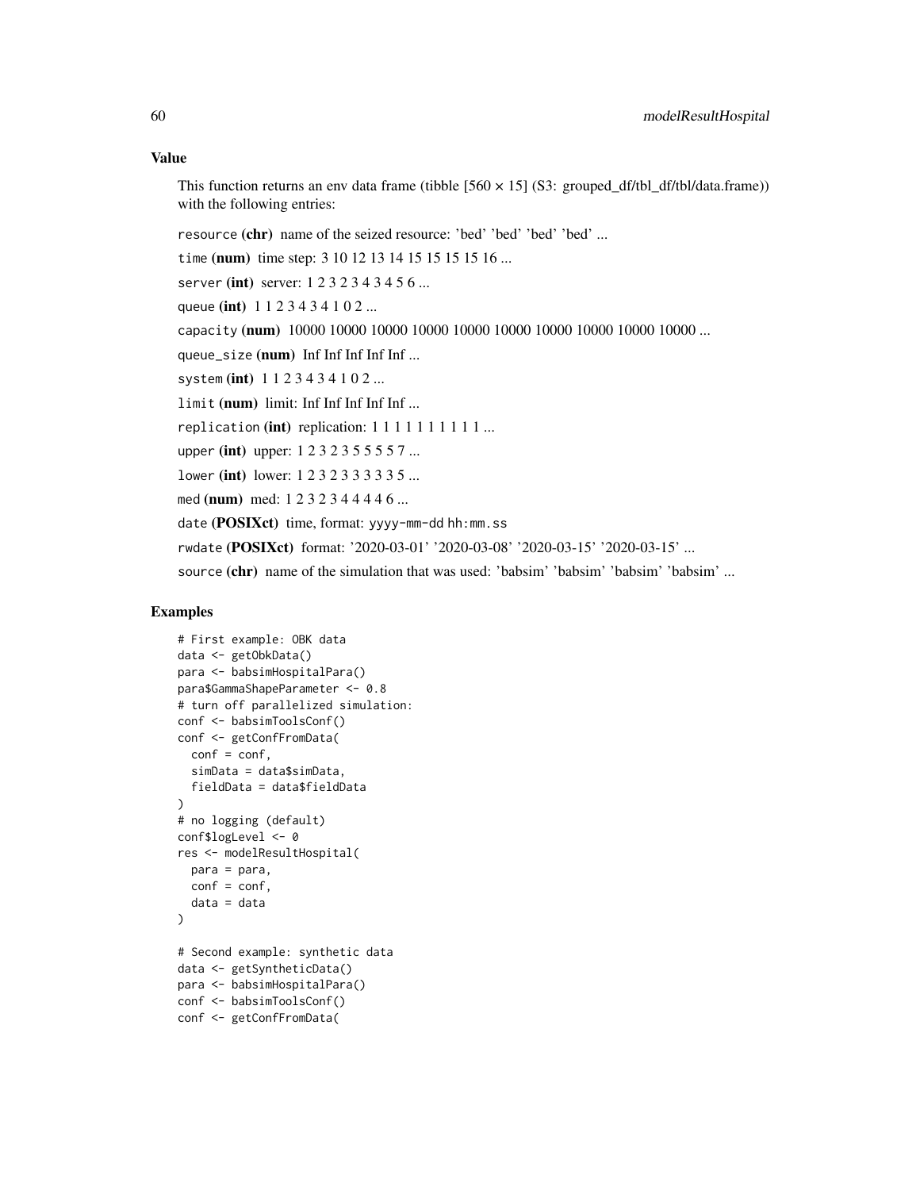## Value

This function returns an env data frame (tibble [560 × 15] (S3: grouped_df/tbl_df/tbl/data.frame)) with the following entries:

`resource` **(chr)** name of the seized resource: 'bed' 'bed' 'bed' 'bed' ...

`time` **(num)** time step: 3 10 12 13 14 15 15 15 15 16 ...

`server` **(int)** server: 1 2 3 2 3 4 3 4 5 6 ...

`queue` **(int)** 1 1 2 3 4 3 4 1 0 2 ...

`capacity` **(num)** 10000 10000 10000 10000 10000 10000 10000 10000 10000 10000 ...

`queue_size` **(num)** Inf Inf Inf Inf Inf ...

`system` **(int)** 1 1 2 3 4 3 4 1 0 2 ...

`limit` **(num)** limit: Inf Inf Inf Inf Inf ...

`replication` **(int)** replication: 1 1 1 1 1 1 1 1 1 1 ...

`upper` **(int)** upper: 1 2 3 2 3 5 5 5 5 7 ...

`lower` **(int)** lower: 1 2 3 2 3 3 3 3 3 5 ...

`med` **(num)** med: 1 2 3 2 3 4 4 4 4 6 ...

`date` **(POSIXct)** time, format: `yyyy-mm-dd hh:mm.ss`

`rwdate` **(POSIXct)** format: '2020-03-01' '2020-03-08' '2020-03-15' '2020-03-15' ...

`source` **(chr)** name of the simulation that was used: 'babsim' 'babsim' 'babsim' 'babsim' ...

## Examples

```
# First example: OBK data
data <- getObkData()
para <- babsimHospitalPara()
para$GammaShapeParameter <- 0.8
# turn off parallelized simulation:
conf <- babsimToolsConf()
conf <- getConfFromData(
  conf = conf,
  simData = data$simData,
  fieldData = data$fieldData
)
# no logging (default)
conf$logLevel <- 0
res <- modelResultHospital(
  para = para,
  conf = conf,
  data = data
)

# Second example: synthetic data
data <- getSyntheticData()
para <- babsimHospitalPara()
conf <- babsimToolsConf()
conf <- getConfFromData(
```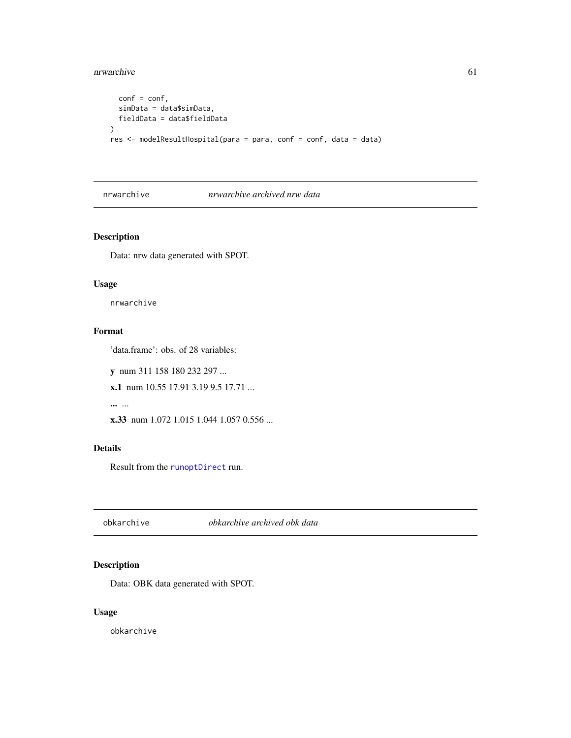```
  conf = conf,
  simData = data$simData,
  fieldData = data$fieldData
)
res <- modelResultHospital(para = para, conf = conf, data = data)
```

## nrwarchive — *nrwarchive archived nrw data*

### Description

Data: nrw data generated with SPOT.

### Usage

```
nrwarchive
```

### Format

'data.frame': obs. of 28 variables:

**y** num 311 158 180 232 297 ...

**x.1** num 10.55 17.91 3.19 9.5 17.71 ...

**...** ...

**x.33** num 1.072 1.015 1.044 1.057 0.556 ...

### Details

Result from the `runoptDirect` run.

## obkarchive — *obkarchive archived obk data*

### Description

Data: OBK data generated with SPOT.

### Usage

```
obkarchive
```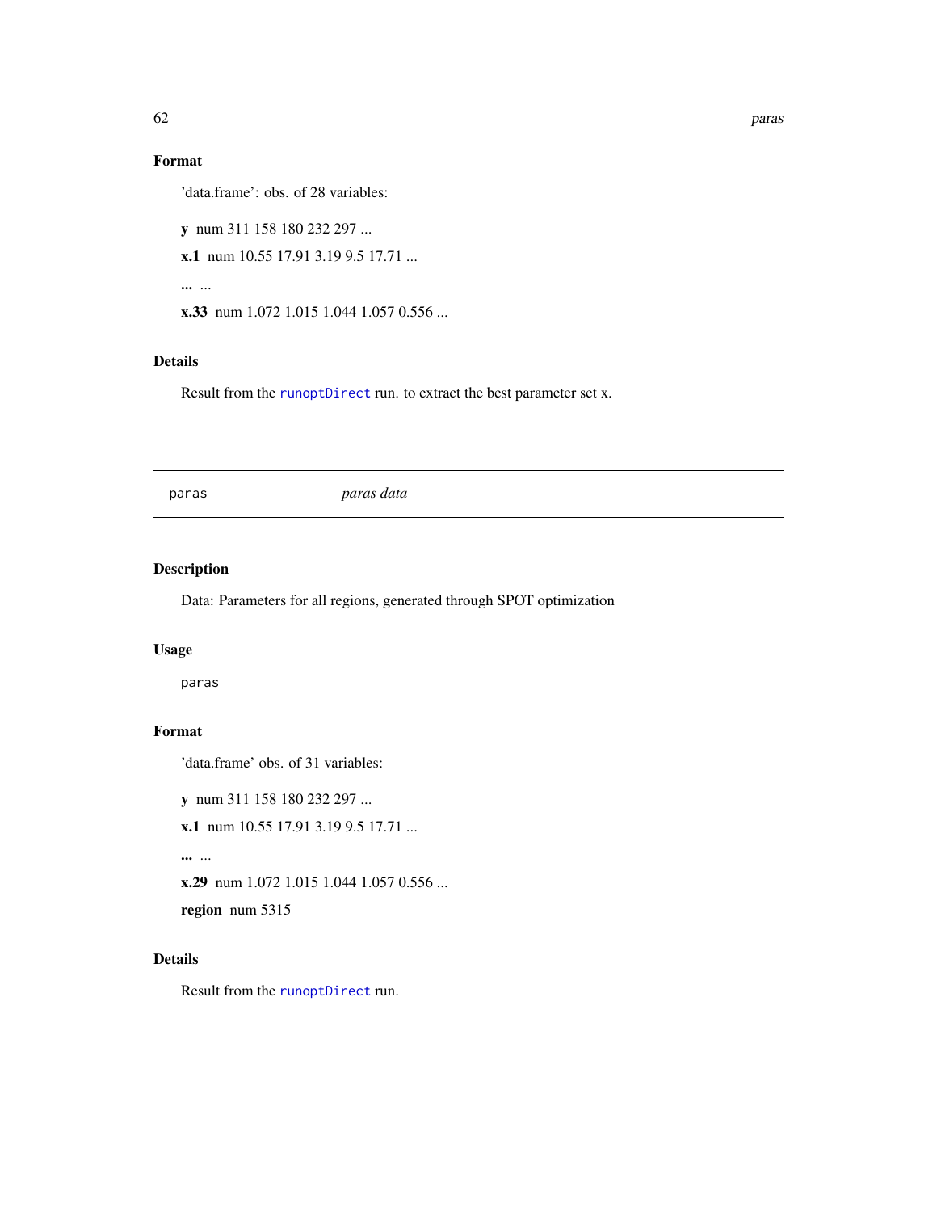## Format

'data.frame': obs. of 28 variables:

**y** num 311 158 180 232 297 ...

**x.1** num 10.55 17.91 3.19 9.5 17.71 ...

**...** ...

**x.33** num 1.072 1.015 1.044 1.057 0.556 ...

## Details

Result from the runoptDirect run. to extract the best parameter set x.

---

`paras` *paras data*

---

## Description

Data: Parameters for all regions, generated through SPOT optimization

## Usage

```
paras
```

## Format

'data.frame' obs. of 31 variables:

**y** num 311 158 180 232 297 ...

**x.1** num 10.55 17.91 3.19 9.5 17.71 ...

**...** ...

**x.29** num 1.072 1.015 1.044 1.057 0.556 ...

**region** num 5315

## Details

Result from the runoptDirect run.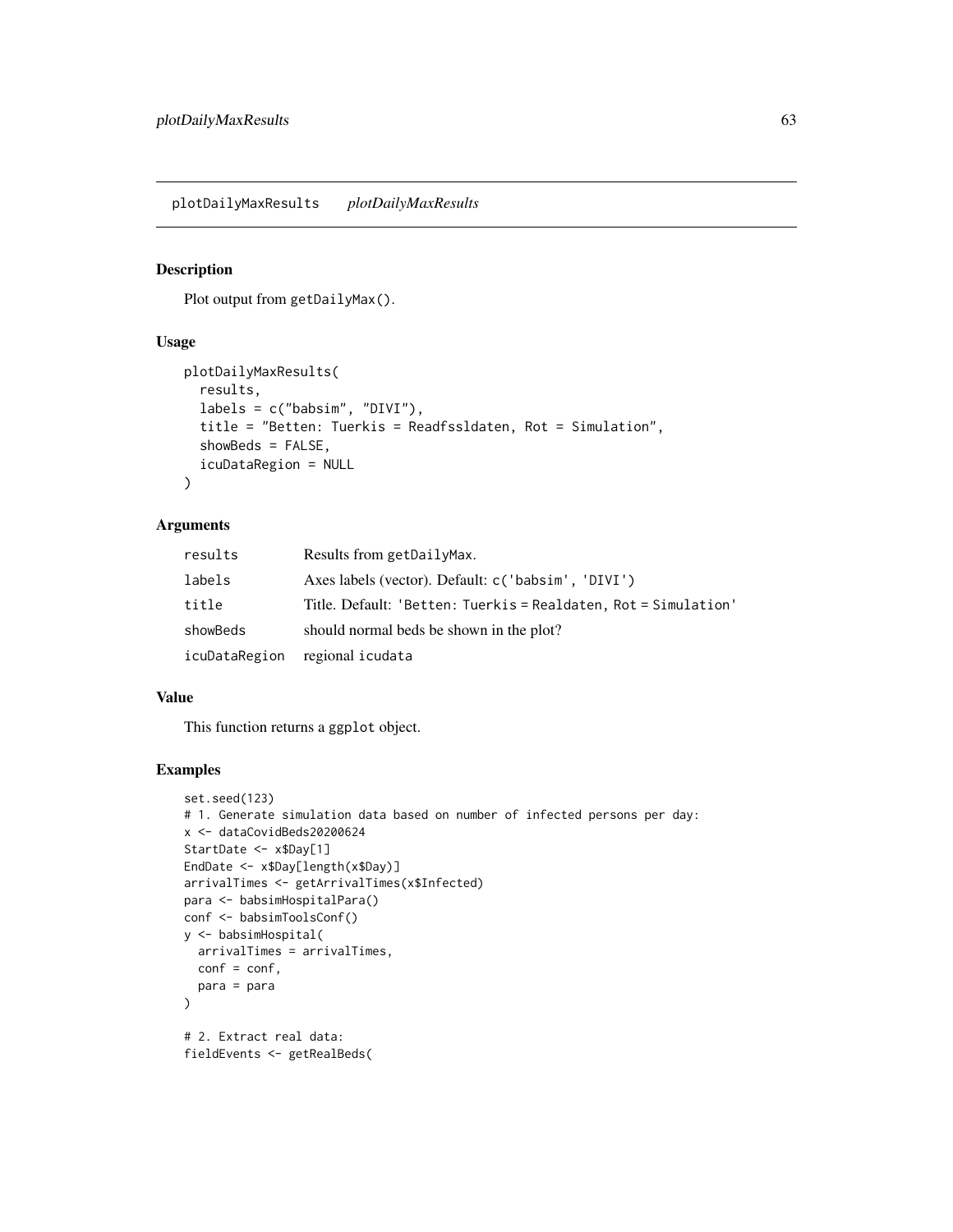plotDailyMaxResults *plotDailyMaxResults*

## Description

Plot output from `getDailyMax()`.

## Usage

```
plotDailyMaxResults(
  results,
  labels = c("babsim", "DIVI"),
  title = "Betten: Tuerkis = Readfssldaten, Rot = Simulation",
  showBeds = FALSE,
  icuDataRegion = NULL
)
```

## Arguments

| | |
|---|---|
| `results` | Results from `getDailyMax`. |
| `labels` | Axes labels (vector). Default: `c('babsim', 'DIVI')` |
| `title` | Title. Default: `'Betten: Tuerkis = Realdaten, Rot = Simulation'` |
| `showBeds` | should normal beds be shown in the plot? |
| `icuDataRegion` | regional `icudata` |

## Value

This function returns a `ggplot` object.

## Examples

```
set.seed(123)
# 1. Generate simulation data based on number of infected persons per day:
x <- dataCovidBeds20200624
StartDate <- x$Day[1]
EndDate <- x$Day[length(x$Day)]
arrivalTimes <- getArrivalTimes(x$Infected)
para <- babsimHospitalPara()
conf <- babsimToolsConf()
y <- babsimHospital(
  arrivalTimes = arrivalTimes,
  conf = conf,
  para = para
)

# 2. Extract real data:
fieldEvents <- getRealBeds(
```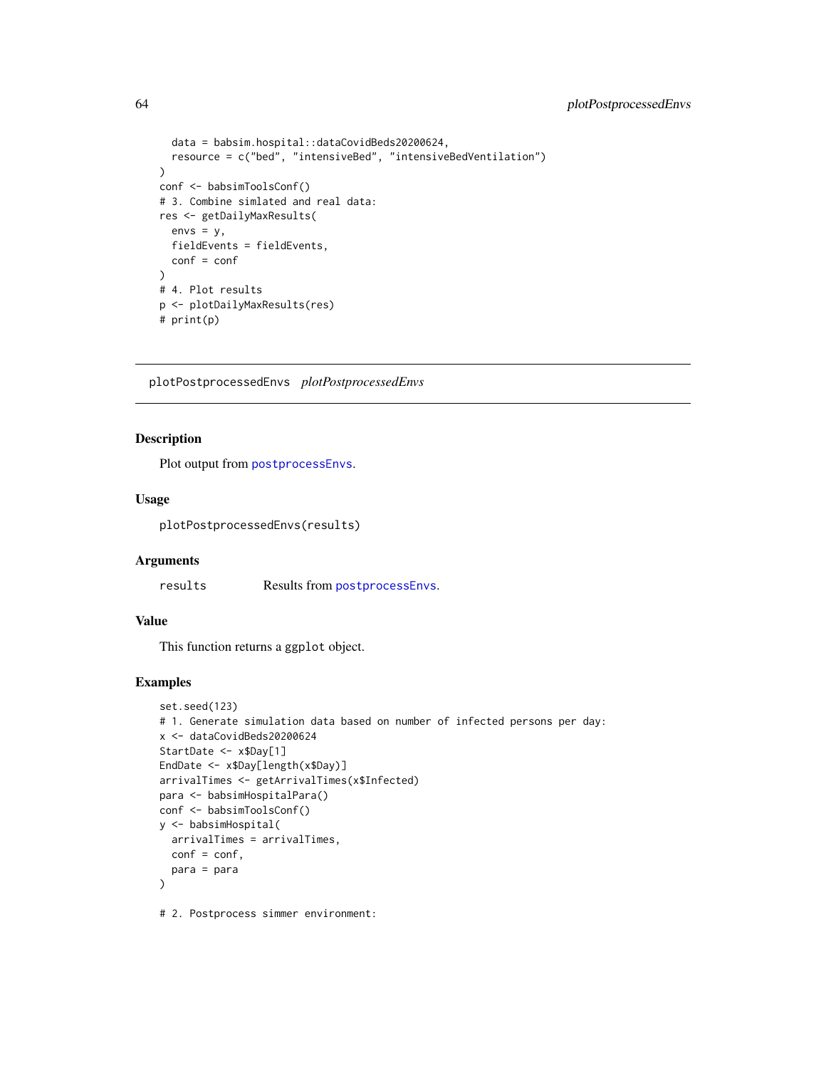```
  data = babsim.hospital::dataCovidBeds20200624,
  resource = c("bed", "intensiveBed", "intensiveBedVentilation")
)
conf <- babsimToolsConf()
# 3. Combine simlated and real data:
res <- getDailyMaxResults(
  envs = y,
  fieldEvents = fieldEvents,
  conf = conf
)
# 4. Plot results
p <- plotDailyMaxResults(res)
# print(p)
```

## plotPostprocessedEnvs *plotPostprocessedEnvs*

### Description

Plot output from postprocessEnvs.

### Usage

```
plotPostprocessedEnvs(results)
```

### Arguments

| | |
|---|---|
| results | Results from postprocessEnvs. |

### Value

This function returns a ggplot object.

### Examples

```
set.seed(123)
# 1. Generate simulation data based on number of infected persons per day:
x <- dataCovidBeds20200624
StartDate <- x$Day[1]
EndDate <- x$Day[length(x$Day)]
arrivalTimes <- getArrivalTimes(x$Infected)
para <- babsimHospitalPara()
conf <- babsimToolsConf()
y <- babsimHospital(
  arrivalTimes = arrivalTimes,
  conf = conf,
  para = para
)

# 2. Postprocess simmer environment:
```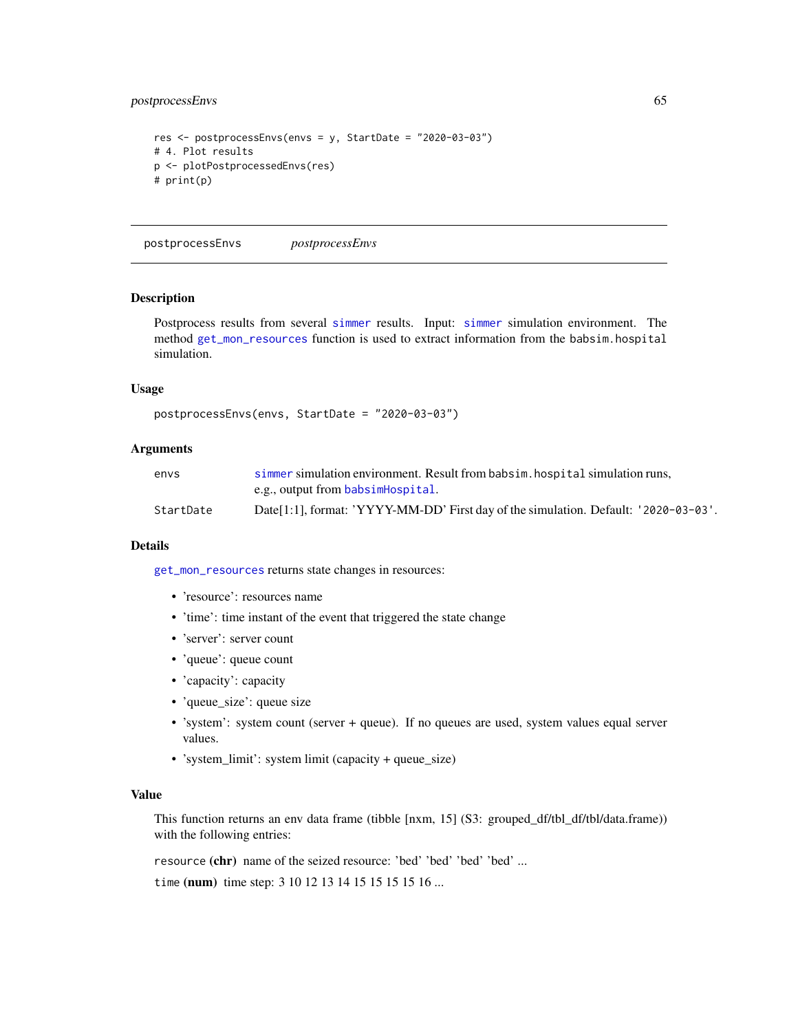```
res <- postprocessEnvs(envs = y, StartDate = "2020-03-03")
# 4. Plot results
p <- plotPostprocessedEnvs(res)
# print(p)
```

---

## postprocessEnvs *postprocessEnvs*

### Description

Postprocess results from several simmer results. Input: simmer simulation environment. The method get_mon_resources function is used to extract information from the babsim.hospital simulation.

### Usage

```
postprocessEnvs(envs, StartDate = "2020-03-03")
```

### Arguments

| | |
|---|---|
| envs | simmer simulation environment. Result from babsim.hospital simulation runs, e.g., output from babsimHospital. |
| StartDate | Date[1:1], format: 'YYYY-MM-DD' First day of the simulation. Default: '2020-03-03'. |

### Details

get_mon_resources returns state changes in resources:

- 'resource': resources name
- 'time': time instant of the event that triggered the state change
- 'server': server count
- 'queue': queue count
- 'capacity': capacity
- 'queue_size': queue size
- 'system': system count (server + queue). If no queues are used, system values equal server values.
- 'system_limit': system limit (capacity + queue_size)

### Value

This function returns an env data frame (tibble [nxm, 15] (S3: grouped_df/tbl_df/tbl/data.frame)) with the following entries:

`resource` **(chr)** name of the seized resource: 'bed' 'bed' 'bed' 'bed' ...

`time` **(num)** time step: 3 10 12 13 14 15 15 15 15 16 ...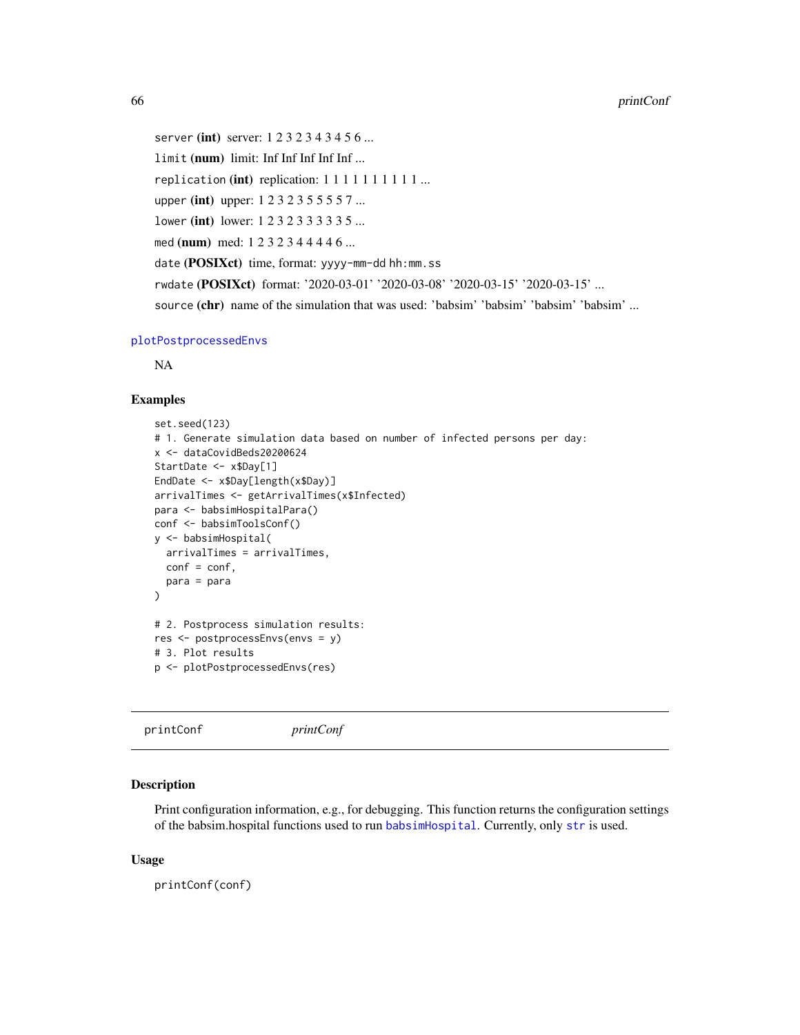`server` **(int)** server: 1 2 3 2 3 4 3 4 5 6 ...

`limit` **(num)** limit: Inf Inf Inf Inf Inf ...

`replication` **(int)** replication: 1 1 1 1 1 1 1 1 1 1 ...

`upper` **(int)** upper: 1 2 3 2 3 5 5 5 5 7 ...

`lower` **(int)** lower: 1 2 3 2 3 3 3 3 3 5 ...

`med` **(num)** med: 1 2 3 2 3 4 4 4 4 6 ...

`date` **(POSIXct)** time, format: `yyyy-mm-dd hh:mm.ss`

`rwdate` **(POSIXct)** format: '2020-03-01' '2020-03-08' '2020-03-15' '2020-03-15' ...

`source` **(chr)** name of the simulation that was used: 'babsim' 'babsim' 'babsim' 'babsim' ...

`plotPostprocessedEnvs`

NA

## Examples

```
set.seed(123)
# 1. Generate simulation data based on number of infected persons per day:
x <- dataCovidBeds20200624
StartDate <- x$Day[1]
EndDate <- x$Day[length(x$Day)]
arrivalTimes <- getArrivalTimes(x$Infected)
para <- babsimHospitalPara()
conf <- babsimToolsConf()
y <- babsimHospital(
  arrivalTimes = arrivalTimes,
  conf = conf,
  para = para
)

# 2. Postprocess simulation results:
res <- postprocessEnvs(envs = y)
# 3. Plot results
p <- plotPostprocessedEnvs(res)
```

---

# printConf *printConf*

## Description

Print configuration information, e.g., for debugging. This function returns the configuration settings of the babsim.hospital functions used to run `babsimHospital`. Currently, only `str` is used.

## Usage

```
printConf(conf)
```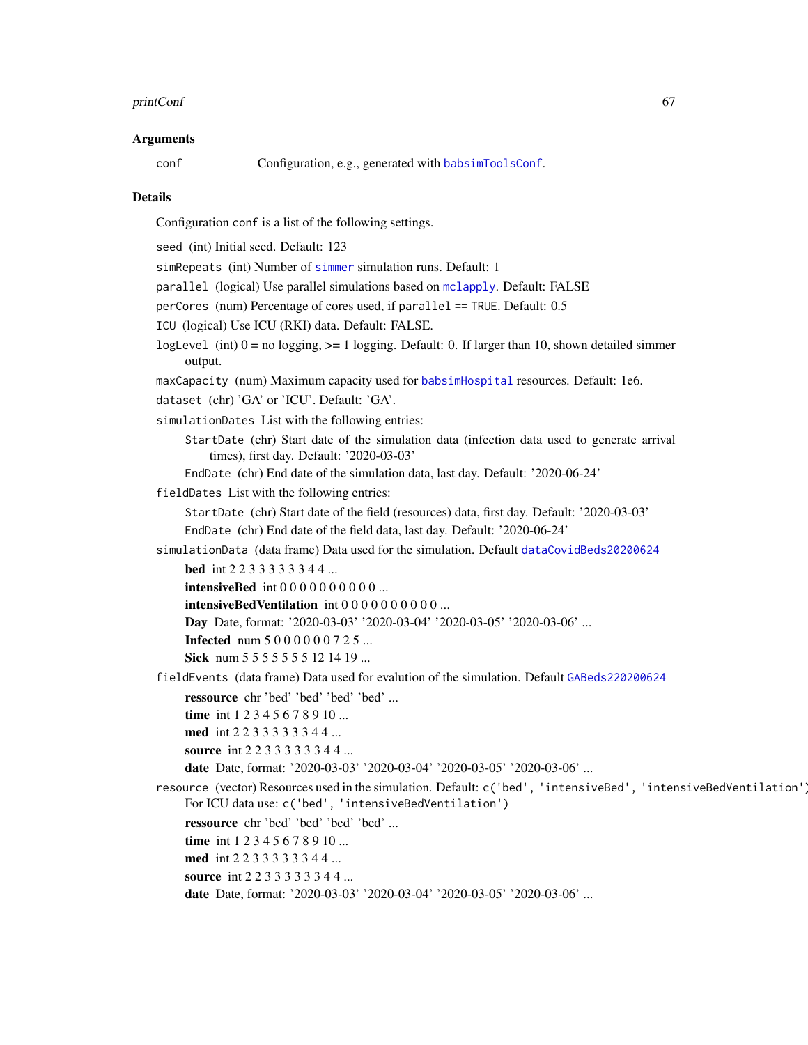### Arguments

`conf` Configuration, e.g., generated with `babsimToolsConf`.

### Details

Configuration `conf` is a list of the following settings.

- `seed` (int) Initial seed. Default: 123
- `simRepeats` (int) Number of `simmer` simulation runs. Default: 1
- `parallel` (logical) Use parallel simulations based on `mclapply`. Default: FALSE
- `perCores` (num) Percentage of cores used, if `parallel == TRUE`. Default: 0.5
- `ICU` (logical) Use ICU (RKI) data. Default: FALSE.
- `logLevel` (int) 0 = no logging, >= 1 logging. Default: 0. If larger than 10, shown detailed simmer output.
- `maxCapacity` (num) Maximum capacity used for `babsimHospital` resources. Default: 1e6.
- `dataset` (chr) 'GA' or 'ICU'. Default: 'GA'.
- `simulationDates` List with the following entries:
  - `StartDate` (chr) Start date of the simulation data (infection data used to generate arrival times), first day. Default: '2020-03-03'
  - `EndDate` (chr) End date of the simulation data, last day. Default: '2020-06-24'
- `fieldDates` List with the following entries:
  - `StartDate` (chr) Start date of the field (resources) data, first day. Default: '2020-03-03'
  - `EndDate` (chr) End date of the field data, last day. Default: '2020-06-24'
- `simulationData` (data frame) Data used for the simulation. Default `dataCovidBeds20200624`
  - **bed** int 2 2 3 3 3 3 3 3 4 4 ...
  - **intensiveBed** int 0 0 0 0 0 0 0 0 0 0 ...
  - **intensiveBedVentilation** int 0 0 0 0 0 0 0 0 0 0 ...
  - **Day** Date, format: '2020-03-03' '2020-03-04' '2020-03-05' '2020-03-06' ...
  - **Infected** num 5 0 0 0 0 0 0 7 2 5 ...
  - **Sick** num 5 5 5 5 5 5 5 12 14 19 ...
- `fieldEvents` (data frame) Data used for evalution of the simulation. Default `GABeds220200624`
  - **ressource** chr 'bed' 'bed' 'bed' 'bed' ...
  - **time** int 1 2 3 4 5 6 7 8 9 10 ...
  - **med** int 2 2 3 3 3 3 3 3 4 4 ...
  - **source** int 2 2 3 3 3 3 3 3 4 4 ...
  - **date** Date, format: '2020-03-03' '2020-03-04' '2020-03-05' '2020-03-06' ...
- `resource` (vector) Resources used in the simulation. Default: `c('bed', 'intensiveBed', 'intensiveBedVentilation')` For ICU data use: `c('bed', 'intensiveBedVentilation')`
  - **ressource** chr 'bed' 'bed' 'bed' 'bed' ...
  - **time** int 1 2 3 4 5 6 7 8 9 10 ...
  - **med** int 2 2 3 3 3 3 3 3 4 4 ...
  - **source** int 2 2 3 3 3 3 3 3 4 4 ...
  - **date** Date, format: '2020-03-03' '2020-03-04' '2020-03-05' '2020-03-06' ...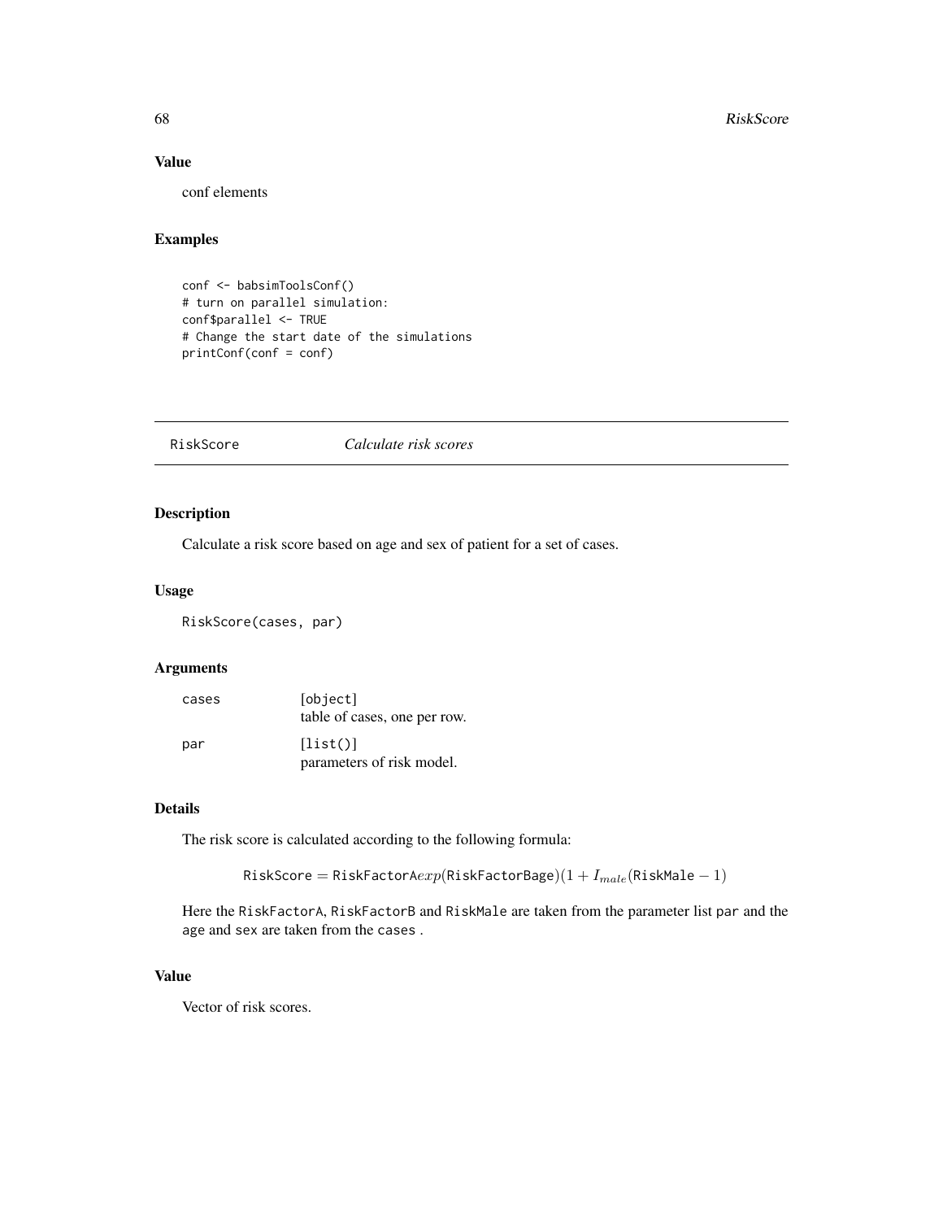## Value

conf elements

## Examples

```
conf <- babsimToolsConf()
# turn on parallel simulation:
conf$parallel <- TRUE
# Change the start date of the simulations
printConf(conf = conf)
```

---

# RiskScore — *Calculate risk scores*

## Description

Calculate a risk score based on age and sex of patient for a set of cases.

## Usage

```
RiskScore(cases, par)
```

## Arguments

| | |
|---|---|
| cases | [object]<br>table of cases, one per row. |
| par | [list()]<br>parameters of risk model. |

## Details

The risk score is calculated according to the following formula:

$$\mathsf{RiskScore} = \mathsf{RiskFactorA} exp(\mathsf{RiskFactorBage})(1 + I_{male}(\mathsf{RiskMale} - 1)$$

Here the RiskFactorA, RiskFactorB and RiskMale are taken from the parameter list par and the age and sex are taken from the cases .

## Value

Vector of risk scores.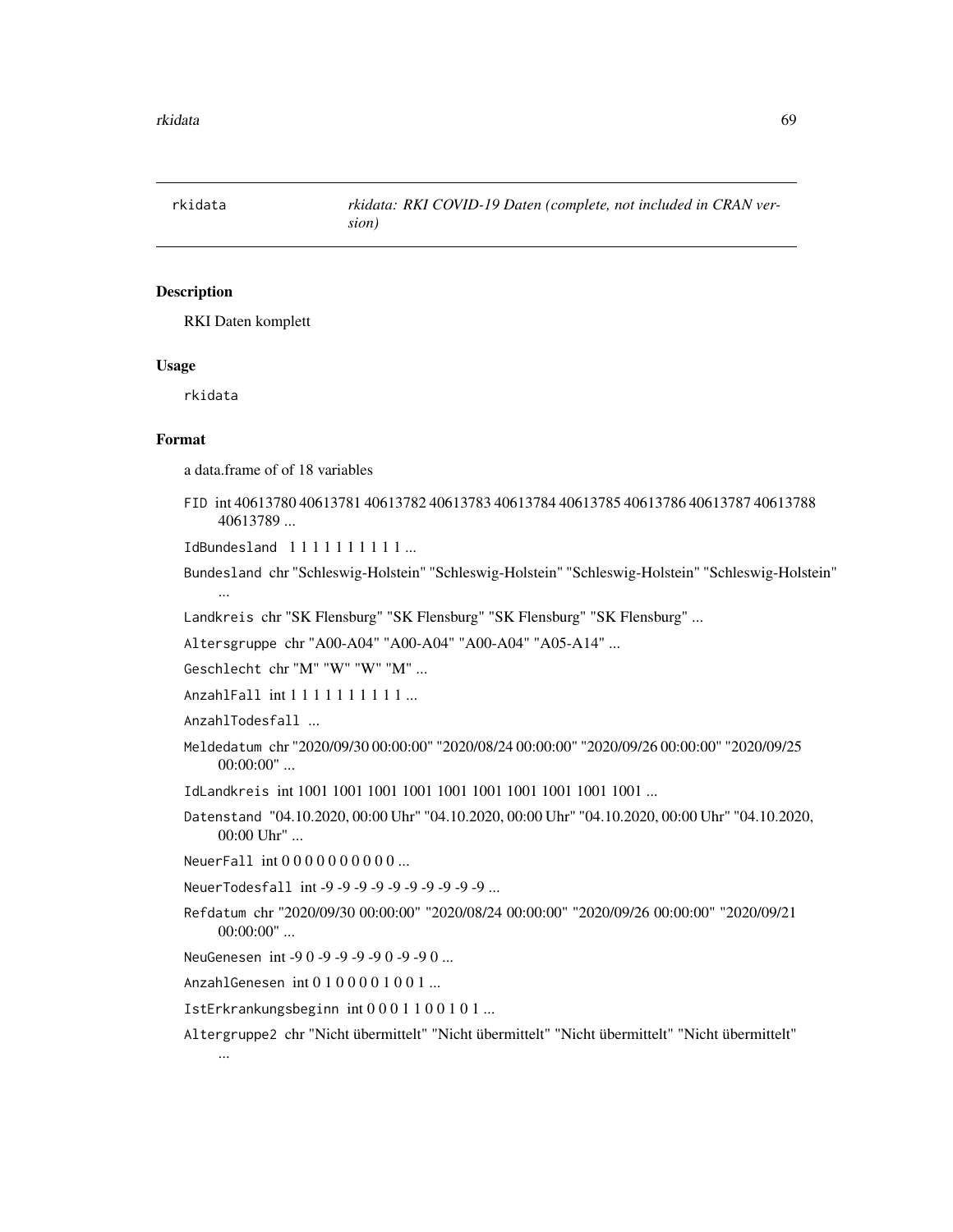`rkidata` *rkidata: RKI COVID-19 Daten (complete, not included in CRAN version)*

## Description

RKI Daten komplett

## Usage

```
rkidata
```

## Format

a data.frame of of 18 variables

`FID` int 40613780 40613781 40613782 40613783 40613784 40613785 40613786 40613787 40613788 40613789 ...

`IdBundesland` 1 1 1 1 1 1 1 1 1 1 ...

`Bundesland` chr "Schleswig-Holstein" "Schleswig-Holstein" "Schleswig-Holstein" "Schleswig-Holstein" ...

`Landkreis` chr "SK Flensburg" "SK Flensburg" "SK Flensburg" "SK Flensburg" ...

`Altersgruppe` chr "A00-A04" "A00-A04" "A00-A04" "A05-A14" ...

`Geschlecht` chr "M" "W" "W" "M" ...

`AnzahlFall` int 1 1 1 1 1 1 1 1 1 1 ...

`AnzahlTodesfall` ...

`Meldedatum` chr "2020/09/30 00:00:00" "2020/08/24 00:00:00" "2020/09/26 00:00:00" "2020/09/25 00:00:00" ...

`IdLandkreis` int 1001 1001 1001 1001 1001 1001 1001 1001 1001 1001 ...

`Datenstand` "04.10.2020, 00:00 Uhr" "04.10.2020, 00:00 Uhr" "04.10.2020, 00:00 Uhr" "04.10.2020, 00:00 Uhr" ...

`NeuerFall` int 0 0 0 0 0 0 0 0 0 0 ...

`NeuerTodesfall` int -9 -9 -9 -9 -9 -9 -9 -9 -9 -9 ...

`Refdatum` chr "2020/09/30 00:00:00" "2020/08/24 00:00:00" "2020/09/26 00:00:00" "2020/09/21 00:00:00" ...

`NeuGenesen` int -9 0 -9 -9 -9 -9 0 -9 -9 0 ...

`AnzahlGenesen` int 0 1 0 0 0 0 1 0 0 1 ...

`IstErkrankungsbeginn` int 0 0 0 1 1 0 0 1 0 1 ...

`Altergruppe2` chr "Nicht übermittelt" "Nicht übermittelt" "Nicht übermittelt" "Nicht übermittelt" ...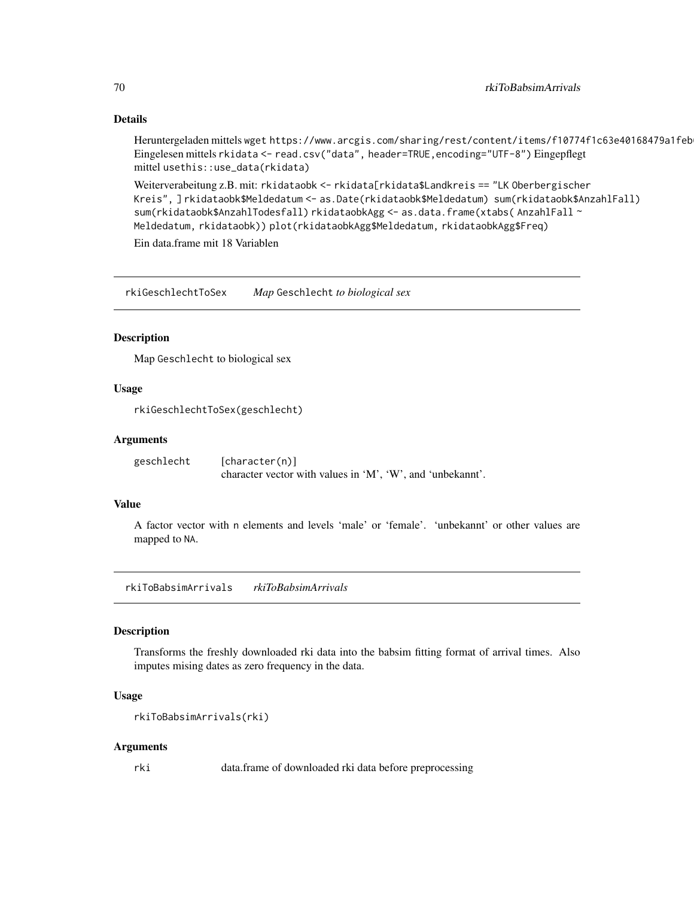### Details

Heruntergeladen mittels `wget https://www.arcgis.com/sharing/rest/content/items/f10774f1c63e40168479a1feb` Eingelesen mittels `rkidata <- read.csv("data", header=TRUE,encoding="UTF-8")` Eingepflegt mittel `usethis::use_data(rkidata)`

Weiterverarbeitung z.B. mit: `rkidataobk <- rkidata[rkidata$Landkreis == "LK Oberbergischer Kreis", ] rkidataobk$Meldedatum <- as.Date(rkidataobk$Meldedatum) sum(rkidataobk$AnzahlFall) sum(rkidataobk$AnzahlTodesfall) rkidataobkAgg <- as.data.frame(xtabs( AnzahlFall ~ Meldedatum, rkidataobk)) plot(rkidataobkAgg$Meldedatum, rkidataobkAgg$Freq)`

Ein data.frame mit 18 Variablen

---

## rkiGeschlechtToSex — *Map* `Geschlecht` *to biological sex*

### Description

Map `Geschlecht` to biological sex

### Usage

```
rkiGeschlechtToSex(geschlecht)
```

### Arguments

| | |
|---|---|
| geschlecht | [character(n)] character vector with values in 'M', 'W', and 'unbekannt'. |

### Value

A factor vector with `n` elements and levels 'male' or 'female'. 'unbekannt' or other values are mapped to `NA`.

---

## rkiToBabsimArrivals — *rkiToBabsimArrivals*

### Description

Transforms the freshly downloaded rki data into the babsim fitting format of arrival times. Also imputes mising dates as zero frequency in the data.

### Usage

```
rkiToBabsimArrivals(rki)
```

### Arguments

| | |
|---|---|
| rki | data.frame of downloaded rki data before preprocessing |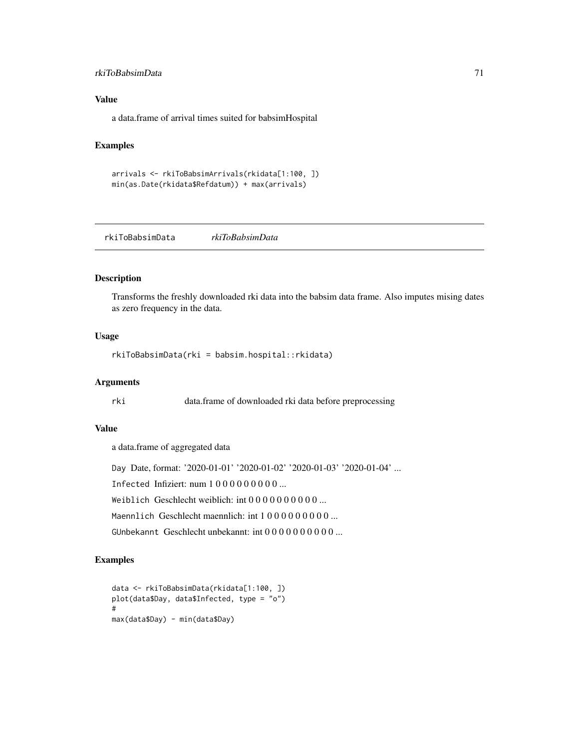### Value

a data.frame of arrival times suited for babsimHospital

### Examples

```
arrivals <- rkiToBabsimArrivals(rkidata[1:100, ])
min(as.Date(rkidata$Refdatum)) + max(arrivals)
```

---

## rkiToBabsimData *rkiToBabsimData*

### Description

Transforms the freshly downloaded rki data into the babsim data frame. Also imputes mising dates as zero frequency in the data.

### Usage

```
rkiToBabsimData(rki = babsim.hospital::rkidata)
```

### Arguments

| | |
|---|---|
| rki | data.frame of downloaded rki data before preprocessing |

### Value

a data.frame of aggregated data

`Day` Date, format: '2020-01-01' '2020-01-02' '2020-01-03' '2020-01-04' ...

`Infected` Infiziert: num 1 0 0 0 0 0 0 0 0 0 ...

`Weiblich` Geschlecht weiblich: int 0 0 0 0 0 0 0 0 0 0 ...

`Maennlich` Geschlecht maennlich: int 1 0 0 0 0 0 0 0 0 0 ...

`GUnbekannt` Geschlecht unbekannt: int 0 0 0 0 0 0 0 0 0 0 ...

### Examples

```
data <- rkiToBabsimData(rkidata[1:100, ])
plot(data$Day, data$Infected, type = "o")
#
max(data$Day) - min(data$Day)
```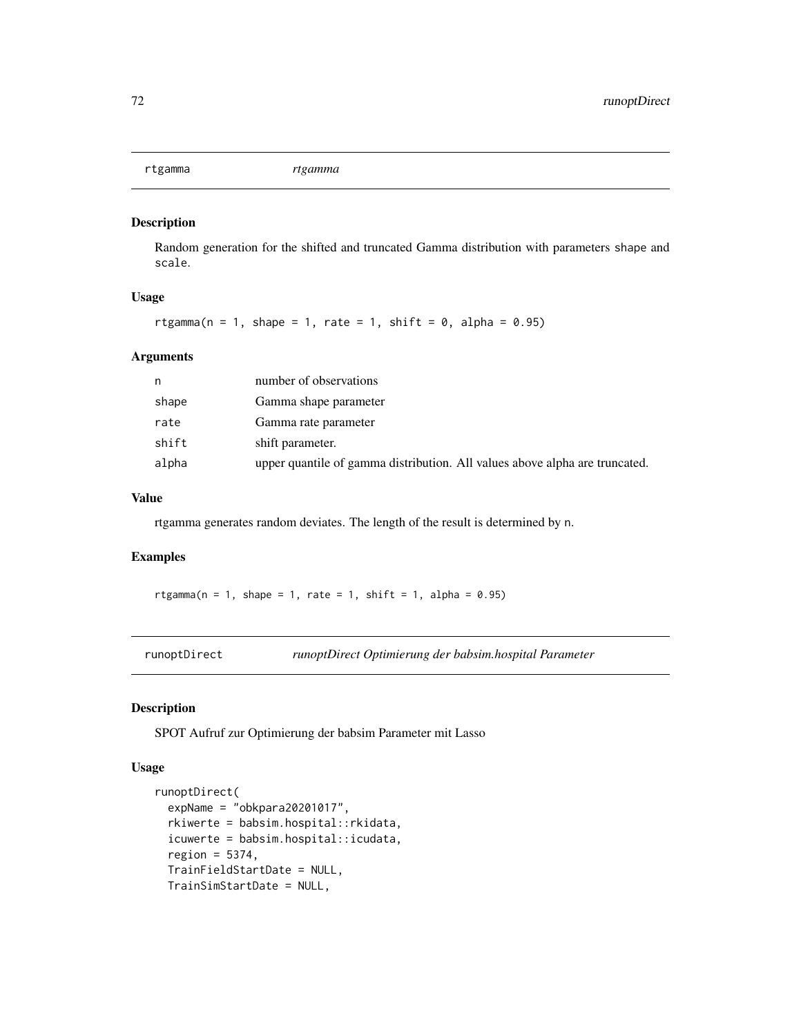## rtgamma *rtgamma*

### Description

Random generation for the shifted and truncated Gamma distribution with parameters shape and scale.

### Usage

```
rtgamma(n = 1, shape = 1, rate = 1, shift = 0, alpha = 0.95)
```

### Arguments

| | |
|---|---|
| n | number of observations |
| shape | Gamma shape parameter |
| rate | Gamma rate parameter |
| shift | shift parameter. |
| alpha | upper quantile of gamma distribution. All values above alpha are truncated. |

### Value

rtgamma generates random deviates. The length of the result is determined by n.

### Examples

```
rtgamma(n = 1, shape = 1, rate = 1, shift = 1, alpha = 0.95)
```

## runoptDirect *runoptDirect Optimierung der babsim.hospital Parameter*

### Description

SPOT Aufruf zur Optimierung der babsim Parameter mit Lasso

### Usage

```
runoptDirect(
  expName = "obkpara20201017",
  rkiwerte = babsim.hospital::rkidata,
  icuwerte = babsim.hospital::icudata,
  region = 5374,
  TrainFieldStartDate = NULL,
  TrainSimStartDate = NULL,
```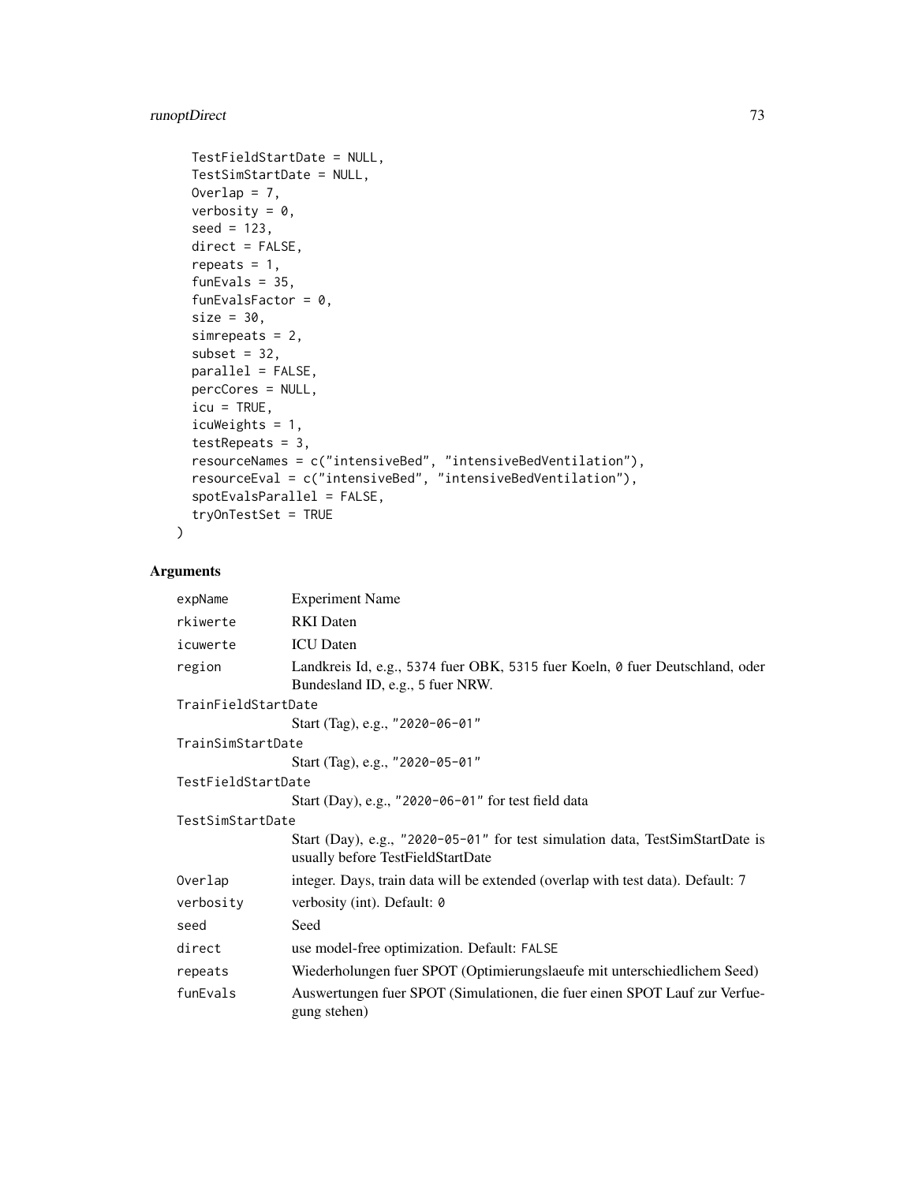```
  TestFieldStartDate = NULL,
  TestSimStartDate = NULL,
  Overlap = 7,
  verbosity = 0,
  seed = 123,
  direct = FALSE,
  repeats = 1,
  funEvals = 35,
  funEvalsFactor = 0,
  size = 30,
  simrepeats = 2,
  subset = 32,
  parallel = FALSE,
  percCores = NULL,
  icu = TRUE,
  icuWeights = 1,
  testRepeats = 3,
  resourceNames = c("intensiveBed", "intensiveBedVentilation"),
  resourceEval = c("intensiveBed", "intensiveBedVentilation"),
  spotEvalsParallel = FALSE,
  tryOnTestSet = TRUE
)
```

## Arguments

| | |
|---|---|
| `expName` | Experiment Name |
| `rkiwerte` | RKI Daten |
| `icuwerte` | ICU Daten |
| `region` | Landkreis Id, e.g., `5374` fuer OBK, `5315` fuer Koeln, `0` fuer Deutschland, oder Bundesland ID, e.g., 5 fuer NRW. |
| `TrainFieldStartDate` | Start (Tag), e.g., `"2020-06-01"` |
| `TrainSimStartDate` | Start (Tag), e.g., `"2020-05-01"` |
| `TestFieldStartDate` | Start (Day), e.g., `"2020-06-01"` for test field data |
| `TestSimStartDate` | Start (Day), e.g., `"2020-05-01"` for test simulation data, TestSimStartDate is usually before TestFieldStartDate |
| `Overlap` | integer. Days, train data will be extended (overlap with test data). Default: 7 |
| `verbosity` | verbosity (int). Default: `0` |
| `seed` | Seed |
| `direct` | use model-free optimization. Default: `FALSE` |
| `repeats` | Wiederholungen fuer SPOT (Optimierungslaeufe mit unterschiedlichem Seed) |
| `funEvals` | Auswertungen fuer SPOT (Simulationen, die fuer einen SPOT Lauf zur Verfuegung stehen) |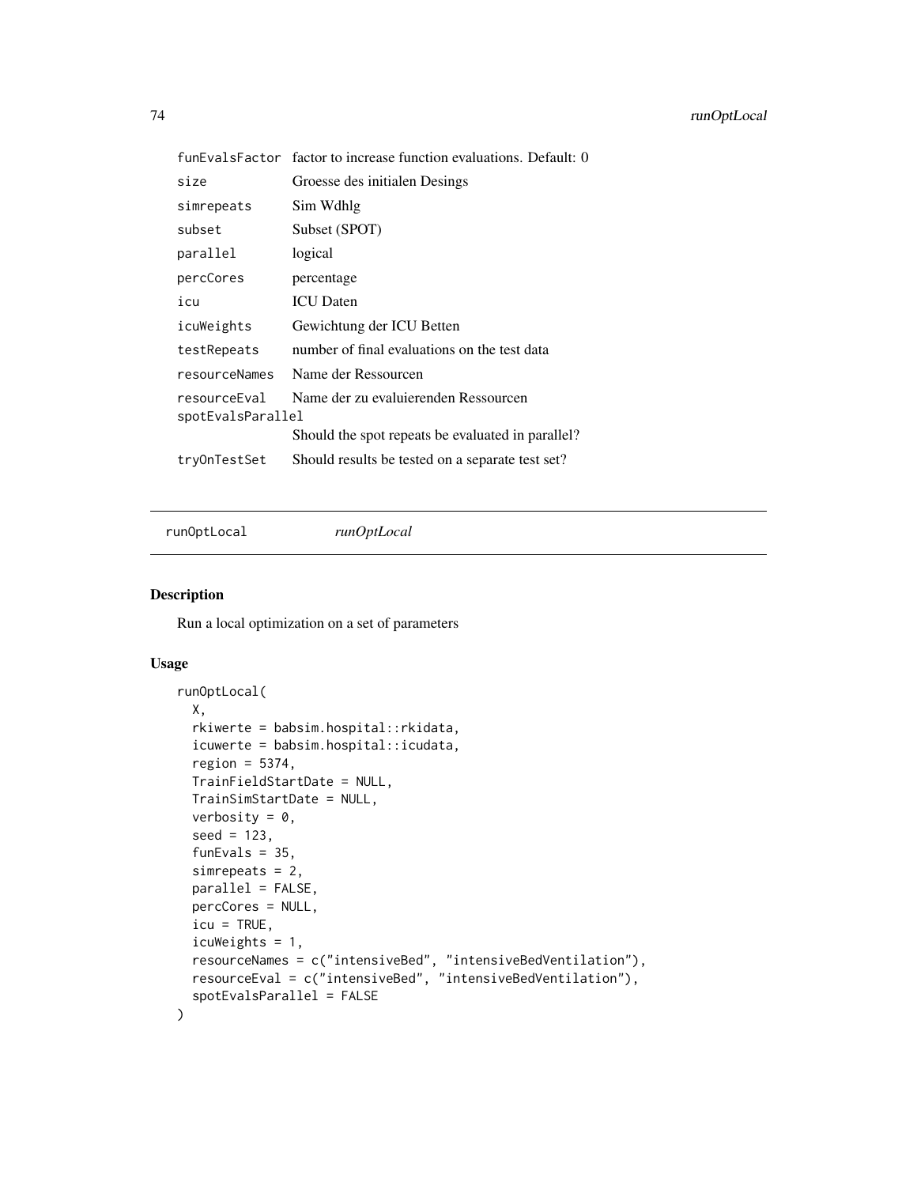| | |
|---|---|
| funEvalsFactor | factor to increase function evaluations. Default: 0 |
| size | Groesse des initialen Desings |
| simrepeats | Sim Wdhlg |
| subset | Subset (SPOT) |
| parallel | logical |
| percCores | percentage |
| icu | ICU Daten |
| icuWeights | Gewichtung der ICU Betten |
| testRepeats | number of final evaluations on the test data |
| resourceNames | Name der Ressourcen |
| resourceEval | Name der zu evaluierenden Ressourcen |
| spotEvalsParallel | Should the spot repeats be evaluated in parallel? |
| tryOnTestSet | Should results be tested on a separate test set? |

---

runOptLocal *runOptLocal*

---

## Description

Run a local optimization on a set of parameters

## Usage

```
runOptLocal(
  X,
  rkiwerte = babsim.hospital::rkidata,
  icuwerte = babsim.hospital::icudata,
  region = 5374,
  TrainFieldStartDate = NULL,
  TrainSimStartDate = NULL,
  verbosity = 0,
  seed = 123,
  funEvals = 35,
  simrepeats = 2,
  parallel = FALSE,
  percCores = NULL,
  icu = TRUE,
  icuWeights = 1,
  resourceNames = c("intensiveBed", "intensiveBedVentilation"),
  resourceEval = c("intensiveBed", "intensiveBedVentilation"),
  spotEvalsParallel = FALSE
)
```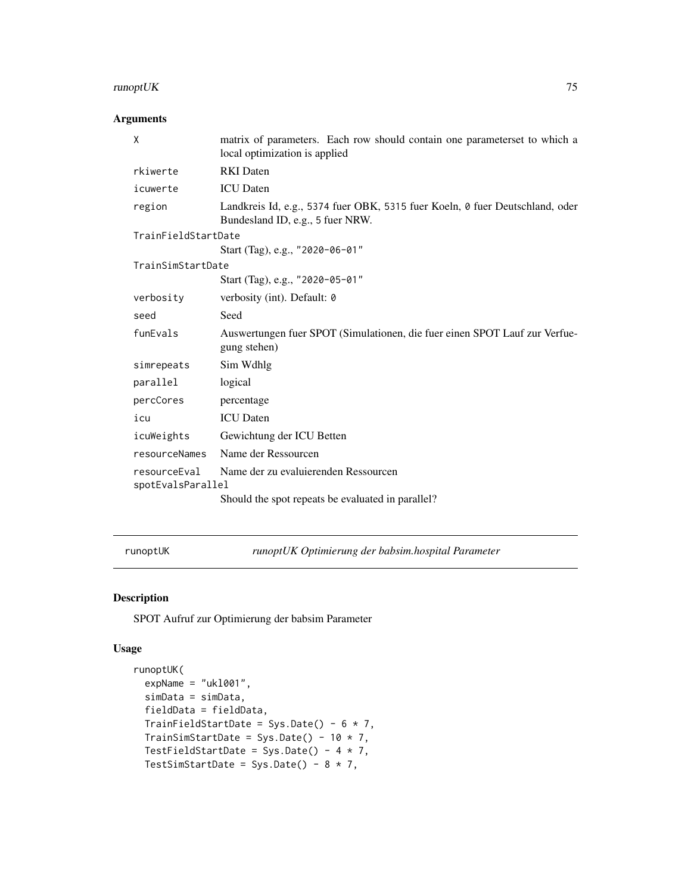## Arguments

| | |
|---|---|
| X | matrix of parameters. Each row should contain one parameterset to which a local optimization is applied |
| rkiwerte | RKI Daten |
| icuwerte | ICU Daten |
| region | Landkreis Id, e.g., 5374 fuer OBK, 5315 fuer Koeln, 0 fuer Deutschland, oder Bundesland ID, e.g., 5 fuer NRW. |
| TrainFieldStartDate | Start (Tag), e.g., "2020-06-01" |
| TrainSimStartDate | Start (Tag), e.g., "2020-05-01" |
| verbosity | verbosity (int). Default: 0 |
| seed | Seed |
| funEvals | Auswertungen fuer SPOT (Simulationen, die fuer einen SPOT Lauf zur Verfuegung stehen) |
| simrepeats | Sim Wdhlg |
| parallel | logical |
| percCores | percentage |
| icu | ICU Daten |
| icuWeights | Gewichtung der ICU Betten |
| resourceNames | Name der Ressourcen |
| resourceEval | Name der zu evaluierenden Ressourcen |
| spotEvalsParallel | Should the spot repeats be evaluated in parallel? |

---

runoptUK *runoptUK Optimierung der babsim.hospital Parameter*

---

## Description

SPOT Aufruf zur Optimierung der babsim Parameter

## Usage

```
runoptUK(
  expName = "ukl001",
  simData = simData,
  fieldData = fieldData,
  TrainFieldStartDate = Sys.Date() - 6 * 7,
  TrainSimStartDate = Sys.Date() - 10 * 7,
  TestFieldStartDate = Sys.Date() - 4 * 7,
  TestSimStartDate = Sys.Date() - 8 * 7,
```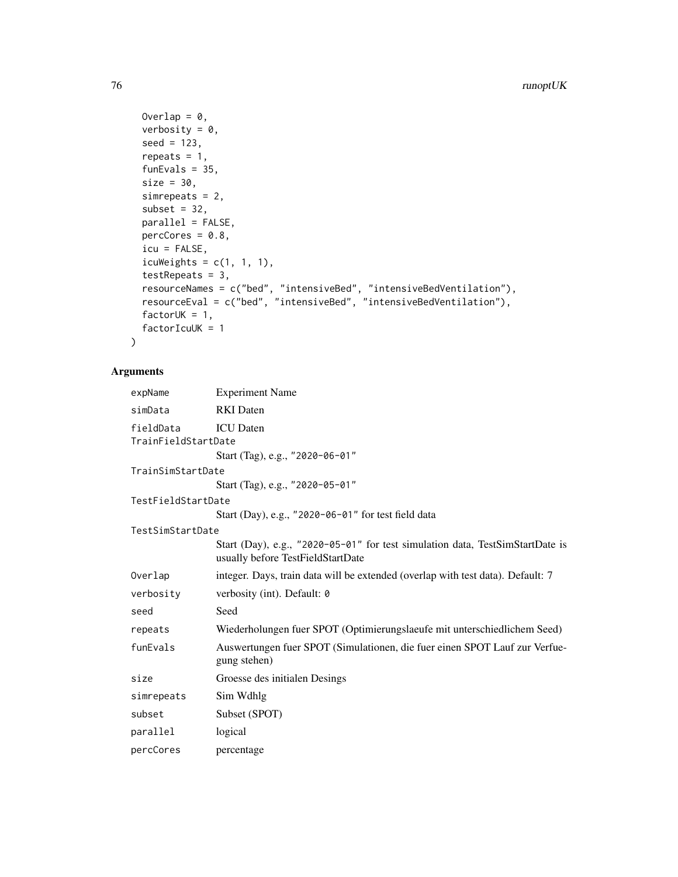```
  Overlap = 0,
  verbosity = 0,
  seed = 123,
  repeats = 1,
  funEvals = 35,
  size = 30,
  simrepeats = 2,
  subset = 32,
  parallel = FALSE,
  percCores = 0.8,
  icu = FALSE,
  icuWeights = c(1, 1, 1),
  testRepeats = 3,
  resourceNames = c("bed", "intensiveBed", "intensiveBedVentilation"),
  resourceEval = c("bed", "intensiveBed", "intensiveBedVentilation"),
  factorUK = 1,
  factorIcuUK = 1
)
```

## Arguments

| Argument | Description |
|---|---|
| `expName` | Experiment Name |
| `simData` | RKI Daten |
| `fieldData` | ICU Daten |
| `TrainFieldStartDate` | Start (Tag), e.g., `"2020-06-01"` |
| `TrainSimStartDate` | Start (Tag), e.g., `"2020-05-01"` |
| `TestFieldStartDate` | Start (Day), e.g., `"2020-06-01"` for test field data |
| `TestSimStartDate` | Start (Day), e.g., `"2020-05-01"` for test simulation data, TestSimStartDate is usually before TestFieldStartDate |
| `Overlap` | integer. Days, train data will be extended (overlap with test data). Default: 7 |
| `verbosity` | verbosity (int). Default: `0` |
| `seed` | Seed |
| `repeats` | Wiederholungen fuer SPOT (Optimierungslaeufe mit unterschiedlichem Seed) |
| `funEvals` | Auswertungen fuer SPOT (Simulationen, die fuer einen SPOT Lauf zur Verfuegung stehen) |
| `size` | Groesse des initialen Desings |
| `simrepeats` | Sim Wdhlg |
| `subset` | Subset (SPOT) |
| `parallel` | logical |
| `percCores` | percentage |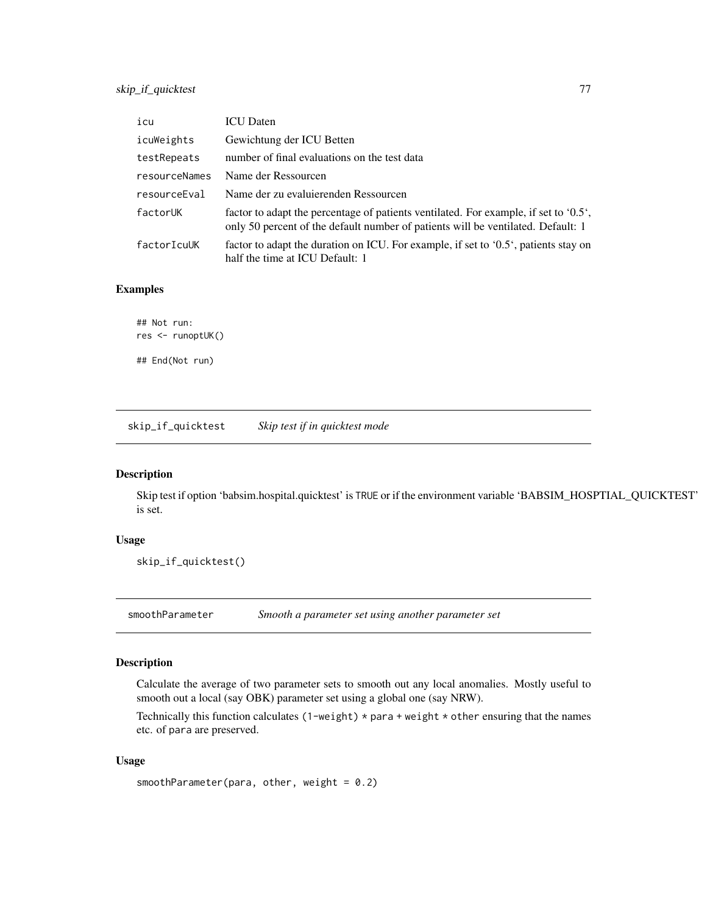| | |
|---|---|
| `icu` | ICU Daten |
| `icuWeights` | Gewichtung der ICU Betten |
| `testRepeats` | number of final evaluations on the test data |
| `resourceNames` | Name der Ressourcen |
| `resourceEval` | Name der zu evaluierenden Ressourcen |
| `factorUK` | factor to adapt the percentage of patients ventilated. For example, if set to '0.5', only 50 percent of the default number of patients will be ventilated. Default: 1 |
| `factorIcuUK` | factor to adapt the duration on ICU. For example, if set to '0.5', patients stay on half the time at ICU Default: 1 |

### Examples

```
## Not run:
res <- runoptUK()

## End(Not run)
```

---

## skip_if_quicktest &nbsp;&nbsp;&nbsp; *Skip test if in quicktest mode*

---

### Description

Skip test if option 'babsim.hospital.quicktest' is `TRUE` or if the environment variable 'BABSIM_HOSPTIAL_QUICKTEST' is set.

### Usage

```
skip_if_quicktest()
```

---

## smoothParameter &nbsp;&nbsp;&nbsp; *Smooth a parameter set using another parameter set*

---

### Description

Calculate the average of two parameter sets to smooth out any local anomalies. Mostly useful to smooth out a local (say OBK) parameter set using a global one (say NRW).

Technically this function calculates `(1-weight) * para + weight * other` ensuring that the names etc. of `para` are preserved.

### Usage

```
smoothParameter(para, other, weight = 0.2)
```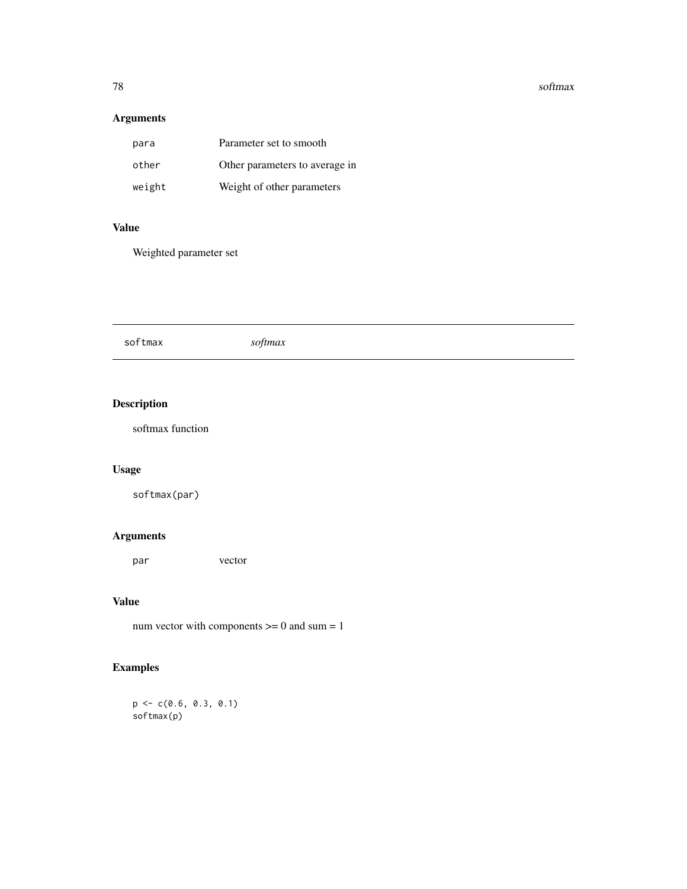## Arguments

| | |
|---|---|
| `para` | Parameter set to smooth |
| `other` | Other parameters to average in |
| `weight` | Weight of other parameters |

## Value

Weighted parameter set

---

# softmax *softmax*

---

## Description

softmax function

## Usage

```
softmax(par)
```

## Arguments

| | |
|---|---|
| `par` | vector |

## Value

num vector with components >= 0 and sum = 1

## Examples

```
p <- c(0.6, 0.3, 0.1)
softmax(p)
```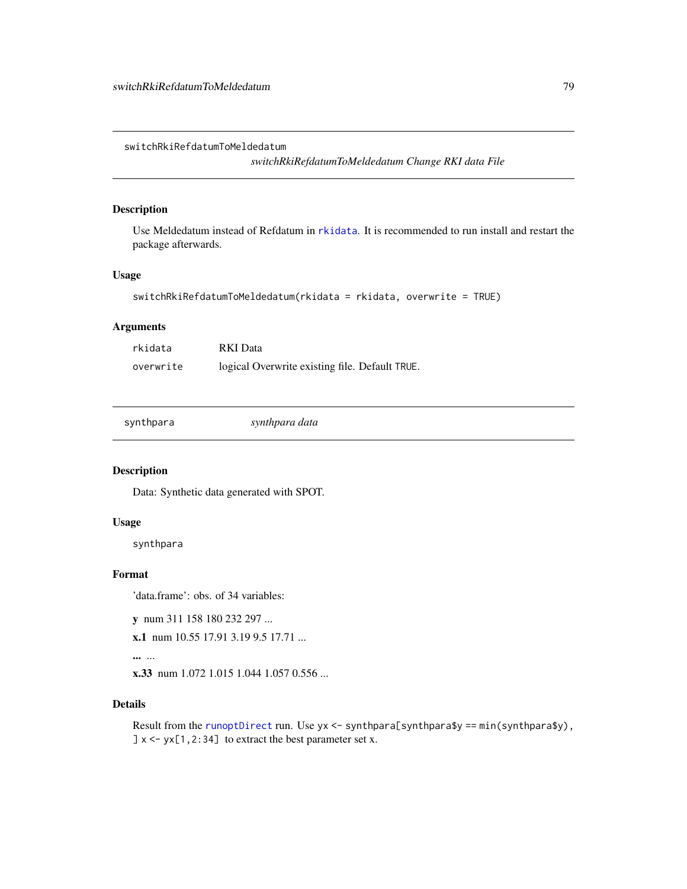## switchRkiRefdatumToMeldedatum

*switchRkiRefdatumToMeldedatum Change RKI data File*

### Description

Use Meldedatum instead of Refdatum in `rkidata`. It is recommended to run install and restart the package afterwards.

### Usage

```
switchRkiRefdatumToMeldedatum(rkidata = rkidata, overwrite = TRUE)
```

### Arguments

| | |
|---|---|
| `rkidata` | RKI Data |
| `overwrite` | logical Overwrite existing file. Default `TRUE`. |

## synthpara

*synthpara data*

### Description

Data: Synthetic data generated with SPOT.

### Usage

```
synthpara
```

### Format

'data.frame': obs. of 34 variables:

**y** num 311 158 180 232 297 ...

**x.1** num 10.55 17.91 3.19 9.5 17.71 ...

**...** ...

**x.33** num 1.072 1.015 1.044 1.057 0.556 ...

### Details

Result from the `runoptDirect` run. Use `yx <- synthpara[synthpara$y == min(synthpara$y), ] x <- yx[1,2:34]` to extract the best parameter set x.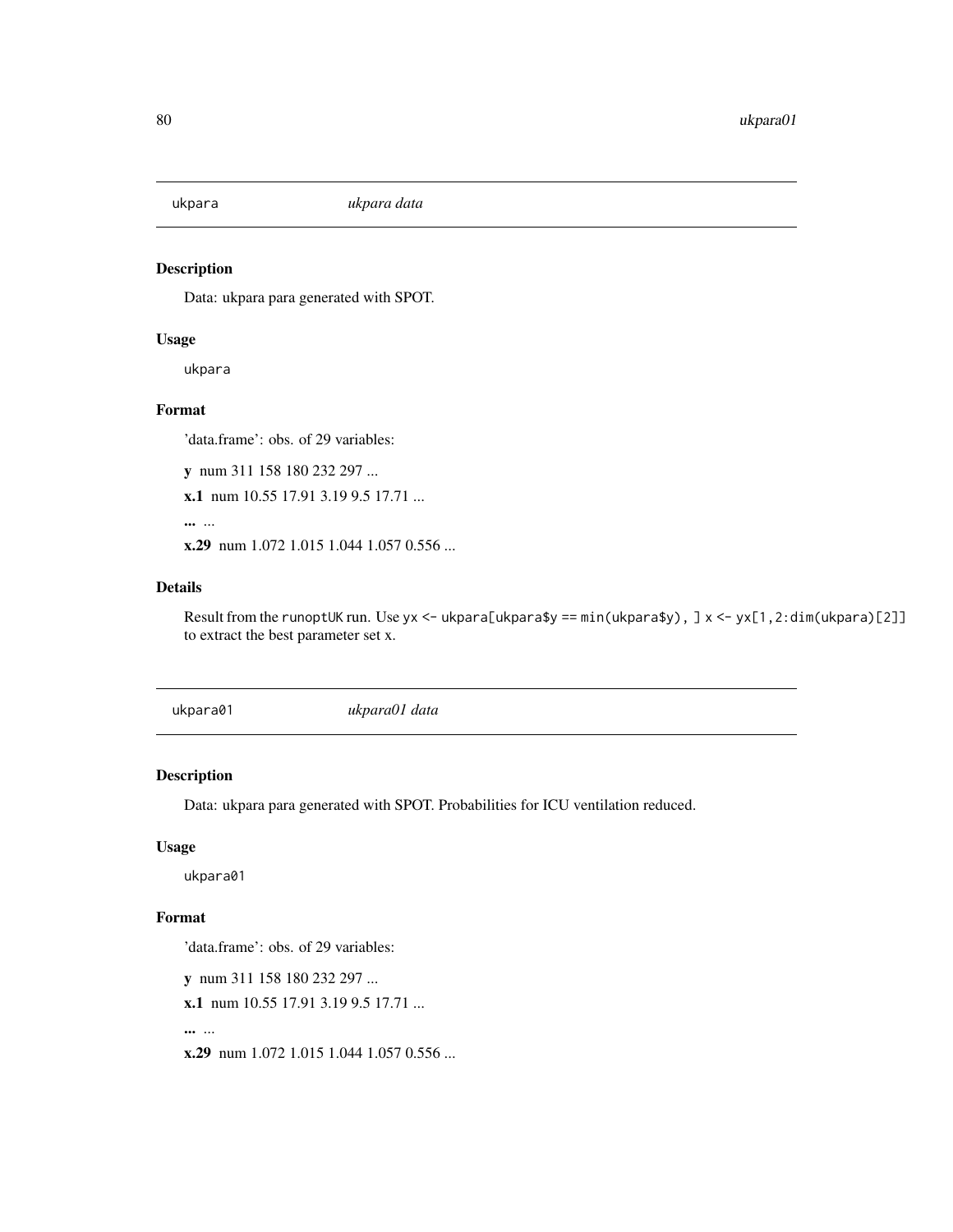## ukpara *ukpara data*

### Description

Data: ukpara para generated with SPOT.

### Usage

```
ukpara
```

### Format

'data.frame': obs. of 29 variables:

**y** num 311 158 180 232 297 ...

**x.1** num 10.55 17.91 3.19 9.5 17.71 ...

**...** ...

**x.29** num 1.072 1.015 1.044 1.057 0.556 ...

### Details

Result from the `runoptUK` run. Use `yx <- ukpara[ukpara$y == min(ukpara$y), ] x <- yx[1,2:dim(ukpara)[2]]` to extract the best parameter set x.

## ukpara01 *ukpara01 data*

### Description

Data: ukpara para generated with SPOT. Probabilities for ICU ventilation reduced.

### Usage

```
ukpara01
```

### Format

'data.frame': obs. of 29 variables:

**y** num 311 158 180 232 297 ...

**x.1** num 10.55 17.91 3.19 9.5 17.71 ...

**...** ...

**x.29** num 1.072 1.015 1.044 1.057 0.556 ...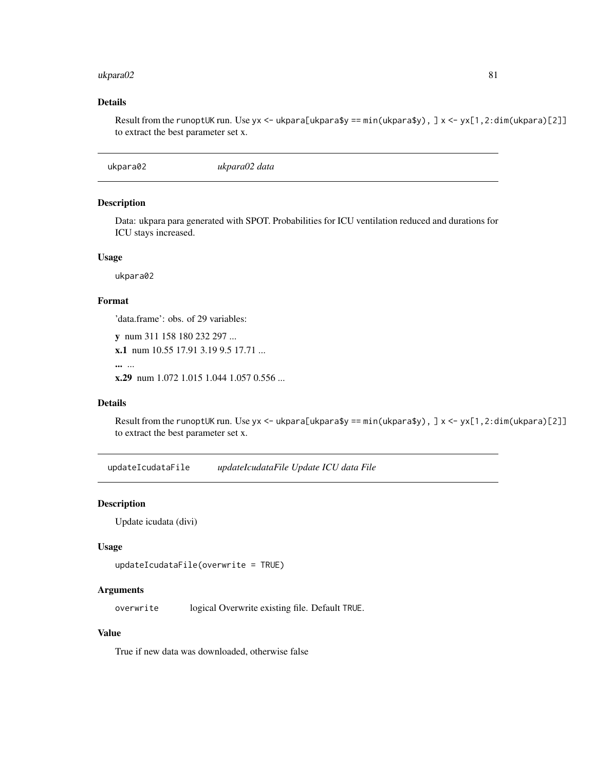### Details

Result from the `runoptUK` run. Use `yx <- ukpara[ukpara$y == min(ukpara$y), ] x <- yx[1,2:dim(ukpara)[2]]` to extract the best parameter set x.

---

## ukpara02 — *ukpara02 data*

### Description

Data: ukpara para generated with SPOT. Probabilities for ICU ventilation reduced and durations for ICU stays increased.

### Usage

```
ukpara02
```

### Format

'data.frame': obs. of 29 variables:

**y** num 311 158 180 232 297 ...

**x.1** num 10.55 17.91 3.19 9.5 17.71 ...

**...** ...

**x.29** num 1.072 1.015 1.044 1.057 0.556 ...

### Details

Result from the `runoptUK` run. Use `yx <- ukpara[ukpara$y == min(ukpara$y), ] x <- yx[1,2:dim(ukpara)[2]]` to extract the best parameter set x.

---

## updateIcudataFile — *updateIcudataFile Update ICU data File*

### Description

Update icudata (divi)

### Usage

```
updateIcudataFile(overwrite = TRUE)
```

### Arguments

| | |
|---|---|
| `overwrite` | logical Overwrite existing file. Default `TRUE`. |

### Value

True if new data was downloaded, otherwise false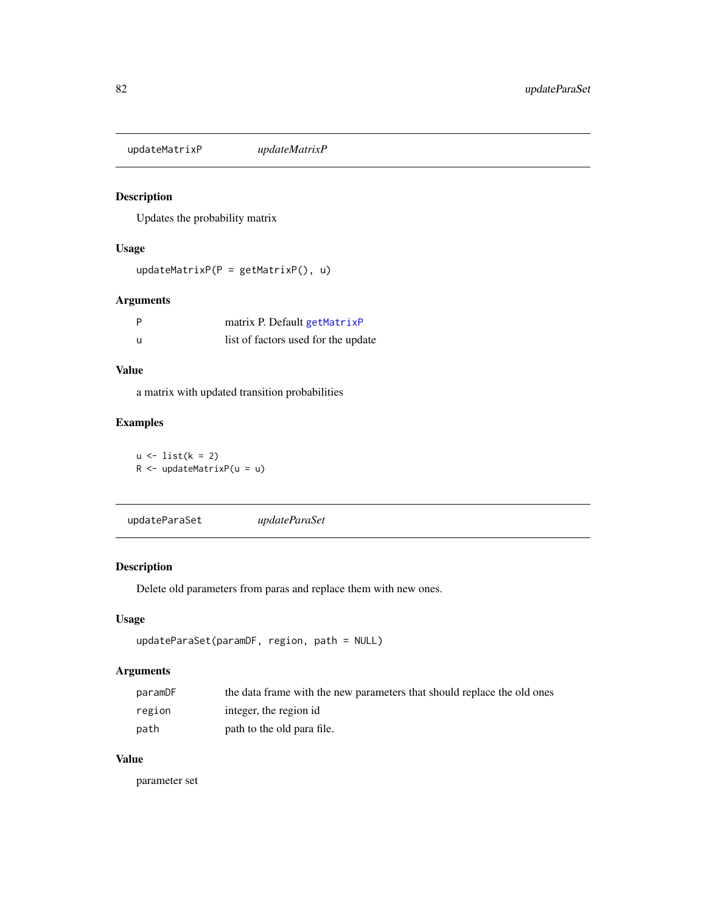## updateMatrixP — *updateMatrixP*

### Description

Updates the probability matrix

### Usage

```
updateMatrixP(P = getMatrixP(), u)
```

### Arguments

| | |
|---|---|
| P | matrix P. Default getMatrixP |
| u | list of factors used for the update |

### Value

a matrix with updated transition probabilities

### Examples

```
u <- list(k = 2)
R <- updateMatrixP(u = u)
```

## updateParaSet — *updateParaSet*

### Description

Delete old parameters from paras and replace them with new ones.

### Usage

```
updateParaSet(paramDF, region, path = NULL)
```

### Arguments

| | |
|---|---|
| paramDF | the data frame with the new parameters that should replace the old ones |
| region | integer, the region id |
| path | path to the old para file. |

### Value

parameter set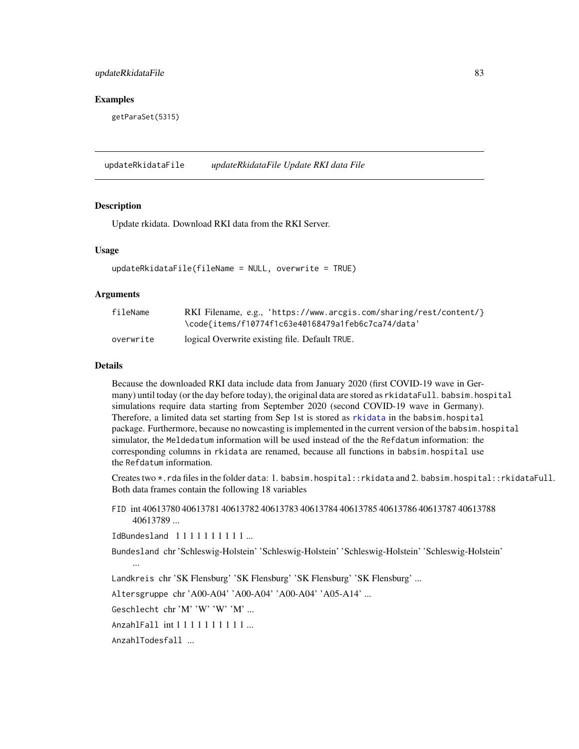## Examples

```
getParaSet(5315)
```

---

## updateRkidataFile *updateRkidataFile Update RKI data File*

### Description

Update rkidata. Download RKI data from the RKI Server.

### Usage

```
updateRkidataFile(fileName = NULL, overwrite = TRUE)
```

### Arguments

| | |
|---|---|
| fileName | RKI Filename, e.g., 'https://www.arcgis.com/sharing/rest/content/} \code{items/f10774f1c63e40168479a1feb6c7ca74/data' |
| overwrite | logical Overwrite existing file. Default TRUE. |

### Details

Because the downloaded RKI data include data from January 2020 (first COVID-19 wave in Germany) until today (or the day before today), the original data are stored as `rkidataFull`. `babsim.hospital` simulations require data starting from September 2020 (second COVID-19 wave in Germany). Therefore, a limited data set starting from Sep 1st is stored as `rkidata` in the `babsim.hospital` package. Furthermore, because no nowcasting is implemented in the current version of the `babsim.hospital` simulator, the `Meldedatum` information will be used instead of the the `Refdatum` information: the corresponding columns in `rkidata` are renamed, because all functions in `babsim.hospital` use the `Refdatum` information.

Creates two `*.rda` files in the folder `data`: 1. `babsim.hospital::rkidata` and 2. `babsim.hospital::rkidataFull`. Both data frames contain the following 18 variables

`FID` int 40613780 40613781 40613782 40613783 40613784 40613785 40613786 40613787 40613788 40613789 ...

`IdBundesland` 1 1 1 1 1 1 1 1 1 1 ...

`Bundesland` chr 'Schleswig-Holstein' 'Schleswig-Holstein' 'Schleswig-Holstein' 'Schleswig-Holstein' ...

`Landkreis` chr 'SK Flensburg' 'SK Flensburg' 'SK Flensburg' 'SK Flensburg' ...

`Altersgruppe` chr 'A00-A04' 'A00-A04' 'A00-A04' 'A05-A14' ...

`Geschlecht` chr 'M' 'W' 'W' 'M' ...

`AnzahlFall` int 1 1 1 1 1 1 1 1 1 1 ...

`AnzahlTodesfall` ...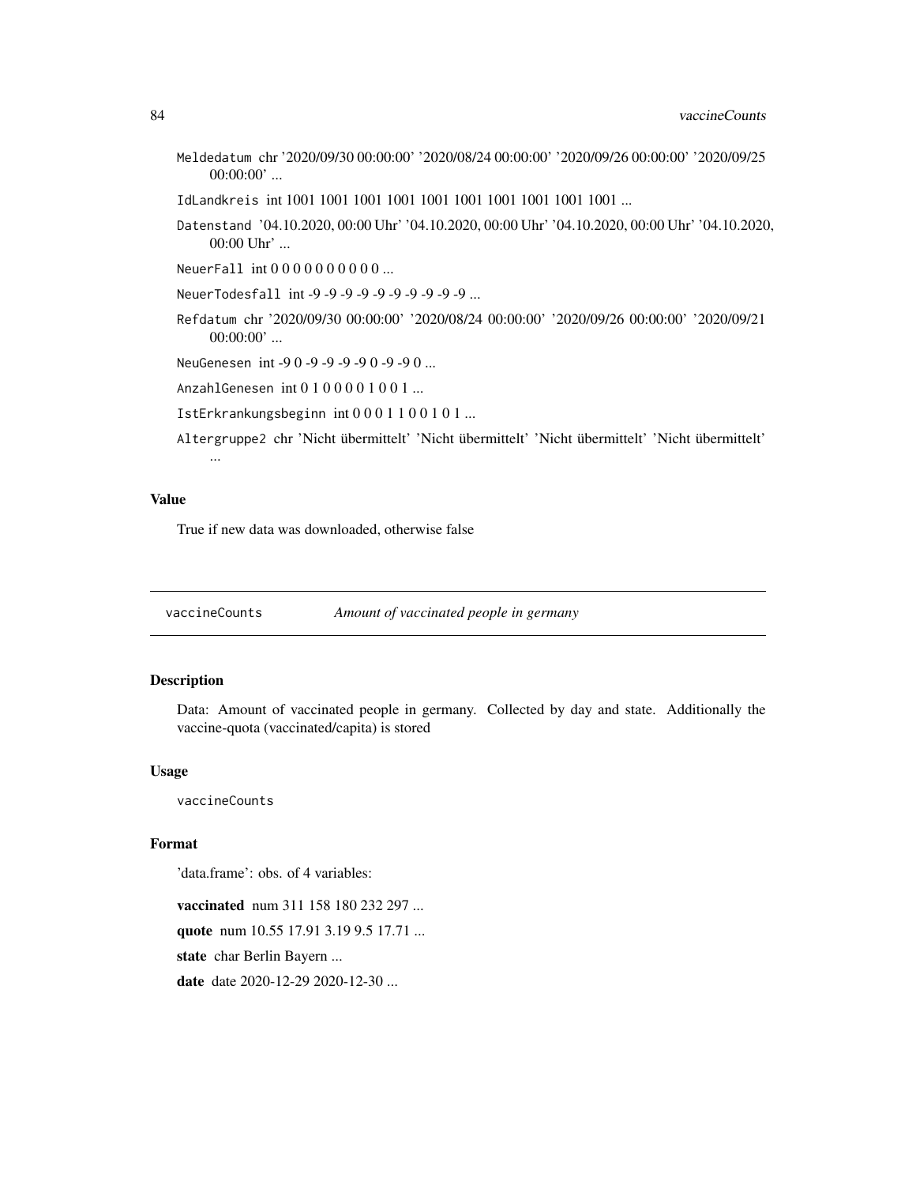`Meldedatum` chr '2020/09/30 00:00:00' '2020/08/24 00:00:00' '2020/09/26 00:00:00' '2020/09/25 00:00:00' ...

`IdLandkreis` int 1001 1001 1001 1001 1001 1001 1001 1001 1001 1001 ...

`Datenstand` '04.10.2020, 00:00 Uhr' '04.10.2020, 00:00 Uhr' '04.10.2020, 00:00 Uhr' '04.10.2020, 00:00 Uhr' ...

`NeuerFall` int 0 0 0 0 0 0 0 0 0 0 ...

`NeuerTodesfall` int -9 -9 -9 -9 -9 -9 -9 -9 -9 -9 ...

`Refdatum` chr '2020/09/30 00:00:00' '2020/08/24 00:00:00' '2020/09/26 00:00:00' '2020/09/21 00:00:00' ...

`NeuGenesen` int -9 0 -9 -9 -9 -9 0 -9 -9 0 ...

`AnzahlGenesen` int 0 1 0 0 0 0 1 0 0 1 ...

`IstErkrankungsbeginn` int 0 0 0 1 1 0 0 1 0 1 ...

`Altergruppe2` chr 'Nicht übermittelt' 'Nicht übermittelt' 'Nicht übermittelt' 'Nicht übermittelt' ...

## Value

True if new data was downloaded, otherwise false

---

`vaccineCounts` *Amount of vaccinated people in germany*

---

### Description

Data: Amount of vaccinated people in germany. Collected by day and state. Additionally the vaccine-quota (vaccinated/capita) is stored

### Usage

```
vaccineCounts
```

### Format

'data.frame': obs. of 4 variables:

**vaccinated** num 311 158 180 232 297 ...

**quote** num 10.55 17.91 3.19 9.5 17.71 ...

**state** char Berlin Bayern ...

**date** date 2020-12-29 2020-12-30 ...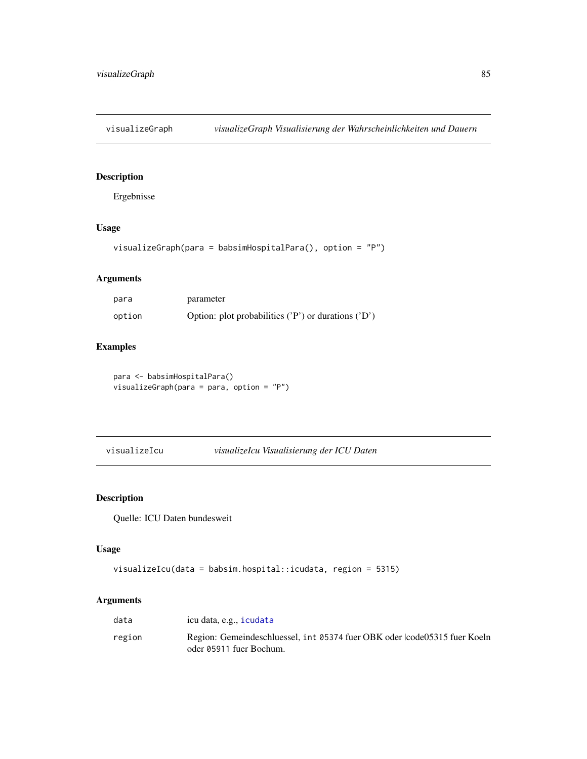## visualizeGraph — *visualizeGraph Visualisierung der Wahrscheinlichkeiten und Dauern*

### Description

Ergebnisse

### Usage

```
visualizeGraph(para = babsimHospitalPara(), option = "P")
```

### Arguments

| | |
|---|---|
| para | parameter |
| option | Option: plot probabilities ('P') or durations ('D') |

### Examples

```
para <- babsimHospitalPara()
visualizeGraph(para = para, option = "P")
```

## visualizeIcu — *visualizeIcu Visualisierung der ICU Daten*

### Description

Quelle: ICU Daten bundesweit

### Usage

```
visualizeIcu(data = babsim.hospital::icudata, region = 5315)
```

### Arguments

| | |
|---|---|
| data | icu data, e.g., icudata |
| region | Region: Gemeindeschluessel, int 05374 fuer OBK oder \code05315 fuer Koeln oder 05911 fuer Bochum. |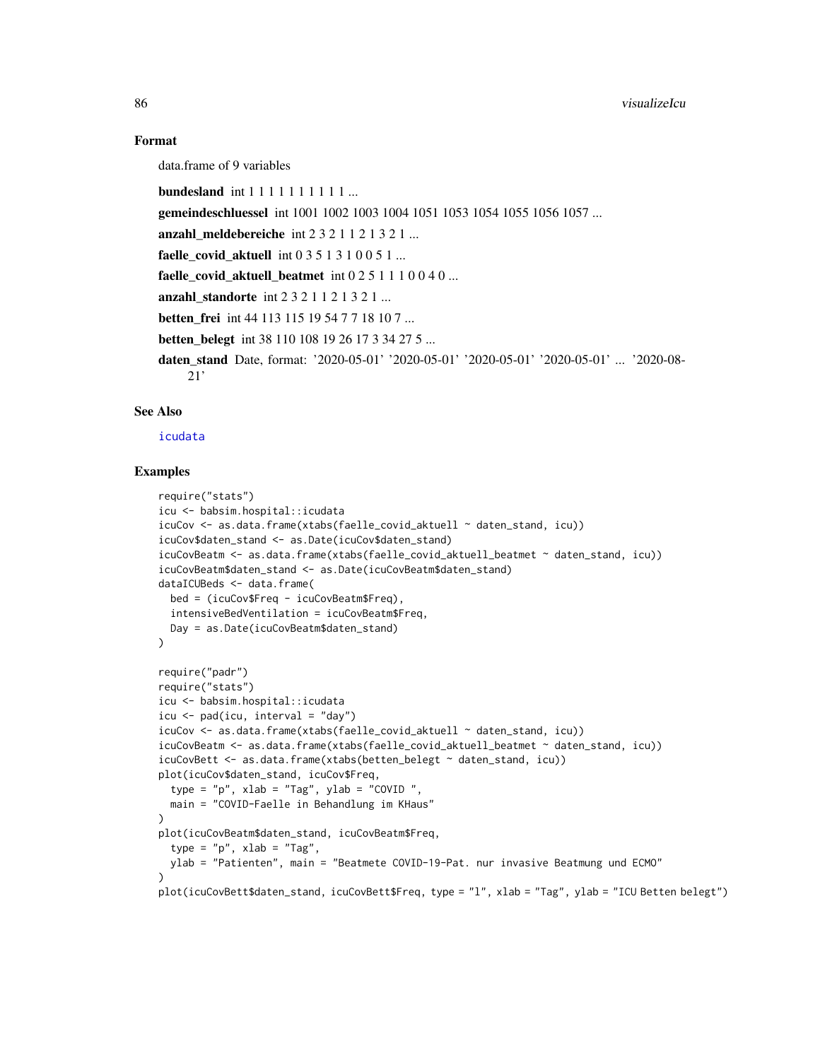### Format

data.frame of 9 variables

**bundesland** int 1 1 1 1 1 1 1 1 1 1 ...

**gemeindeschluessel** int 1001 1002 1003 1004 1051 1053 1054 1055 1056 1057 ...

**anzahl_meldebereiche** int 2 3 2 1 1 2 1 3 2 1 ...

**faelle_covid_aktuell** int 0 3 5 1 3 1 0 0 5 1 ...

**faelle_covid_aktuell_beatmet** int 0 2 5 1 1 1 0 0 4 0 ...

**anzahl_standorte** int 2 3 2 1 1 2 1 3 2 1 ...

**betten_frei** int 44 113 115 19 54 7 7 18 10 7 ...

**betten_belegt** int 38 110 108 19 26 17 3 34 27 5 ...

**daten_stand** Date, format: '2020-05-01' '2020-05-01' '2020-05-01' '2020-05-01' ... '2020-08-21'

### See Also

icudata

### Examples

```
require("stats")
icu <- babsim.hospital::icudata
icuCov <- as.data.frame(xtabs(faelle_covid_aktuell ~ daten_stand, icu))
icuCov$daten_stand <- as.Date(icuCov$daten_stand)
icuCovBeatm <- as.data.frame(xtabs(faelle_covid_aktuell_beatmet ~ daten_stand, icu))
icuCovBeatm$daten_stand <- as.Date(icuCovBeatm$daten_stand)
dataICUBeds <- data.frame(
  bed = (icuCov$Freq - icuCovBeatm$Freq),
  intensiveBedVentilation = icuCovBeatm$Freq,
  Day = as.Date(icuCovBeatm$daten_stand)
)

require("padr")
require("stats")
icu <- babsim.hospital::icudata
icu <- pad(icu, interval = "day")
icuCov <- as.data.frame(xtabs(faelle_covid_aktuell ~ daten_stand, icu))
icuCovBeatm <- as.data.frame(xtabs(faelle_covid_aktuell_beatmet ~ daten_stand, icu))
icuCovBett <- as.data.frame(xtabs(betten_belegt ~ daten_stand, icu))
plot(icuCov$daten_stand, icuCov$Freq,
  type = "p", xlab = "Tag", ylab = "COVID ",
  main = "COVID-Faelle in Behandlung im KHaus"
)
plot(icuCovBeatm$daten_stand, icuCovBeatm$Freq,
  type = "p", xlab = "Tag",
  ylab = "Patienten", main = "Beatmete COVID-19-Pat. nur invasive Beatmung und ECMO"
)
plot(icuCovBett$daten_stand, icuCovBett$Freq, type = "l", xlab = "Tag", ylab = "ICU Betten belegt")
```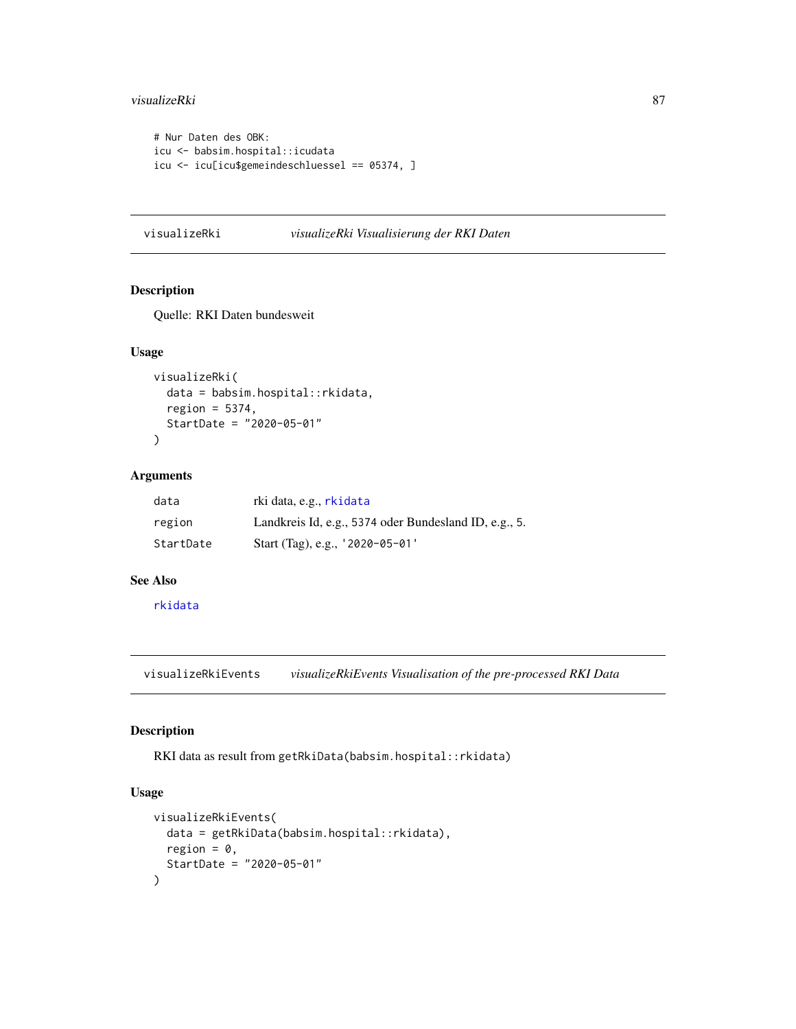```
# Nur Daten des OBK:
icu <- babsim.hospital::icudata
icu <- icu[icu$gemeindeschluessel == 05374, ]
```

## visualizeRki — *visualizeRki Visualisierung der RKI Daten*

### Description

Quelle: RKI Daten bundesweit

### Usage

```
visualizeRki(
  data = babsim.hospital::rkidata,
  region = 5374,
  StartDate = "2020-05-01"
)
```

### Arguments

| | |
|---|---|
| data | rki data, e.g., rkidata |
| region | Landkreis Id, e.g., 5374 oder Bundesland ID, e.g., 5. |
| StartDate | Start (Tag), e.g., '2020-05-01' |

### See Also

rkidata

## visualizeRkiEvents — *visualizeRkiEvents Visualisation of the pre-processed RKI Data*

### Description

RKI data as result from getRkiData(babsim.hospital::rkidata)

### Usage

```
visualizeRkiEvents(
  data = getRkiData(babsim.hospital::rkidata),
  region = 0,
  StartDate = "2020-05-01"
)
```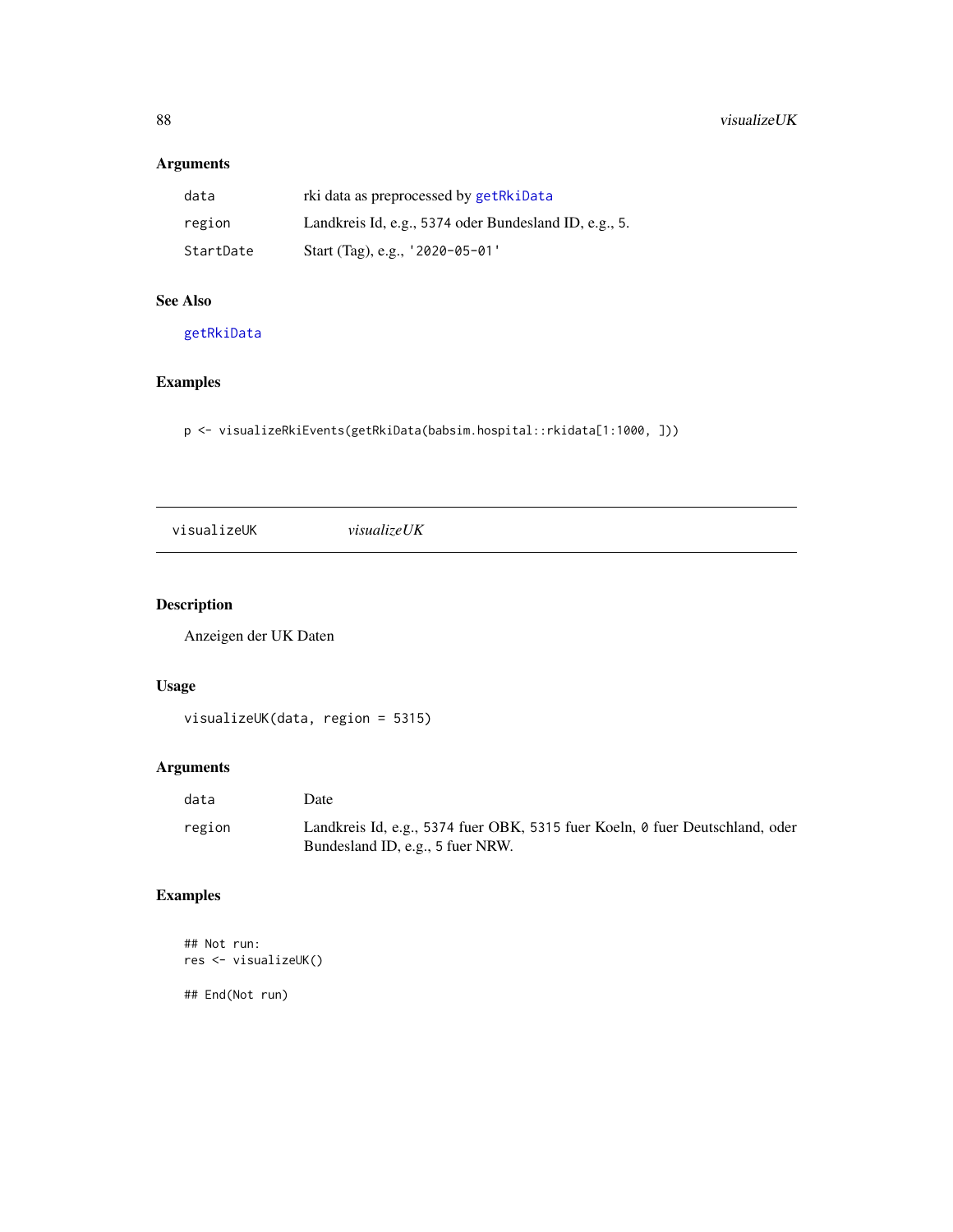### Arguments

| | |
|---|---|
| data | rki data as preprocessed by getRkiData |
| region | Landkreis Id, e.g., 5374 oder Bundesland ID, e.g., 5. |
| StartDate | Start (Tag), e.g., '2020-05-01' |

### See Also

getRkiData

### Examples

```
p <- visualizeRkiEvents(getRkiData(babsim.hospital::rkidata[1:1000, ]))
```

---

## visualizeUK &nbsp;&nbsp;&nbsp;&nbsp; *visualizeUK*

---

### Description

Anzeigen der UK Daten

### Usage

```
visualizeUK(data, region = 5315)
```

### Arguments

| | |
|---|---|
| data | Date |
| region | Landkreis Id, e.g., 5374 fuer OBK, 5315 fuer Koeln, 0 fuer Deutschland, oder Bundesland ID, e.g., 5 fuer NRW. |

### Examples

```
## Not run:
res <- visualizeUK()

## End(Not run)
```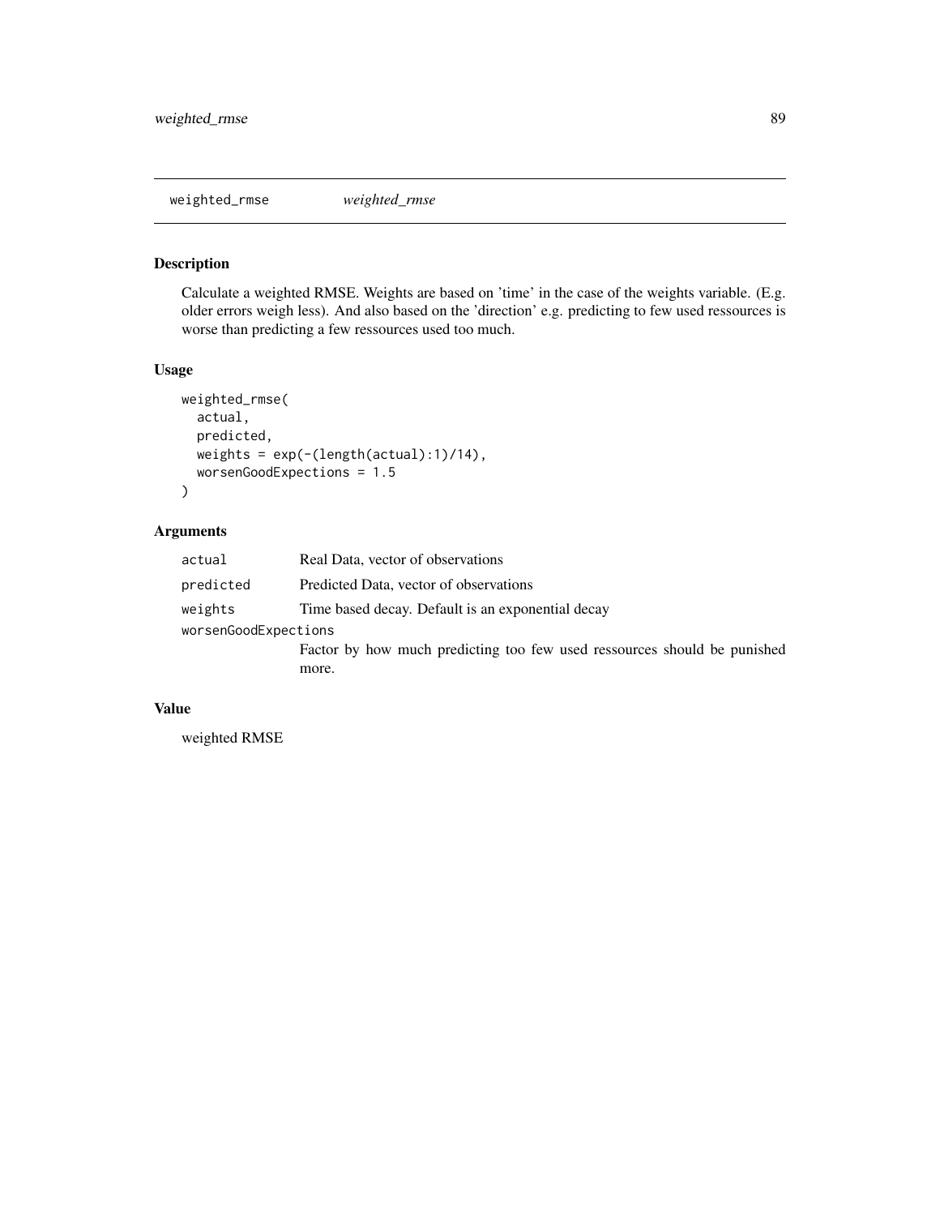## weighted_rmse *weighted_rmse*

### Description

Calculate a weighted RMSE. Weights are based on 'time' in the case of the weights variable. (E.g. older errors weigh less). And also based on the 'direction' e.g. predicting to few used ressources is worse than predicting a few ressources used too much.

### Usage

```
weighted_rmse(
  actual,
  predicted,
  weights = exp(-(length(actual):1)/14),
  worsenGoodExpections = 1.5
)
```

### Arguments

| | |
|---|---|
| `actual` | Real Data, vector of observations |
| `predicted` | Predicted Data, vector of observations |
| `weights` | Time based decay. Default is an exponential decay |
| `worsenGoodExpections` | Factor by how much predicting too few used ressources should be punished more. |

### Value

weighted RMSE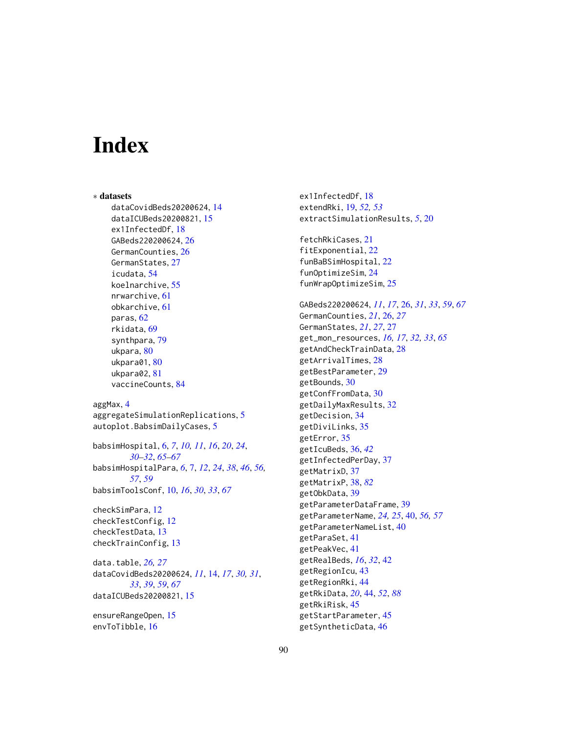# Index

* **datasets**
  - dataCovidBeds20200624, 14
  - dataICUBeds20200821, 15
  - ex1InfectedDf, 18
  - GABeds220200624, 26
  - GermanCounties, 26
  - GermanStates, 27
  - icudata, 54
  - koelnarchive, 55
  - nrwarchive, 61
  - obkarchive, 61
  - paras, 62
  - rkidata, 69
  - synthpara, 79
  - ukpara, 80
  - ukpara01, 80
  - ukpara02, 81
  - vaccineCounts, 84

aggMax, 4
aggregateSimulationReplications, 5
autoplot.BabsimDailyCases, 5

babsimHospital, 6, *7*, *10*, *11*, *16*, *20*, *24*, *30–32*, *65–67*
babsimHospitalPara, *6*, 7, *12*, *24*, *38*, *46*, *56*, *57*, *59*
babsimToolsConf, 10, *16*, *30*, *33*, *67*

checkSimPara, 12
checkTestConfig, 12
checkTestData, 13
checkTrainConfig, 13

data.table, *26*, *27*
dataCovidBeds20200624, *11*, 14, *17*, *30*, *31*, *33*, *39*, *59*, *67*
dataICUBeds20200821, 15

ensureRangeOpen, 15
envToTibble, 16

ex1InfectedDf, 18
extendRki, 19, *52*, *53*
extractSimulationResults, *5*, 20

fetchRkiCases, 21
fitExponential, 22
funBaBSimHospital, 22
funOptimizeSim, 24
funWrapOptimizeSim, 25

GABeds220200624, *11*, *17*, 26, *31*, *33*, *59*, *67*
GermanCounties, *21*, 26, *27*
GermanStates, *21*, *27*, 27
get_mon_resources, *16*, *17*, *32*, *33*, *65*
getAndCheckTrainData, 28
getArrivalTimes, 28
getBestParameter, 29
getBounds, 30
getConfFromData, 30
getDailyMaxResults, 32
getDecision, 34
getDiviLinks, 35
getError, 35
getIcuBeds, 36, *42*
getInfectedPerDay, 37
getMatrixD, 37
getMatrixP, 38, *82*
getObkData, 39
getParameterDataFrame, 39
getParameterName, *24*, *25*, 40, *56*, *57*
getParameterNameList, 40
getParaSet, 41
getPeakVec, 41
getRealBeds, *16*, *32*, 42
getRegionIcu, 43
getRegionRki, 44
getRkiData, *20*, 44, *52*, *88*
getRkiRisk, 45
getStartParameter, 45
getSyntheticData, 46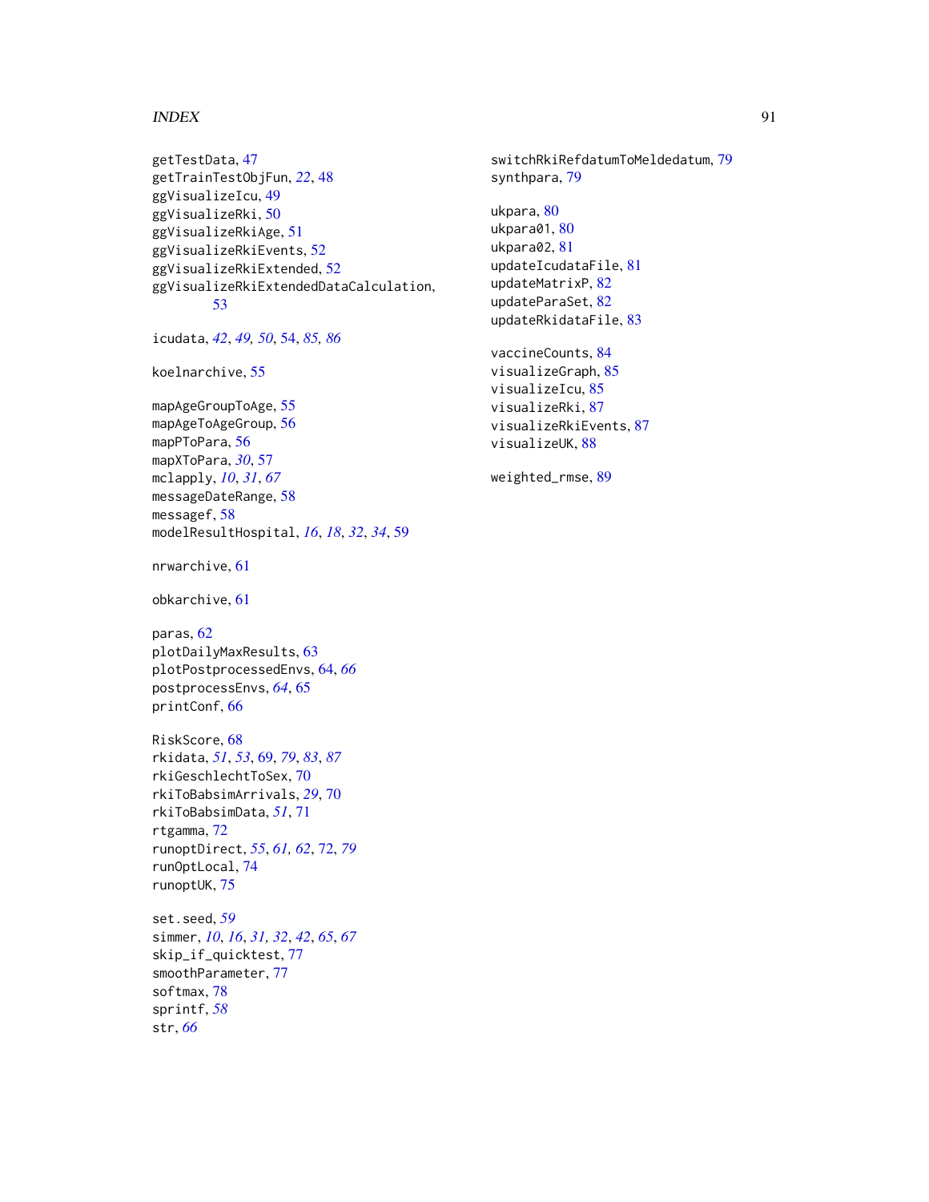getTestData, 47
getTrainTestObjFun, *22*, 48
ggVisualizeIcu, 49
ggVisualizeRki, 50
ggVisualizeRkiAge, 51
ggVisualizeRkiEvents, 52
ggVisualizeRkiExtended, 52
ggVisualizeRkiExtendedDataCalculation, 53

icudata, *42*, *49, 50*, 54, *85, 86*

koelnarchive, 55

mapAgeGroupToAge, 55
mapAgeToAgeGroup, 56
mapPToPara, 56
mapXToPara, *30*, 57
mclapply, *10*, *31*, *67*
messageDateRange, 58
messagef, 58
modelResultHospital, *16*, *18*, *32*, *34*, 59

nrwarchive, 61

obkarchive, 61

paras, 62
plotDailyMaxResults, 63
plotPostprocessedEnvs, 64, *66*
postprocessEnvs, *64*, 65
printConf, 66

RiskScore, 68
rkidata, *51*, *53*, 69, *79*, *83*, *87*
rkiGeschlechtToSex, 70
rkiToBabsimArrivals, *29*, 70
rkiToBabsimData, *51*, 71
rtgamma, 72
runoptDirect, *55*, *61, 62*, 72, *79*
runOptLocal, 74
runoptUK, 75

set.seed, *59*
simmer, *10*, *16*, *31, 32*, *42*, *65*, *67*
skip_if_quicktest, 77
smoothParameter, 77
softmax, 78
sprintf, *58*
str, *66*

switchRkiRefdatumToMeldedatum, 79
synthpara, 79

ukpara, 80
ukpara01, 80
ukpara02, 81
updateIcudataFile, 81
updateMatrixP, 82
updateParaSet, 82
updateRkidataFile, 83

vaccineCounts, 84
visualizeGraph, 85
visualizeIcu, 85
visualizeRki, 87
visualizeRkiEvents, 87
visualizeUK, 88

weighted_rmse, 89